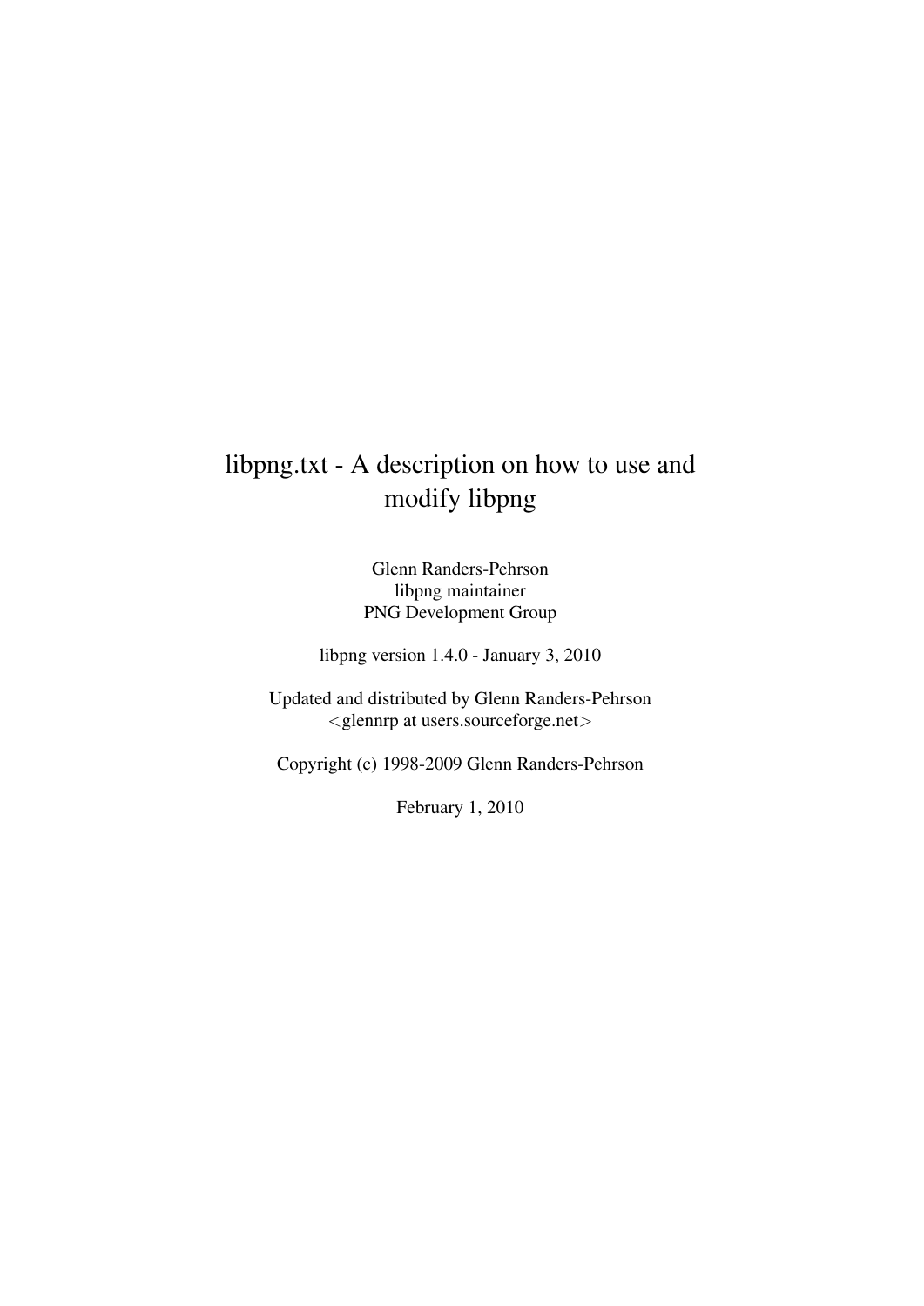# libpng.txt - A description on how to use and modify libpng

Glenn Randers-Pehrson
libpng maintainer
PNG Development Group

libpng version 1.4.0 - January 3, 2010

Updated and distributed by Glenn Randers-Pehrson
<glennrp at users.sourceforge.net>

Copyright (c) 1998-2009 Glenn Randers-Pehrson

February 1, 2010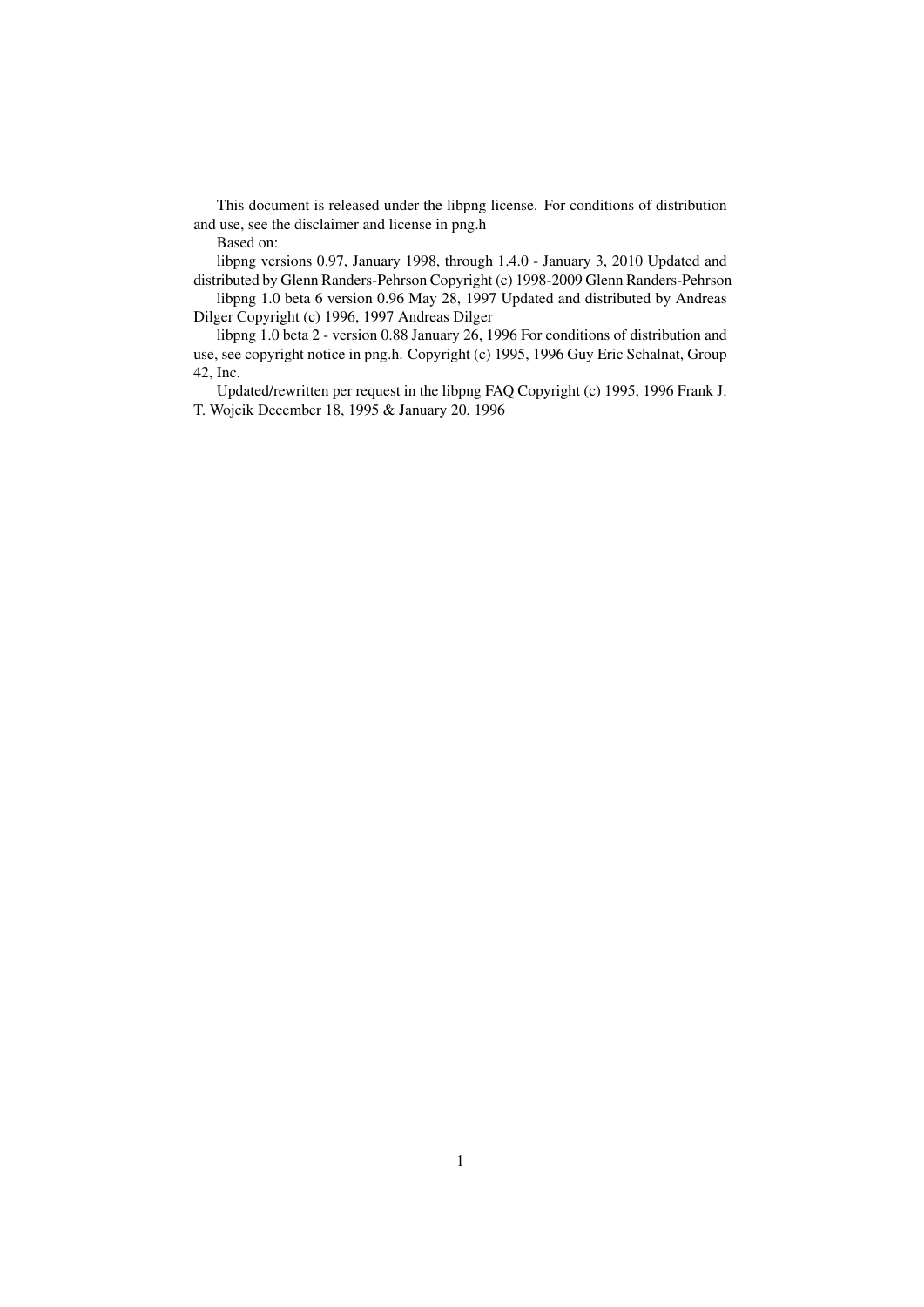This document is released under the libpng license. For conditions of distribution and use, see the disclaimer and license in png.h

Based on:

libpng versions 0.97, January 1998, through 1.4.0 - January 3, 2010 Updated and distributed by Glenn Randers-Pehrson Copyright (c) 1998-2009 Glenn Randers-Pehrson

libpng 1.0 beta 6 version 0.96 May 28, 1997 Updated and distributed by Andreas Dilger Copyright (c) 1996, 1997 Andreas Dilger

libpng 1.0 beta 2 - version 0.88 January 26, 1996 For conditions of distribution and use, see copyright notice in png.h. Copyright (c) 1995, 1996 Guy Eric Schalnat, Group 42, Inc.

Updated/rewritten per request in the libpng FAQ Copyright (c) 1995, 1996 Frank J. T. Wojcik December 18, 1995 & January 20, 1996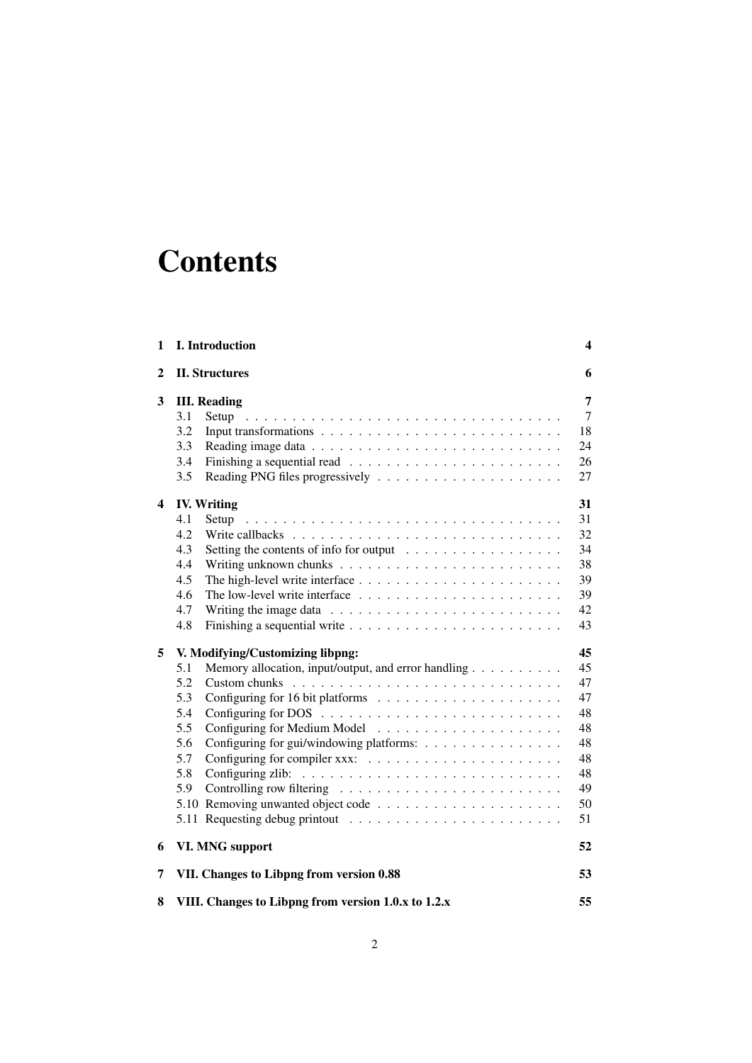# Contents

| | | |
|---|---|---|
| **1** | **I. Introduction** | **4** |
| **2** | **II. Structures** | **6** |
| **3** | **III. Reading** | **7** |
| | 3.1 Setup | 7 |
| | 3.2 Input transformations | 18 |
| | 3.3 Reading image data | 24 |
| | 3.4 Finishing a sequential read | 26 |
| | 3.5 Reading PNG files progressively | 27 |
| **4** | **IV. Writing** | **31** |
| | 4.1 Setup | 31 |
| | 4.2 Write callbacks | 32 |
| | 4.3 Setting the contents of info for output | 34 |
| | 4.4 Writing unknown chunks | 38 |
| | 4.5 The high-level write interface | 39 |
| | 4.6 The low-level write interface | 39 |
| | 4.7 Writing the image data | 42 |
| | 4.8 Finishing a sequential write | 43 |
| **5** | **V. Modifying/Customizing libpng:** | **45** |
| | 5.1 Memory allocation, input/output, and error handling | 45 |
| | 5.2 Custom chunks | 47 |
| | 5.3 Configuring for 16 bit platforms | 47 |
| | 5.4 Configuring for DOS | 48 |
| | 5.5 Configuring for Medium Model | 48 |
| | 5.6 Configuring for gui/windowing platforms: | 48 |
| | 5.7 Configuring for compiler xxx: | 48 |
| | 5.8 Configuring zlib: | 48 |
| | 5.9 Controlling row filtering | 49 |
| | 5.10 Removing unwanted object code | 50 |
| | 5.11 Requesting debug printout | 51 |
| **6** | **VI. MNG support** | **52** |
| **7** | **VII. Changes to Libpng from version 0.88** | **53** |
| **8** | **VIII. Changes to Libpng from version 1.0.x to 1.2.x** | **55** |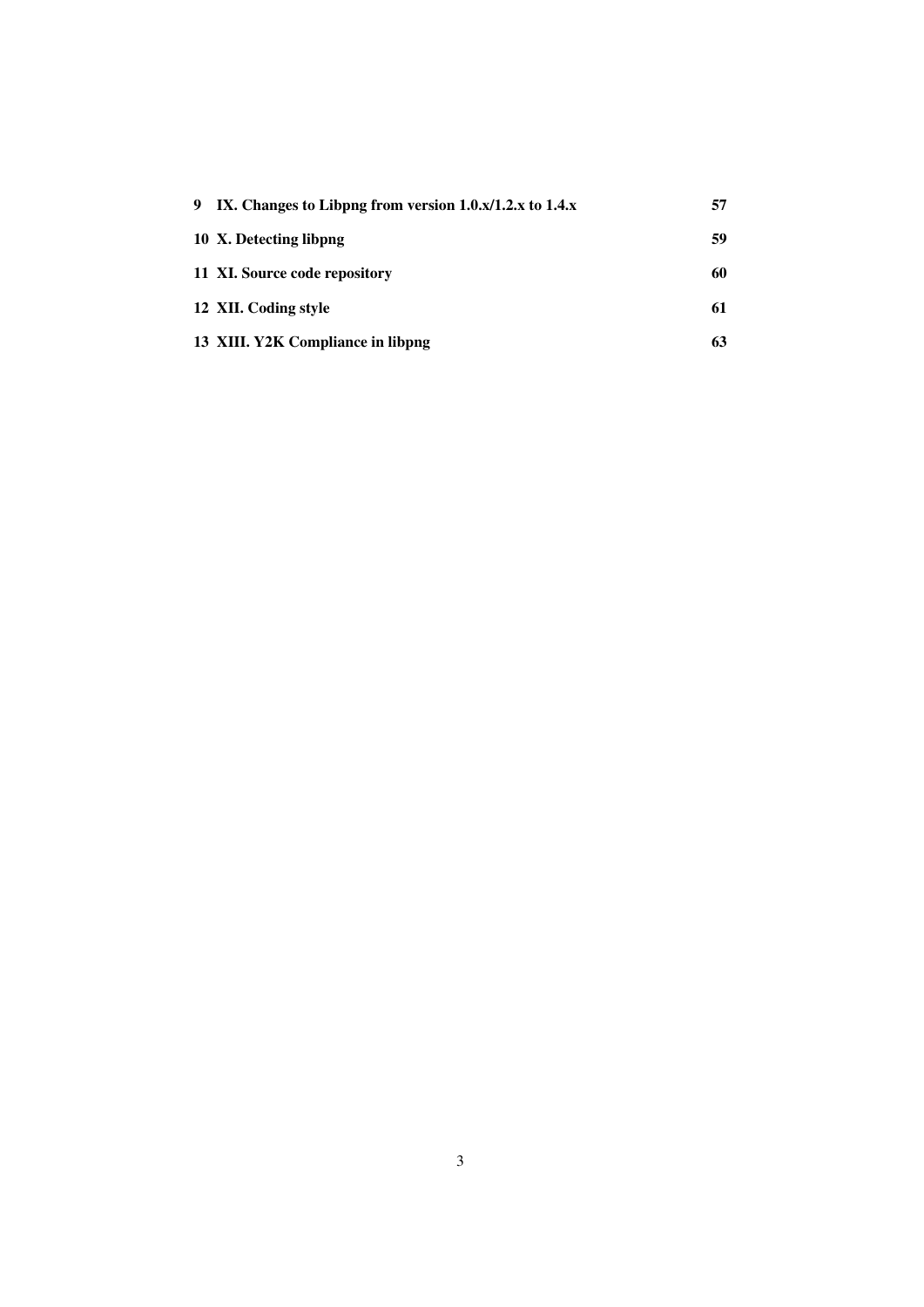**9 IX. Changes to Libpng from version 1.0.x/1.2.x to 1.4.x** **57**

**10 X. Detecting libpng** **59**

**11 XI. Source code repository** **60**

**12 XII. Coding style** **61**

**13 XIII. Y2K Compliance in libpng** **63**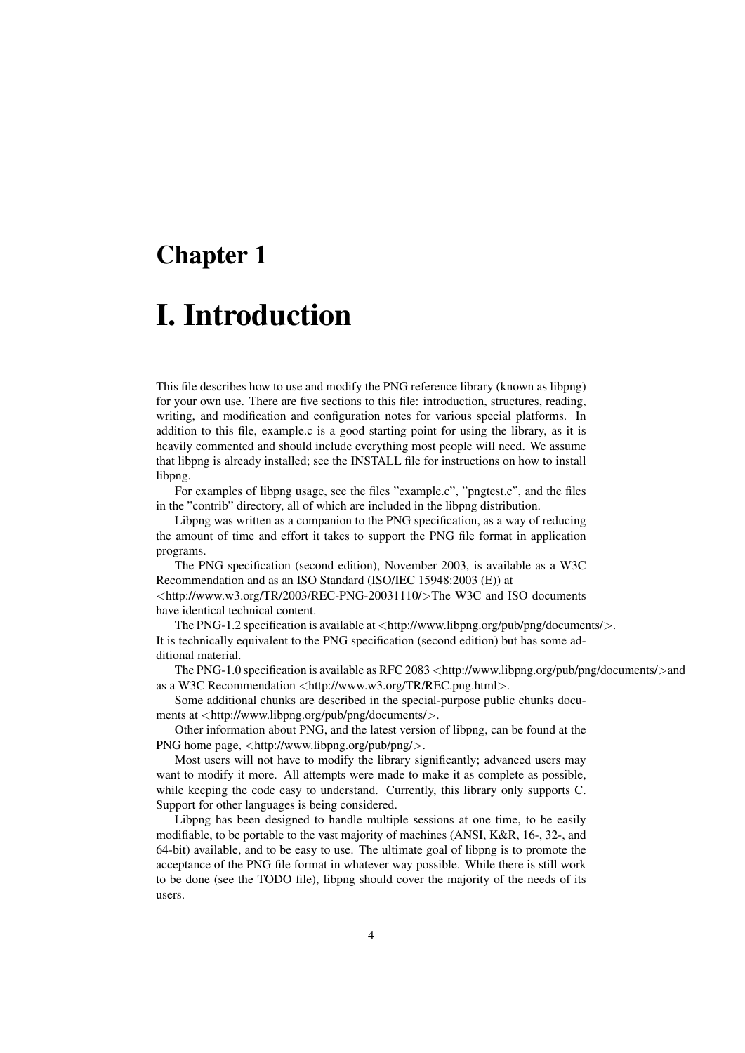# Chapter 1

# I. Introduction

This file describes how to use and modify the PNG reference library (known as libpng) for your own use. There are five sections to this file: introduction, structures, reading, writing, and modification and configuration notes for various special platforms. In addition to this file, example.c is a good starting point for using the library, as it is heavily commented and should include everything most people will need. We assume that libpng is already installed; see the INSTALL file for instructions on how to install libpng.

For examples of libpng usage, see the files "example.c", "pngtest.c", and the files in the "contrib" directory, all of which are included in the libpng distribution.

Libpng was written as a companion to the PNG specification, as a way of reducing the amount of time and effort it takes to support the PNG file format in application programs.

The PNG specification (second edition), November 2003, is available as a W3C Recommendation and as an ISO Standard (ISO/IEC 15948:2003 (E)) at <http://www.w3.org/TR/2003/REC-PNG-20031110/>The W3C and ISO documents have identical technical content.

The PNG-1.2 specification is available at <http://www.libpng.org/pub/png/documents/>. It is technically equivalent to the PNG specification (second edition) but has some additional material.

The PNG-1.0 specification is available as RFC 2083 <http://www.libpng.org/pub/png/documents/>and as a W3C Recommendation <http://www.w3.org/TR/REC.png.html>.

Some additional chunks are described in the special-purpose public chunks documents at <http://www.libpng.org/pub/png/documents/>.

Other information about PNG, and the latest version of libpng, can be found at the PNG home page, <http://www.libpng.org/pub/png/>.

Most users will not have to modify the library significantly; advanced users may want to modify it more. All attempts were made to make it as complete as possible, while keeping the code easy to understand. Currently, this library only supports C. Support for other languages is being considered.

Libpng has been designed to handle multiple sessions at one time, to be easily modifiable, to be portable to the vast majority of machines (ANSI, K&R, 16-, 32-, and 64-bit) available, and to be easy to use. The ultimate goal of libpng is to promote the acceptance of the PNG file format in whatever way possible. While there is still work to be done (see the TODO file), libpng should cover the majority of the needs of its users.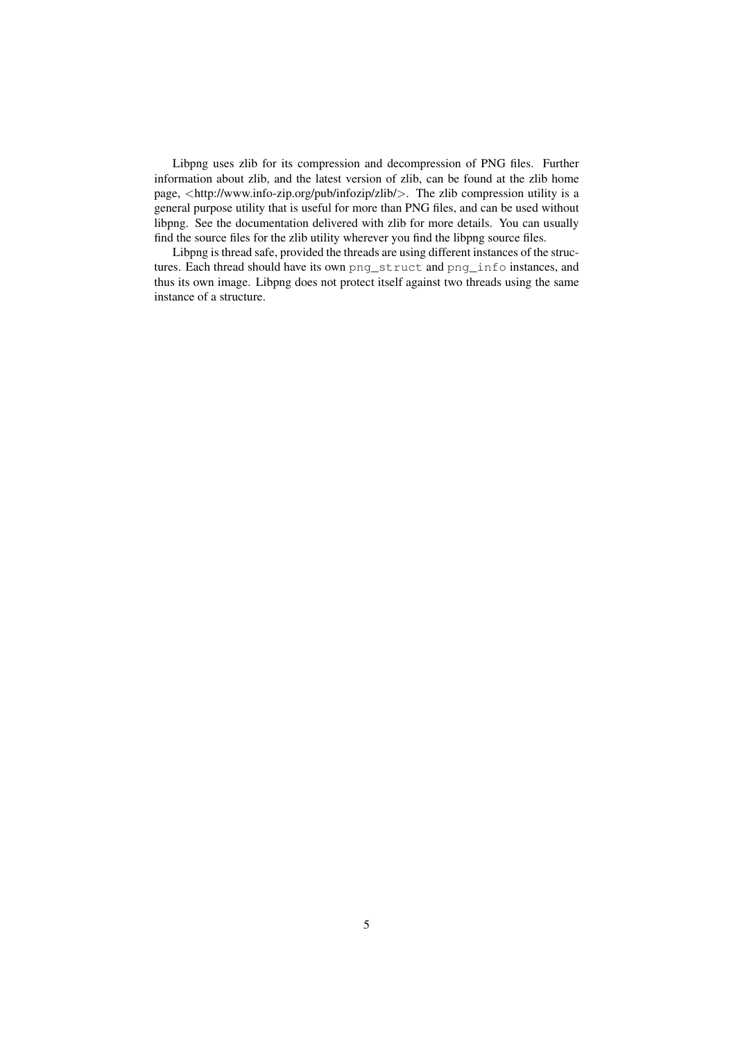Libpng uses zlib for its compression and decompression of PNG files. Further information about zlib, and the latest version of zlib, can be found at the zlib home page, <http://www.info-zip.org/pub/infozip/zlib/>. The zlib compression utility is a general purpose utility that is useful for more than PNG files, and can be used without libpng. See the documentation delivered with zlib for more details. You can usually find the source files for the zlib utility wherever you find the libpng source files.

Libpng is thread safe, provided the threads are using different instances of the structures. Each thread should have its own `png_struct` and `png_info` instances, and thus its own image. Libpng does not protect itself against two threads using the same instance of a structure.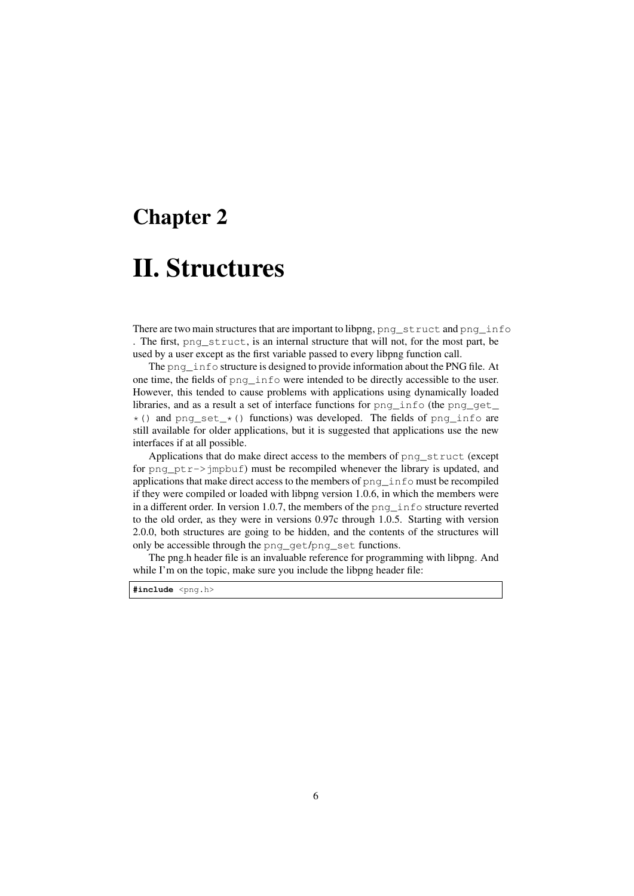# Chapter 2

# II. Structures

There are two main structures that are important to libpng, `png_struct` and `png_info`. The first, `png_struct`, is an internal structure that will not, for the most part, be used by a user except as the first variable passed to every libpng function call.

The `png_info` structure is designed to provide information about the PNG file. At one time, the fields of `png_info` were intended to be directly accessible to the user. However, this tended to cause problems with applications using dynamically loaded libraries, and as a result a set of interface functions for `png_info` (the `png_get_*()` and `png_set_*()` functions) was developed. The fields of `png_info` are still available for older applications, but it is suggested that applications use the new interfaces if at all possible.

Applications that do make direct access to the members of `png_struct` (except for `png_ptr->jmpbuf`) must be recompiled whenever the library is updated, and applications that make direct access to the members of `png_info` must be recompiled if they were compiled or loaded with libpng version 1.0.6, in which the members were in a different order. In version 1.0.7, the members of the `png_info` structure reverted to the old order, as they were in versions 0.97c through 1.0.5. Starting with version 2.0.0, both structures are going to be hidden, and the contents of the structures will only be accessible through the `png_get`/`png_set` functions.

The png.h header file is an invaluable reference for programming with libpng. And while I'm on the topic, make sure you include the libpng header file:

```
#include <png.h>
```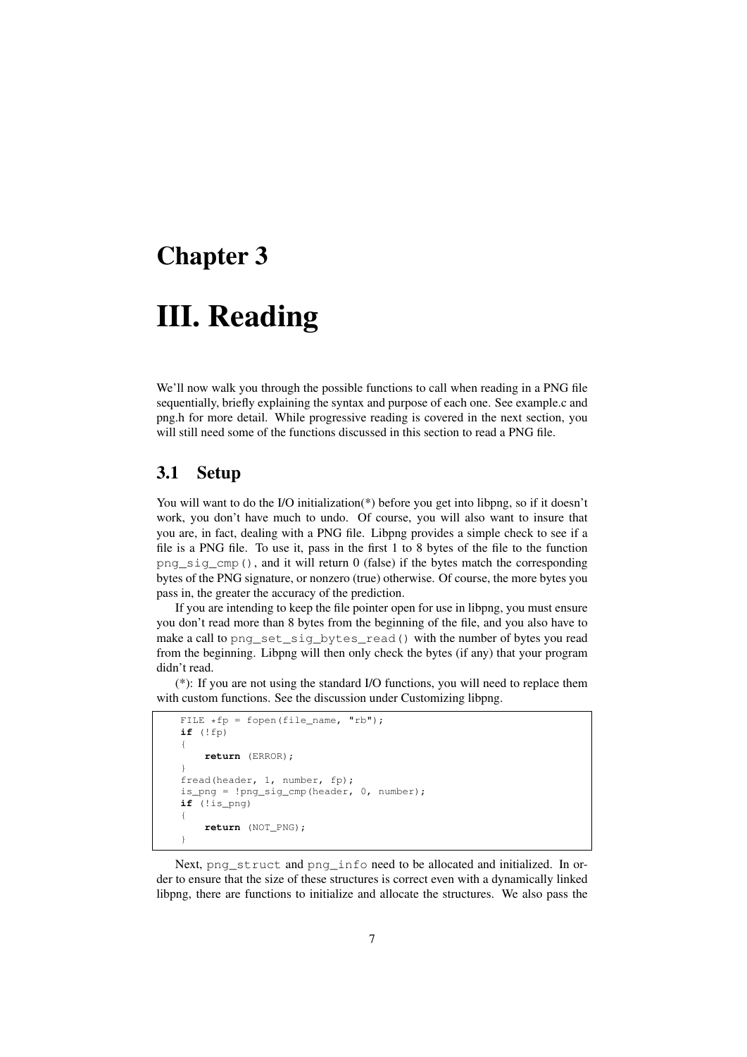# Chapter 3

# III. Reading

We'll now walk you through the possible functions to call when reading in a PNG file sequentially, briefly explaining the syntax and purpose of each one. See example.c and png.h for more detail. While progressive reading is covered in the next section, you will still need some of the functions discussed in this section to read a PNG file.

## 3.1 Setup

You will want to do the I/O initialization(*) before you get into libpng, so if it doesn't work, you don't have much to undo. Of course, you will also want to insure that you are, in fact, dealing with a PNG file. Libpng provides a simple check to see if a file is a PNG file. To use it, pass in the first 1 to 8 bytes of the file to the function `png_sig_cmp()`, and it will return 0 (false) if the bytes match the corresponding bytes of the PNG signature, or nonzero (true) otherwise. Of course, the more bytes you pass in, the greater the accuracy of the prediction.

If you are intending to keep the file pointer open for use in libpng, you must ensure you don't read more than 8 bytes from the beginning of the file, and you also have to make a call to `png_set_sig_bytes_read()` with the number of bytes you read from the beginning. Libpng will then only check the bytes (if any) that your program didn't read.

(*): If you are not using the standard I/O functions, you will need to replace them with custom functions. See the discussion under Customizing libpng.

```
FILE *fp = fopen(file_name, "rb");
if (!fp)
{
    return (ERROR);
}
fread(header, 1, number, fp);
is_png = !png_sig_cmp(header, 0, number);
if (!is_png)
{
    return (NOT_PNG);
}
```

Next, `png_struct` and `png_info` need to be allocated and initialized. In order to ensure that the size of these structures is correct even with a dynamically linked libpng, there are functions to initialize and allocate the structures. We also pass the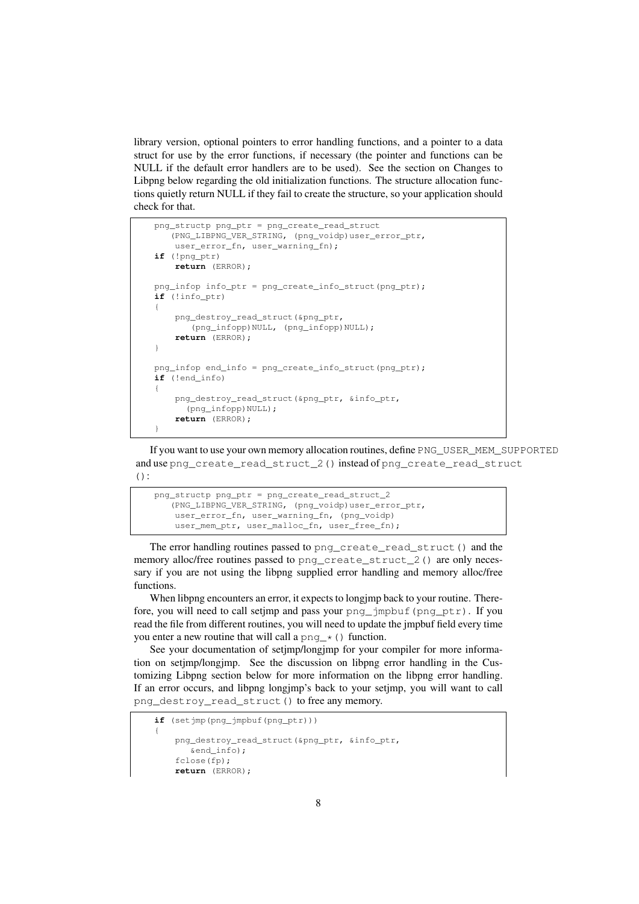library version, optional pointers to error handling functions, and a pointer to a data struct for use by the error functions, if necessary (the pointer and functions can be NULL if the default error handlers are to be used). See the section on Changes to Libpng below regarding the old initialization functions. The structure allocation functions quietly return NULL if they fail to create the structure, so your application should check for that.

```
png_structp png_ptr = png_create_read_struct
   (PNG_LIBPNG_VER_STRING, (png_voidp)user_error_ptr,
    user_error_fn, user_warning_fn);
if (!png_ptr)
    return (ERROR);

png_infop info_ptr = png_create_info_struct(png_ptr);
if (!info_ptr)
{
    png_destroy_read_struct(&png_ptr,
       (png_infopp)NULL, (png_infopp)NULL);
    return (ERROR);
}

png_infop end_info = png_create_info_struct(png_ptr);
if (!end_info)
{
    png_destroy_read_struct(&png_ptr, &info_ptr,
      (png_infopp)NULL);
    return (ERROR);
}
```

If you want to use your own memory allocation routines, define `PNG_USER_MEM_SUPPORTED` and use `png_create_read_struct_2()` instead of `png_create_read_struct()`:

```
png_structp png_ptr = png_create_read_struct_2
   (PNG_LIBPNG_VER_STRING, (png_voidp)user_error_ptr,
    user_error_fn, user_warning_fn, (png_voidp)
    user_mem_ptr, user_malloc_fn, user_free_fn);
```

The error handling routines passed to `png_create_read_struct()` and the memory alloc/free routines passed to `png_create_struct_2()` are only necessary if you are not using the libpng supplied error handling and memory alloc/free functions.

When libpng encounters an error, it expects to longjmp back to your routine. Therefore, you will need to call setjmp and pass your `png_jmpbuf(png_ptr)`. If you read the file from different routines, you will need to update the jmpbuf field every time you enter a new routine that will call a `png_*()` function.

See your documentation of setjmp/longjmp for your compiler for more information on setjmp/longjmp. See the discussion on libpng error handling in the Customizing Libpng section below for more information on the libpng error handling. If an error occurs, and libpng longjmp's back to your setjmp, you will want to call `png_destroy_read_struct()` to free any memory.

```
if (setjmp(png_jmpbuf(png_ptr)))
{
    png_destroy_read_struct(&png_ptr, &info_ptr,
       &end_info);
    fclose(fp);
    return (ERROR);
```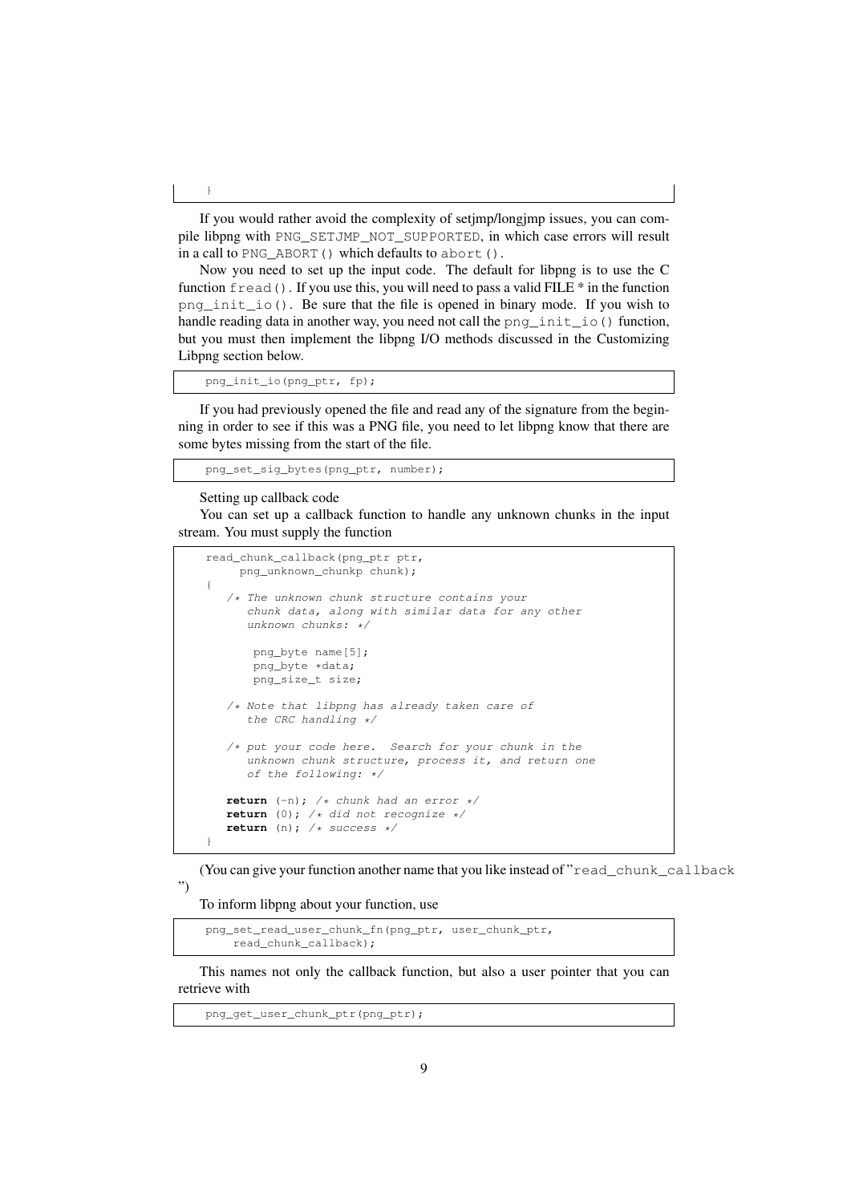```
}
```

If you would rather avoid the complexity of setjmp/longjmp issues, you can compile libpng with PNG_SETJMP_NOT_SUPPORTED, in which case errors will result in a call to PNG_ABORT() which defaults to abort().

Now you need to set up the input code. The default for libpng is to use the C function fread(). If you use this, you will need to pass a valid FILE * in the function png_init_io(). Be sure that the file is opened in binary mode. If you wish to handle reading data in another way, you need not call the png_init_io() function, but you must then implement the libpng I/O methods discussed in the Customizing Libpng section below.

```
png_init_io(png_ptr, fp);
```

If you had previously opened the file and read any of the signature from the beginning in order to see if this was a PNG file, you need to let libpng know that there are some bytes missing from the start of the file.

```
png_set_sig_bytes(png_ptr, number);
```

Setting up callback code

You can set up a callback function to handle any unknown chunks in the input stream. You must supply the function

```
read_chunk_callback(png_ptr ptr,
     png_unknown_chunkp chunk);
{
   /* The unknown chunk structure contains your
      chunk data, along with similar data for any other
      unknown chunks: */

       png_byte name[5];
       png_byte *data;
       png_size_t size;

   /* Note that libpng has already taken care of
      the CRC handling */

   /* put your code here.  Search for your chunk in the
      unknown chunk structure, process it, and return one
      of the following: */

   return (-n); /* chunk had an error */
   return (0); /* did not recognize */
   return (n); /* success */
}
```

(You can give your function another name that you like instead of "read_chunk_callback")

To inform libpng about your function, use

```
png_set_read_user_chunk_fn(png_ptr, user_chunk_ptr,
    read_chunk_callback);
```

This names not only the callback function, but also a user pointer that you can retrieve with

```
png_get_user_chunk_ptr(png_ptr);
```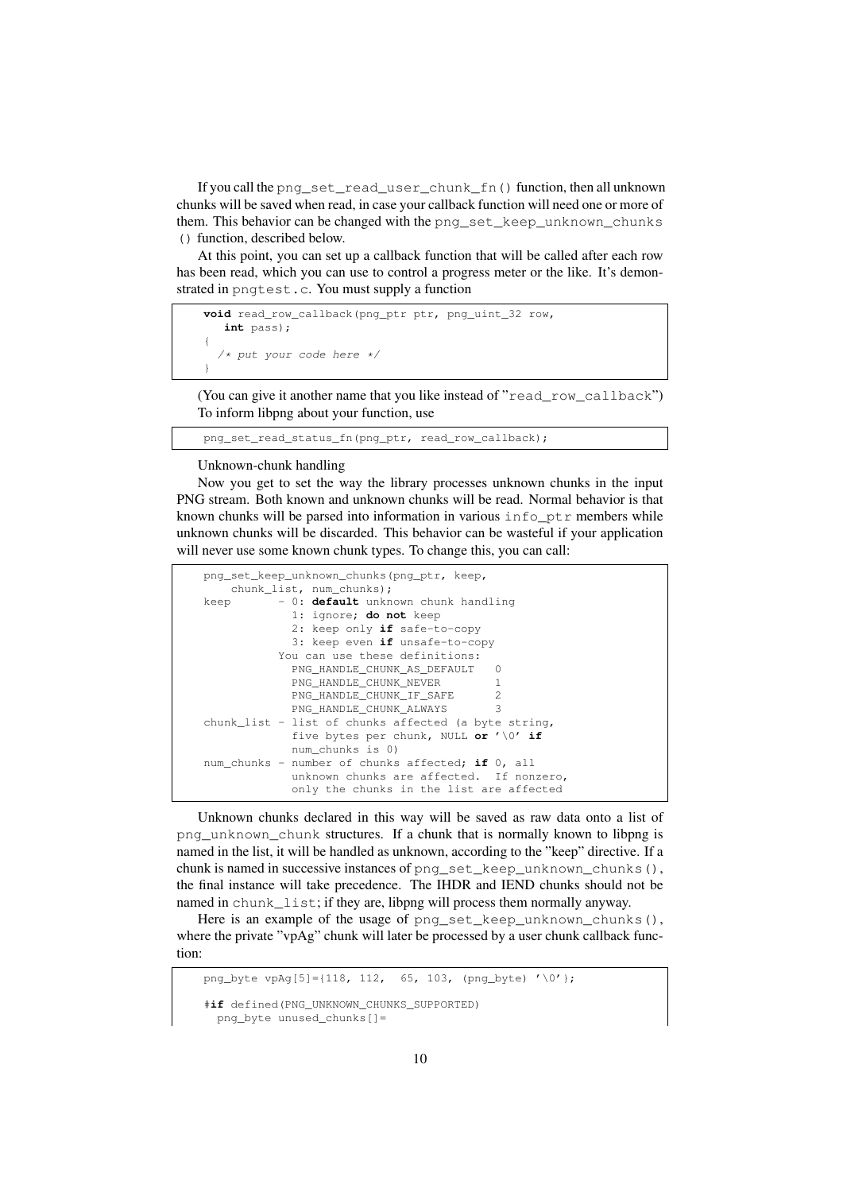If you call the `png_set_read_user_chunk_fn()` function, then all unknown chunks will be saved when read, in case your callback function will need one or more of them. This behavior can be changed with the `png_set_keep_unknown_chunks()` function, described below.

At this point, you can set up a callback function that will be called after each row has been read, which you can use to control a progress meter or the like. It's demonstrated in `pngtest.c`. You must supply a function

```
void read_row_callback(png_ptr ptr, png_uint_32 row,
   int pass);
{
  /* put your code here */
}
```

(You can give it another name that you like instead of "`read_row_callback`")

To inform libpng about your function, use

```
png_set_read_status_fn(png_ptr, read_row_callback);
```

Unknown-chunk handling

Now you get to set the way the library processes unknown chunks in the input PNG stream. Both known and unknown chunks will be read. Normal behavior is that known chunks will be parsed into information in various `info_ptr` members while unknown chunks will be discarded. This behavior can be wasteful if your application will never use some known chunk types. To change this, you can call:

```
png_set_keep_unknown_chunks(png_ptr, keep,
    chunk_list, num_chunks);
keep       - 0: default unknown chunk handling
             1: ignore; do not keep
             2: keep only if safe-to-copy
             3: keep even if unsafe-to-copy
           You can use these definitions:
             PNG_HANDLE_CHUNK_AS_DEFAULT   0
             PNG_HANDLE_CHUNK_NEVER        1
             PNG_HANDLE_CHUNK_IF_SAFE      2
             PNG_HANDLE_CHUNK_ALWAYS       3
chunk_list - list of chunks affected (a byte string,
             five bytes per chunk, NULL or '\0' if
             num_chunks is 0)
num_chunks - number of chunks affected; if 0, all
             unknown chunks are affected.  If nonzero,
             only the chunks in the list are affected
```

Unknown chunks declared in this way will be saved as raw data onto a list of `png_unknown_chunk` structures. If a chunk that is normally known to libpng is named in the list, it will be handled as unknown, according to the "keep" directive. If a chunk is named in successive instances of `png_set_keep_unknown_chunks()`, the final instance will take precedence. The IHDR and IEND chunks should not be named in `chunk_list`; if they are, libpng will process them normally anyway.

Here is an example of the usage of `png_set_keep_unknown_chunks()`, where the private "vpAg" chunk will later be processed by a user chunk callback function:

```
png_byte vpAg[5]={118, 112,  65, 103, (png_byte) '\0'};

#if defined(PNG_UNKNOWN_CHUNKS_SUPPORTED)
  png_byte unused_chunks[]=
```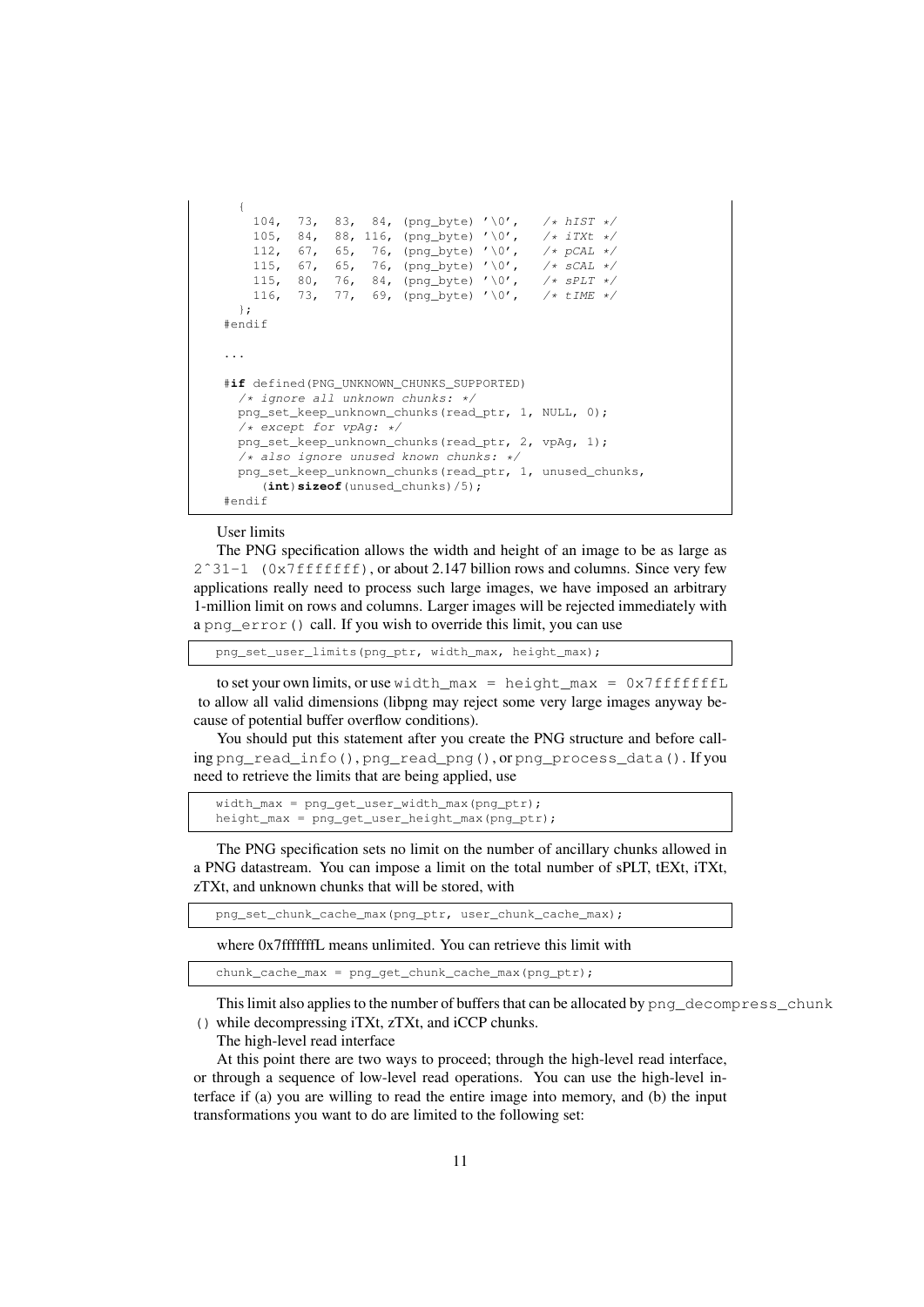```
{
    104,  73,  83,  84, (png_byte) '\0',   /* hIST */
    105,  84,  88, 116, (png_byte) '\0',   /* iTXt */
    112,  67,  65,  76, (png_byte) '\0',   /* pCAL */
    115,  67,  65,  76, (png_byte) '\0',   /* sCAL */
    115,  80,  76,  84, (png_byte) '\0',   /* sPLT */
    116,  73,  77,  69, (png_byte) '\0',   /* tIME */
  };
#endif

...

#if defined(PNG_UNKNOWN_CHUNKS_SUPPORTED)
  /* ignore all unknown chunks: */
  png_set_keep_unknown_chunks(read_ptr, 1, NULL, 0);
  /* except for vpAg: */
  png_set_keep_unknown_chunks(read_ptr, 2, vpAg, 1);
  /* also ignore unused known chunks: */
  png_set_keep_unknown_chunks(read_ptr, 1, unused_chunks,
     (int)sizeof(unused_chunks)/5);
#endif
```

User limits

The PNG specification allows the width and height of an image to be as large as `2^31-1 (0x7fffffff)`, or about 2.147 billion rows and columns. Since very few applications really need to process such large images, we have imposed an arbitrary 1-million limit on rows and columns. Larger images will be rejected immediately with a `png_error()` call. If you wish to override this limit, you can use

```
png_set_user_limits(png_ptr, width_max, height_max);
```

to set your own limits, or use `width_max = height_max = 0x7fffffffL` to allow all valid dimensions (libpng may reject some very large images anyway because of potential buffer overflow conditions).

You should put this statement after you create the PNG structure and before calling `png_read_info()`, `png_read_png()`, or `png_process_data()`. If you need to retrieve the limits that are being applied, use

```
width_max = png_get_user_width_max(png_ptr);
height_max = png_get_user_height_max(png_ptr);
```

The PNG specification sets no limit on the number of ancillary chunks allowed in a PNG datastream. You can impose a limit on the total number of sPLT, tEXt, iTXt, zTXt, and unknown chunks that will be stored, with

```
png_set_chunk_cache_max(png_ptr, user_chunk_cache_max);
```

where 0x7fffffffL means unlimited. You can retrieve this limit with

```
chunk_cache_max = png_get_chunk_cache_max(png_ptr);
```

This limit also applies to the number of buffers that can be allocated by `png_decompress_chunk()` while decompressing iTXt, zTXt, and iCCP chunks.

The high-level read interface

At this point there are two ways to proceed; through the high-level read interface, or through a sequence of low-level read operations. You can use the high-level interface if (a) you are willing to read the entire image into memory, and (b) the input transformations you want to do are limited to the following set: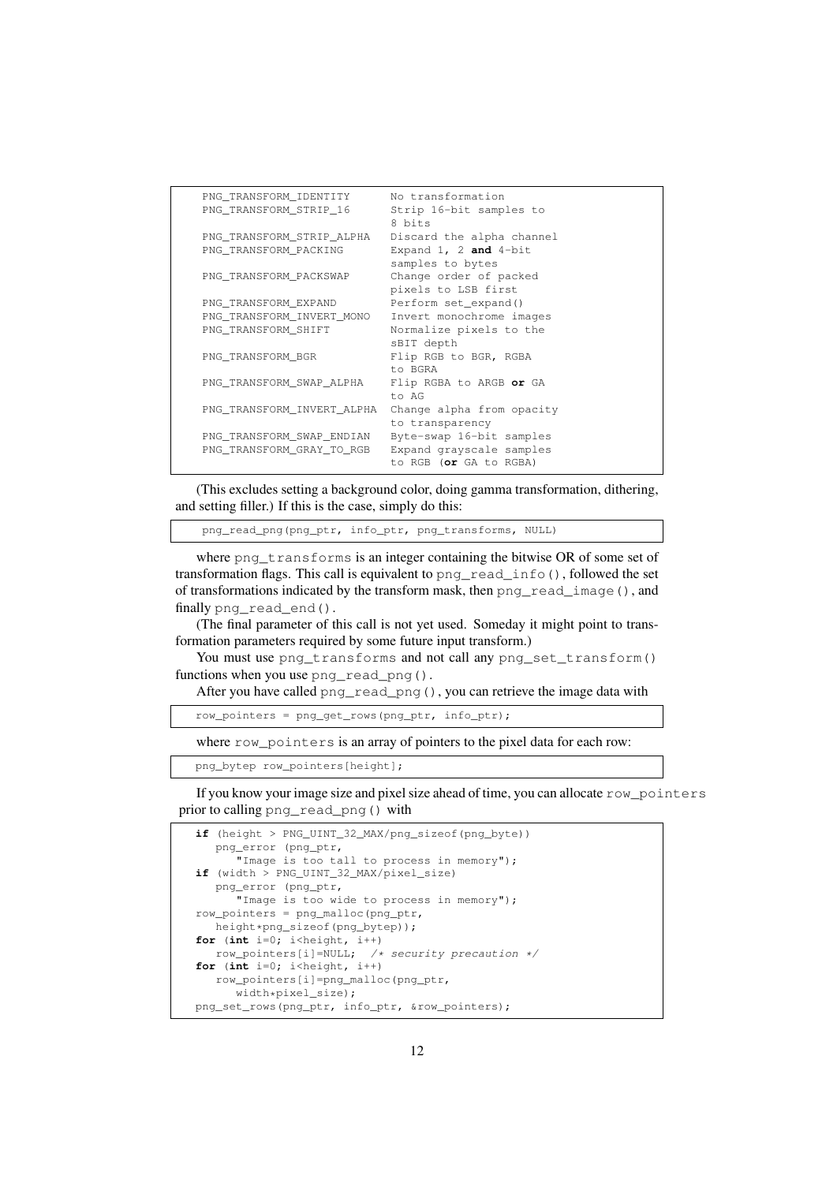```
   PNG_TRANSFORM_IDENTITY       No transformation
   PNG_TRANSFORM_STRIP_16       Strip 16-bit samples to
                                8 bits
   PNG_TRANSFORM_STRIP_ALPHA    Discard the alpha channel
   PNG_TRANSFORM_PACKING        Expand 1, 2 and 4-bit
                                samples to bytes
   PNG_TRANSFORM_PACKSWAP       Change order of packed
                                pixels to LSB first
   PNG_TRANSFORM_EXPAND         Perform set_expand()
   PNG_TRANSFORM_INVERT_MONO    Invert monochrome images
   PNG_TRANSFORM_SHIFT          Normalize pixels to the
                                sBIT depth
   PNG_TRANSFORM_BGR            Flip RGB to BGR, RGBA
                                to BGRA
   PNG_TRANSFORM_SWAP_ALPHA     Flip RGBA to ARGB or GA
                                to AG
   PNG_TRANSFORM_INVERT_ALPHA   Change alpha from opacity
                                to transparency
   PNG_TRANSFORM_SWAP_ENDIAN    Byte-swap 16-bit samples
   PNG_TRANSFORM_GRAY_TO_RGB    Expand grayscale samples
                                to RGB (or GA to RGBA)
```

(This excludes setting a background color, doing gamma transformation, dithering, and setting filler.) If this is the case, simply do this:

```
    png_read_png(png_ptr, info_ptr, png_transforms, NULL)
```

where `png_transforms` is an integer containing the bitwise OR of some set of transformation flags. This call is equivalent to `png_read_info()`, followed the set of transformations indicated by the transform mask, then `png_read_image()`, and finally `png_read_end()`.

(The final parameter of this call is not yet used. Someday it might point to transformation parameters required by some future input transform.)

You must use `png_transforms` and not call any `png_set_transform()` functions when you use `png_read_png()`.

After you have called `png_read_png()`, you can retrieve the image data with

```
   row_pointers = png_get_rows(png_ptr, info_ptr);
```

where `row_pointers` is an array of pointers to the pixel data for each row:

```
   png_bytep row_pointers[height];
```

If you know your image size and pixel size ahead of time, you can allocate `row_pointers` prior to calling `png_read_png()` with

```
   if (height > PNG_UINT_32_MAX/png_sizeof(png_byte))
      png_error (png_ptr,
         "Image is too tall to process in memory");
   if (width > PNG_UINT_32_MAX/pixel_size)
      png_error (png_ptr,
         "Image is too wide to process in memory");
   row_pointers = png_malloc(png_ptr,
      height*png_sizeof(png_bytep));
   for (int i=0; i<height, i++)
      row_pointers[i]=NULL;  /* security precaution */
   for (int i=0; i<height, i++)
      row_pointers[i]=png_malloc(png_ptr,
         width*pixel_size);
   png_set_rows(png_ptr, info_ptr, &row_pointers);
```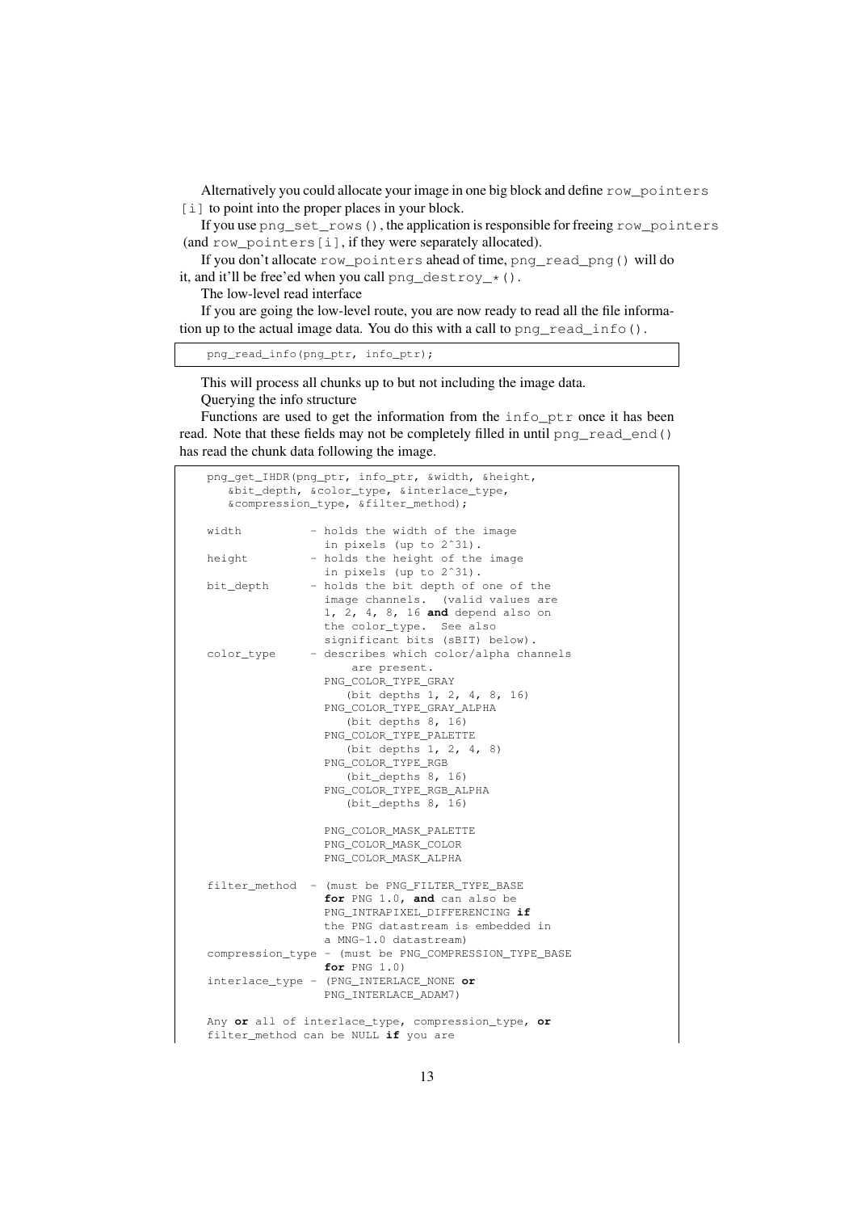Alternatively you could allocate your image in one big block and define `row_pointers[i]` to point into the proper places in your block.

If you use `png_set_rows()`, the application is responsible for freeing `row_pointers` (and `row_pointers[i]`, if they were separately allocated).

If you don't allocate `row_pointers` ahead of time, `png_read_png()` will do it, and it'll be free'ed when you call `png_destroy_*()`.

The low-level read interface

If you are going the low-level route, you are now ready to read all the file information up to the actual image data. You do this with a call to `png_read_info()`.

```
png_read_info(png_ptr, info_ptr);
```

This will process all chunks up to but not including the image data.

Querying the info structure

Functions are used to get the information from the `info_ptr` once it has been read. Note that these fields may not be completely filled in until `png_read_end()` has read the chunk data following the image.

```
png_get_IHDR(png_ptr, info_ptr, &width, &height,
   &bit_depth, &color_type, &interlace_type,
   &compression_type, &filter_method);

width          - holds the width of the image
                 in pixels (up to 2^31).
height         - holds the height of the image
                 in pixels (up to 2^31).
bit_depth      - holds the bit depth of one of the
                 image channels.  (valid values are
                 1, 2, 4, 8, 16 and depend also on
                 the color_type.  See also
                 significant bits (sBIT) below).
color_type     - describes which color/alpha channels
                     are present.
                 PNG_COLOR_TYPE_GRAY
                    (bit depths 1, 2, 4, 8, 16)
                 PNG_COLOR_TYPE_GRAY_ALPHA
                    (bit depths 8, 16)
                 PNG_COLOR_TYPE_PALETTE
                    (bit depths 1, 2, 4, 8)
                 PNG_COLOR_TYPE_RGB
                    (bit_depths 8, 16)
                 PNG_COLOR_TYPE_RGB_ALPHA
                    (bit_depths 8, 16)

                 PNG_COLOR_MASK_PALETTE
                 PNG_COLOR_MASK_COLOR
                 PNG_COLOR_MASK_ALPHA

filter_method  - (must be PNG_FILTER_TYPE_BASE
                 for PNG 1.0, and can also be
                 PNG_INTRAPIXEL_DIFFERENCING if
                 the PNG datastream is embedded in
                 a MNG-1.0 datastream)
compression_type - (must be PNG_COMPRESSION_TYPE_BASE
                 for PNG 1.0)
interlace_type - (PNG_INTERLACE_NONE or
                 PNG_INTERLACE_ADAM7)

Any or all of interlace_type, compression_type, or
filter_method can be NULL if you are
```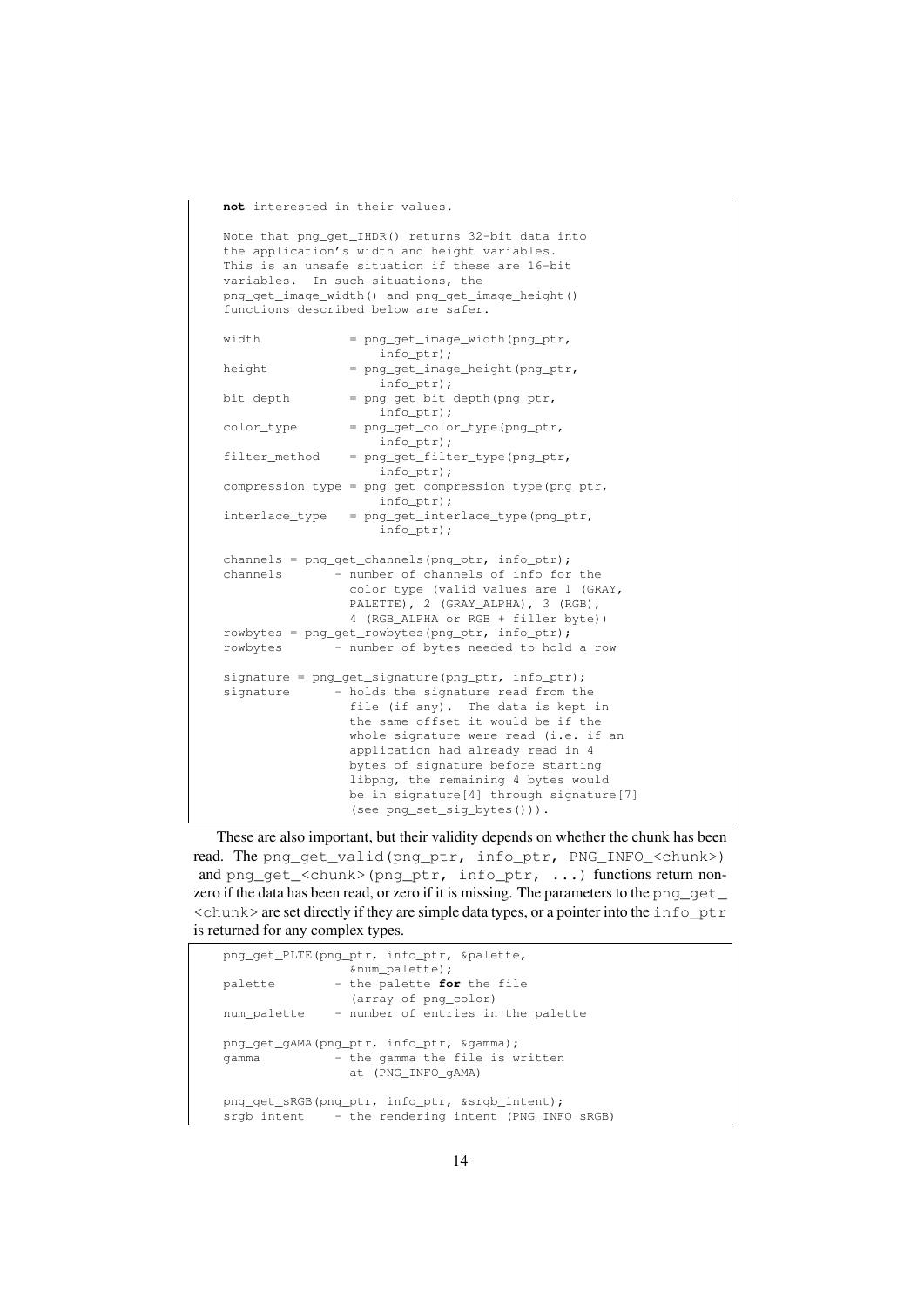```
not interested in their values.

Note that png_get_IHDR() returns 32-bit data into
the application's width and height variables.
This is an unsafe situation if these are 16-bit
variables.  In such situations, the
png_get_image_width() and png_get_image_height()
functions described below are safer.

width            = png_get_image_width(png_ptr,
                     info_ptr);
height           = png_get_image_height(png_ptr,
                     info_ptr);
bit_depth        = png_get_bit_depth(png_ptr,
                     info_ptr);
color_type       = png_get_color_type(png_ptr,
                     info_ptr);
filter_method    = png_get_filter_type(png_ptr,
                     info_ptr);
compression_type = png_get_compression_type(png_ptr,
                     info_ptr);
interlace_type   = png_get_interlace_type(png_ptr,
                     info_ptr);

channels = png_get_channels(png_ptr, info_ptr);
channels       - number of channels of info for the
                 color type (valid values are 1 (GRAY,
                 PALETTE), 2 (GRAY_ALPHA), 3 (RGB),
                 4 (RGB_ALPHA or RGB + filler byte))
rowbytes = png_get_rowbytes(png_ptr, info_ptr);
rowbytes       - number of bytes needed to hold a row

signature = png_get_signature(png_ptr, info_ptr);
signature      - holds the signature read from the
                 file (if any).  The data is kept in
                 the same offset it would be if the
                 whole signature were read (i.e. if an
                 application had already read in 4
                 bytes of signature before starting
                 libpng, the remaining 4 bytes would
                 be in signature[4] through signature[7]
                 (see png_set_sig_bytes())).
```

These are also important, but their validity depends on whether the chunk has been read. The `png_get_valid(png_ptr, info_ptr, PNG_INFO_<chunk>)` and `png_get_<chunk>(png_ptr, info_ptr, ...)` functions return non-zero if the data has been read, or zero if it is missing. The parameters to the `png_get_<chunk>` are set directly if they are simple data types, or a pointer into the `info_ptr` is returned for any complex types.

```
png_get_PLTE(png_ptr, info_ptr, &palette,
                 &num_palette);
palette        - the palette for the file
                 (array of png_color)
num_palette    - number of entries in the palette

png_get_gAMA(png_ptr, info_ptr, &gamma);
gamma          - the gamma the file is written
                 at (PNG_INFO_gAMA)

png_get_sRGB(png_ptr, info_ptr, &srgb_intent);
srgb_intent    - the rendering intent (PNG_INFO_sRGB)
```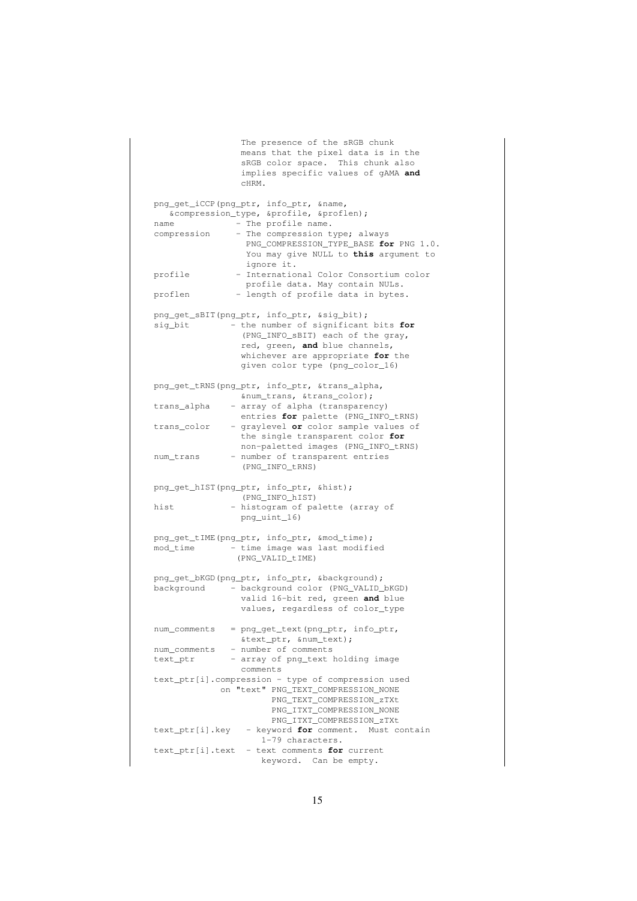```
                 The presence of the sRGB chunk
                 means that the pixel data is in the
                 sRGB color space.  This chunk also
                 implies specific values of gAMA and
                 cHRM.

png_get_iCCP(png_ptr, info_ptr, &name,
   &compression_type, &profile, &proflen);
name            - The profile name.
compression     - The compression type; always
                  PNG_COMPRESSION_TYPE_BASE for PNG 1.0.
                  You may give NULL to this argument to
                  ignore it.
profile         - International Color Consortium color
                  profile data. May contain NULs.
proflen         - length of profile data in bytes.

png_get_sBIT(png_ptr, info_ptr, &sig_bit);
sig_bit        - the number of significant bits for
                 (PNG_INFO_sBIT) each of the gray,
                 red, green, and blue channels,
                 whichever are appropriate for the
                 given color type (png_color_16)

png_get_tRNS(png_ptr, info_ptr, &trans_alpha,
                 &num_trans, &trans_color);
trans_alpha    - array of alpha (transparency)
                 entries for palette (PNG_INFO_tRNS)
trans_color    - graylevel or color sample values of
                 the single transparent color for
                 non-paletted images (PNG_INFO_tRNS)
num_trans      - number of transparent entries
                 (PNG_INFO_tRNS)

png_get_hIST(png_ptr, info_ptr, &hist);
                 (PNG_INFO_hIST)
hist           - histogram of palette (array of
                 png_uint_16)

png_get_tIME(png_ptr, info_ptr, &mod_time);
mod_time       - time image was last modified
                (PNG_VALID_tIME)

png_get_bKGD(png_ptr, info_ptr, &background);
background     - background color (PNG_VALID_bKGD)
                 valid 16-bit red, green and blue
                 values, regardless of color_type

num_comments   = png_get_text(png_ptr, info_ptr,
                 &text_ptr, &num_text);
num_comments   - number of comments
text_ptr       - array of png_text holding image
                 comments
text_ptr[i].compression - type of compression used
             on "text" PNG_TEXT_COMPRESSION_NONE
                       PNG_TEXT_COMPRESSION_zTXt
                       PNG_ITXT_COMPRESSION_NONE
                       PNG_ITXT_COMPRESSION_zTXt
text_ptr[i].key   - keyword for comment.  Must contain
                    1-79 characters.
text_ptr[i].text  - text comments for current
                    keyword.  Can be empty.
```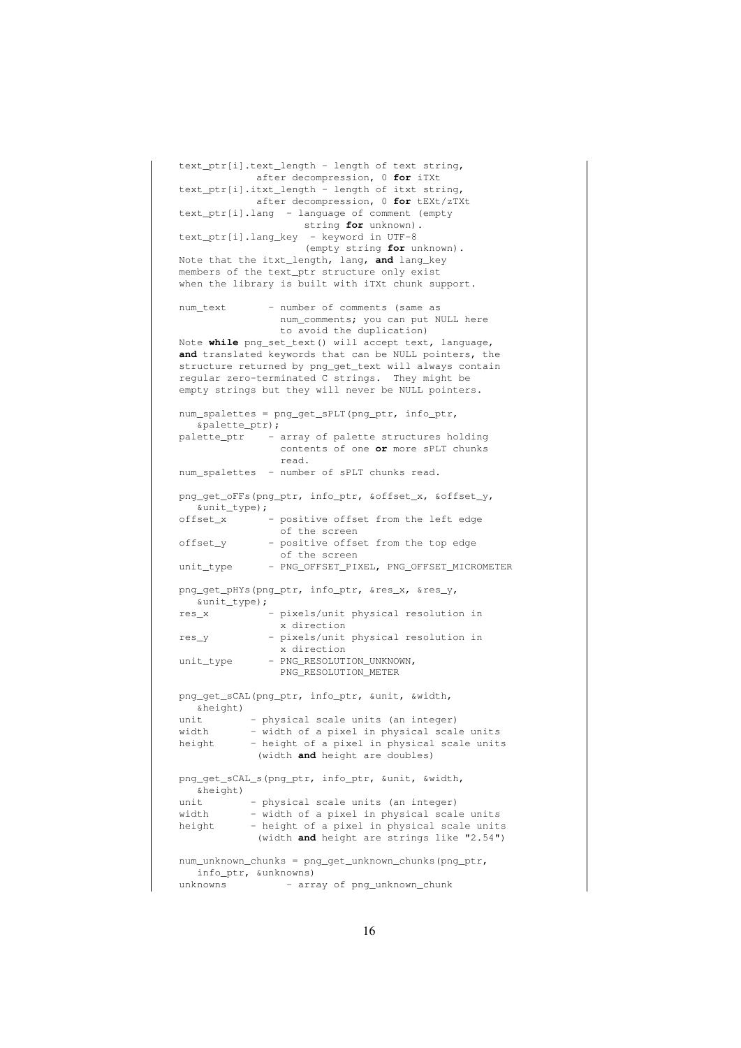```
text_ptr[i].text_length - length of text string,
            after decompression, 0 for iTXt
text_ptr[i].itxt_length - length of itxt string,
            after decompression, 0 for tEXt/zTXt
text_ptr[i].lang  - language of comment (empty
                    string for unknown).
text_ptr[i].lang_key  - keyword in UTF-8
                    (empty string for unknown).
Note that the itxt_length, lang, and lang_key
members of the text_ptr structure only exist
when the library is built with iTXt chunk support.

num_text       - number of comments (same as
                 num_comments; you can put NULL here
                 to avoid the duplication)
Note while png_set_text() will accept text, language,
and translated keywords that can be NULL pointers, the
structure returned by png_get_text will always contain
regular zero-terminated C strings.  They might be
empty strings but they will never be NULL pointers.

num_spalettes = png_get_sPLT(png_ptr, info_ptr,
   &palette_ptr);
palette_ptr    - array of palette structures holding
                 contents of one or more sPLT chunks
                 read.
num_spalettes  - number of sPLT chunks read.

png_get_oFFs(png_ptr, info_ptr, &offset_x, &offset_y,
   &unit_type);
offset_x       - positive offset from the left edge
                 of the screen
offset_y       - positive offset from the top edge
                 of the screen
unit_type      - PNG_OFFSET_PIXEL, PNG_OFFSET_MICROMETER

png_get_pHYs(png_ptr, info_ptr, &res_x, &res_y,
   &unit_type);
res_x          - pixels/unit physical resolution in
                 x direction
res_y          - pixels/unit physical resolution in
                 x direction
unit_type      - PNG_RESOLUTION_UNKNOWN,
                 PNG_RESOLUTION_METER

png_get_sCAL(png_ptr, info_ptr, &unit, &width,
   &height)
unit        - physical scale units (an integer)
width       - width of a pixel in physical scale units
height      - height of a pixel in physical scale units
             (width and height are doubles)

png_get_sCAL_s(png_ptr, info_ptr, &unit, &width,
   &height)
unit        - physical scale units (an integer)
width       - width of a pixel in physical scale units
height      - height of a pixel in physical scale units
             (width and height are strings like "2.54")

num_unknown_chunks = png_get_unknown_chunks(png_ptr,
   info_ptr, &unknowns)
unknowns          - array of png_unknown_chunk
```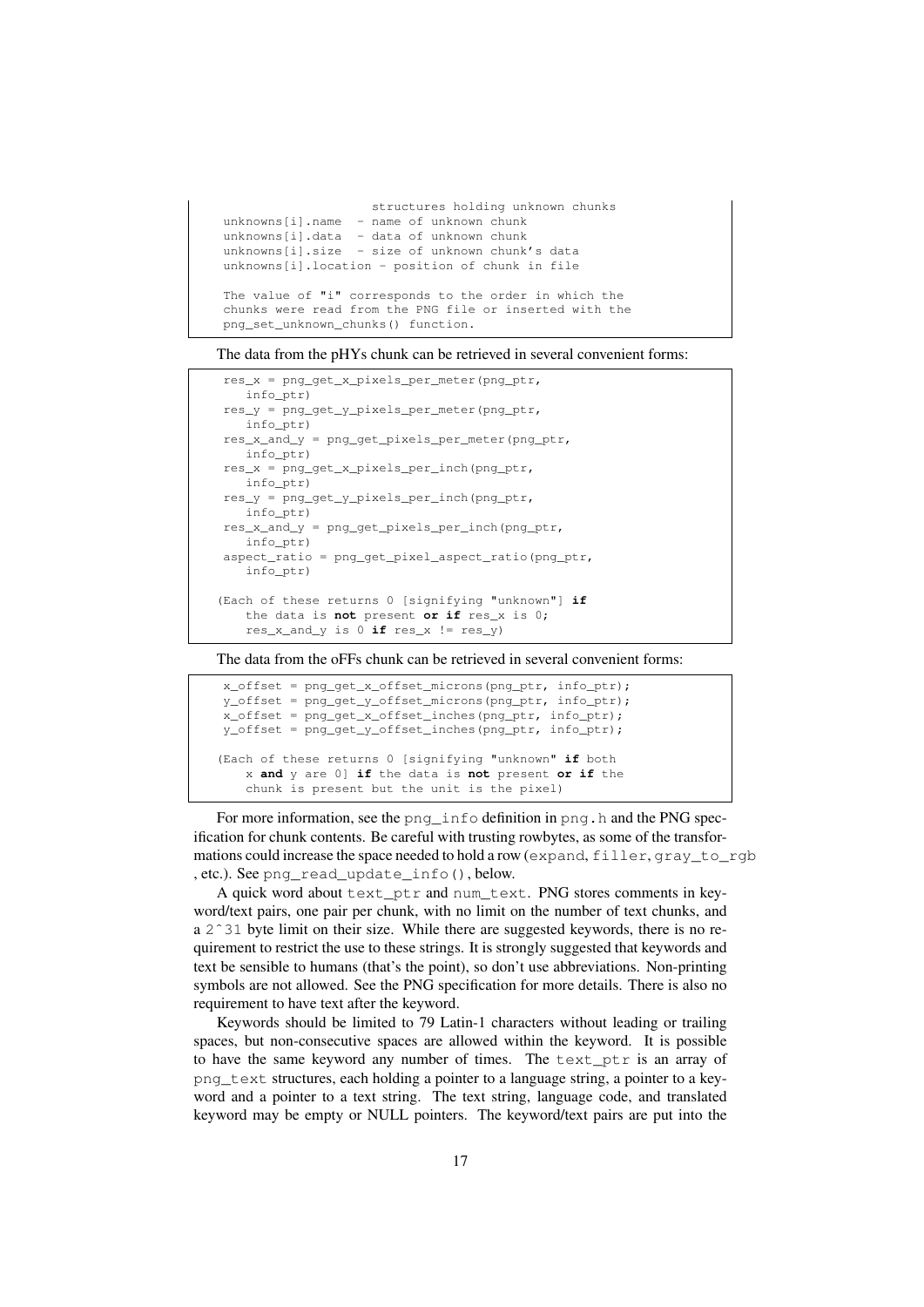```
                    structures holding unknown chunks
unknowns[i].name  - name of unknown chunk
unknowns[i].data  - data of unknown chunk
unknowns[i].size  - size of unknown chunk's data
unknowns[i].location - position of chunk in file

The value of "i" corresponds to the order in which the
chunks were read from the PNG file or inserted with the
png_set_unknown_chunks() function.
```

The data from the pHYs chunk can be retrieved in several convenient forms:

```
res_x = png_get_x_pixels_per_meter(png_ptr,
   info_ptr)
res_y = png_get_y_pixels_per_meter(png_ptr,
   info_ptr)
res_x_and_y = png_get_pixels_per_meter(png_ptr,
   info_ptr)
res_x = png_get_x_pixels_per_inch(png_ptr,
   info_ptr)
res_y = png_get_y_pixels_per_inch(png_ptr,
   info_ptr)
res_x_and_y = png_get_pixels_per_inch(png_ptr,
   info_ptr)
aspect_ratio = png_get_pixel_aspect_ratio(png_ptr,
   info_ptr)

(Each of these returns 0 [signifying "unknown"] if
   the data is not present or if res_x is 0;
   res_x_and_y is 0 if res_x != res_y)
```

The data from the oFFs chunk can be retrieved in several convenient forms:

```
x_offset = png_get_x_offset_microns(png_ptr, info_ptr);
y_offset = png_get_y_offset_microns(png_ptr, info_ptr);
x_offset = png_get_x_offset_inches(png_ptr, info_ptr);
y_offset = png_get_y_offset_inches(png_ptr, info_ptr);

(Each of these returns 0 [signifying "unknown" if both
   x and y are 0] if the data is not present or if the
   chunk is present but the unit is the pixel)
```

For more information, see the `png_info` definition in `png.h` and the PNG specification for chunk contents. Be careful with trusting rowbytes, as some of the transformations could increase the space needed to hold a row (`expand`, `filler`, `gray_to_rgb`, etc.). See `png_read_update_info()`, below.

A quick word about `text_ptr` and `num_text`. PNG stores comments in keyword/text pairs, one pair per chunk, with no limit on the number of text chunks, and a `2^31` byte limit on their size. While there are suggested keywords, there is no requirement to restrict the use to these strings. It is strongly suggested that keywords and text be sensible to humans (that's the point), so don't use abbreviations. Non-printing symbols are not allowed. See the PNG specification for more details. There is also no requirement to have text after the keyword.

Keywords should be limited to 79 Latin-1 characters without leading or trailing spaces, but non-consecutive spaces are allowed within the keyword. It is possible to have the same keyword any number of times. The `text_ptr` is an array of `png_text` structures, each holding a pointer to a language string, a pointer to a keyword and a pointer to a text string. The text string, language code, and translated keyword may be empty or NULL pointers. The keyword/text pairs are put into the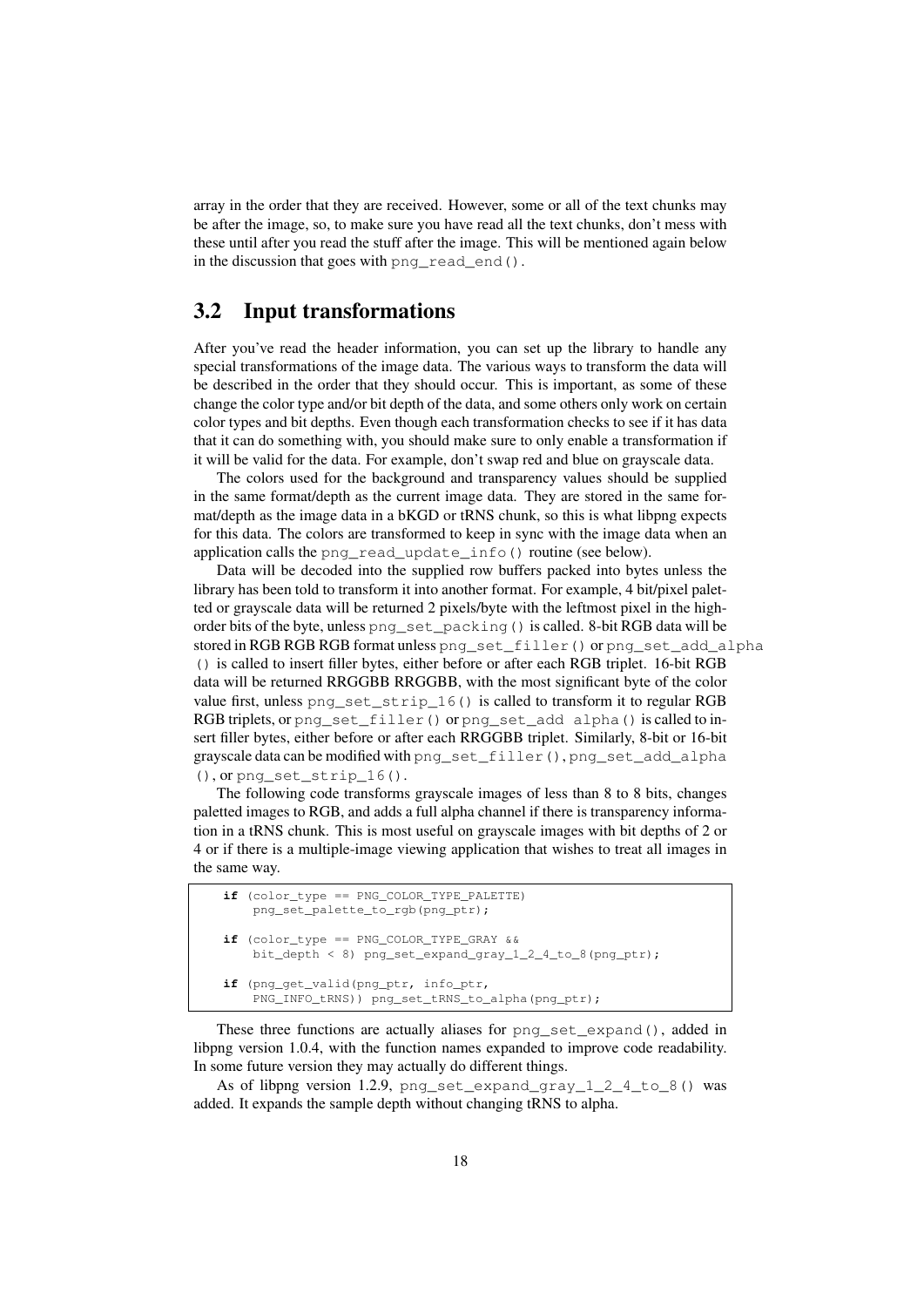array in the order that they are received. However, some or all of the text chunks may be after the image, so, to make sure you have read all the text chunks, don't mess with these until after you read the stuff after the image. This will be mentioned again below in the discussion that goes with `png_read_end()`.

## 3.2 Input transformations

After you've read the header information, you can set up the library to handle any special transformations of the image data. The various ways to transform the data will be described in the order that they should occur. This is important, as some of these change the color type and/or bit depth of the data, and some others only work on certain color types and bit depths. Even though each transformation checks to see if it has data that it can do something with, you should make sure to only enable a transformation if it will be valid for the data. For example, don't swap red and blue on grayscale data.

The colors used for the background and transparency values should be supplied in the same format/depth as the current image data. They are stored in the same format/depth as the image data in a bKGD or tRNS chunk, so this is what libpng expects for this data. The colors are transformed to keep in sync with the image data when an application calls the `png_read_update_info()` routine (see below).

Data will be decoded into the supplied row buffers packed into bytes unless the library has been told to transform it into another format. For example, 4 bit/pixel paletted or grayscale data will be returned 2 pixels/byte with the leftmost pixel in the high-order bits of the byte, unless `png_set_packing()` is called. 8-bit RGB data will be stored in RGB RGB RGB format unless `png_set_filler()` or `png_set_add_alpha()` is called to insert filler bytes, either before or after each RGB triplet. 16-bit RGB data will be returned RRGGBB RRGGBB, with the most significant byte of the color value first, unless `png_set_strip_16()` is called to transform it to regular RGB RGB triplets, or `png_set_filler()` or `png_set_add alpha()` is called to insert filler bytes, either before or after each RRGGBB triplet. Similarly, 8-bit or 16-bit grayscale data can be modified with `png_set_filler()`, `png_set_add_alpha()`, or `png_set_strip_16()`.

The following code transforms grayscale images of less than 8 to 8 bits, changes paletted images to RGB, and adds a full alpha channel if there is transparency information in a tRNS chunk. This is most useful on grayscale images with bit depths of 2 or 4 or if there is a multiple-image viewing application that wishes to treat all images in the same way.

```
if (color_type == PNG_COLOR_TYPE_PALETTE)
    png_set_palette_to_rgb(png_ptr);

if (color_type == PNG_COLOR_TYPE_GRAY &&
    bit_depth < 8) png_set_expand_gray_1_2_4_to_8(png_ptr);

if (png_get_valid(png_ptr, info_ptr,
    PNG_INFO_tRNS)) png_set_tRNS_to_alpha(png_ptr);
```

These three functions are actually aliases for `png_set_expand()`, added in libpng version 1.0.4, with the function names expanded to improve code readability. In some future version they may actually do different things.

As of libpng version 1.2.9, `png_set_expand_gray_1_2_4_to_8()` was added. It expands the sample depth without changing tRNS to alpha.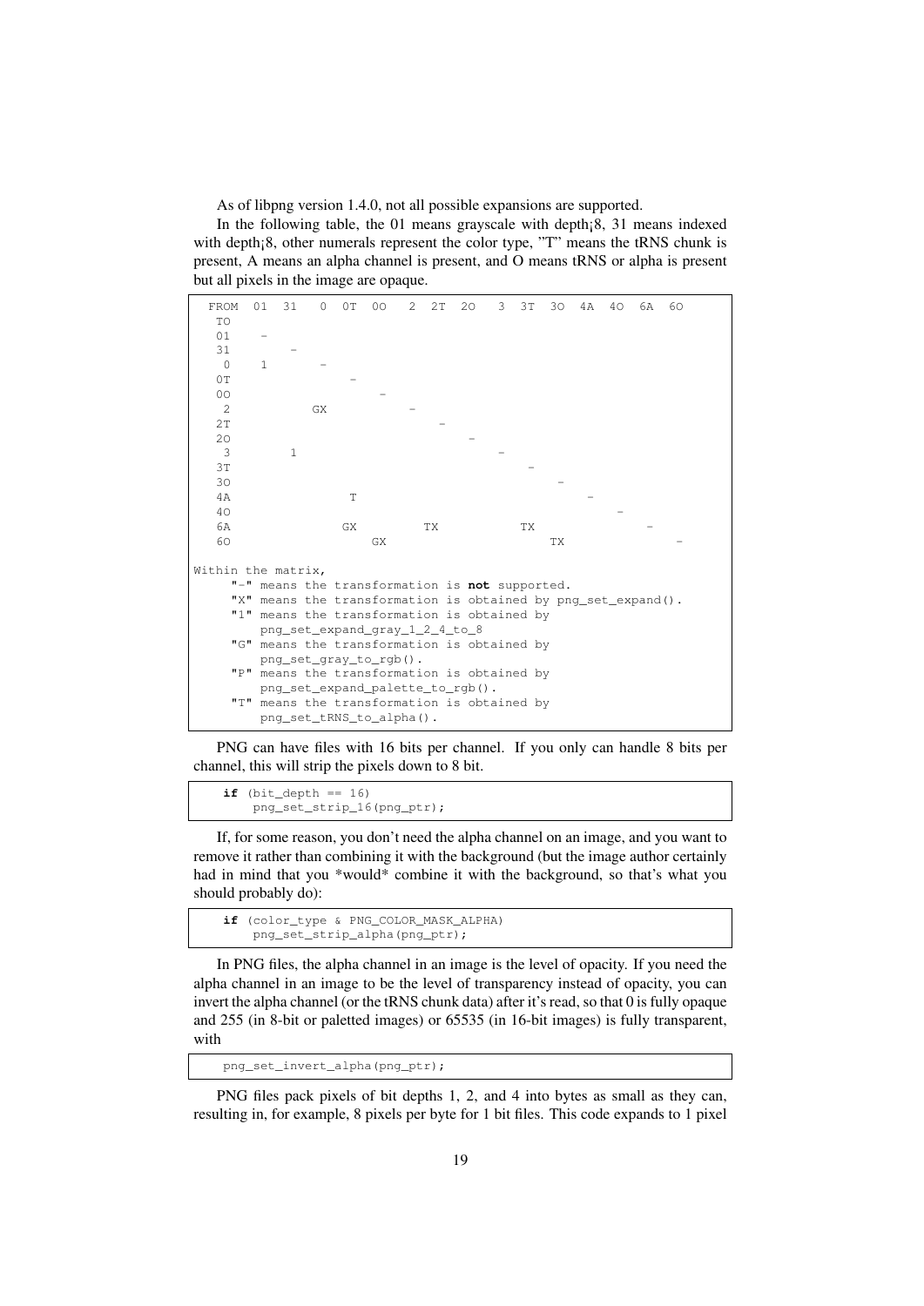As of libpng version 1.4.0, not all possible expansions are supported.

In the following table, the 01 means grayscale with depth¡8, 31 means indexed with depth¡8, other numerals represent the color type, "T" means the tRNS chunk is present, A means an alpha channel is present, and O means tRNS or alpha is present but all pixels in the image are opaque.

```
  FROM  01  31   0  0T  0O   2  2T  2O   3  3T  3O  4A  4O  6A  6O
   TO
   01    -
   31        -
    0    1       -
   0T                -
   0O                    -
    2           GX           -
   2T                            -
   2O                                -
    3        1                           -
   3T                                        -
   3O                                            -
   4A               T                                -
   4O                                                    -
   6A               GX          TX          TX               -
   6O                   GX                      TX               -

Within the matrix,
     "-" means the transformation is not supported.
     "X" means the transformation is obtained by png_set_expand().
     "1" means the transformation is obtained by
         png_set_expand_gray_1_2_4_to_8
     "G" means the transformation is obtained by
         png_set_gray_to_rgb().
     "P" means the transformation is obtained by
         png_set_expand_palette_to_rgb().
     "T" means the transformation is obtained by
         png_set_tRNS_to_alpha().
```

PNG can have files with 16 bits per channel. If you only can handle 8 bits per channel, this will strip the pixels down to 8 bit.

```
    if (bit_depth == 16)
        png_set_strip_16(png_ptr);
```

If, for some reason, you don't need the alpha channel on an image, and you want to remove it rather than combining it with the background (but the image author certainly had in mind that you *would* combine it with the background, so that's what you should probably do):

```
    if (color_type & PNG_COLOR_MASK_ALPHA)
        png_set_strip_alpha(png_ptr);
```

In PNG files, the alpha channel in an image is the level of opacity. If you need the alpha channel in an image to be the level of transparency instead of opacity, you can invert the alpha channel (or the tRNS chunk data) after it's read, so that 0 is fully opaque and 255 (in 8-bit or paletted images) or 65535 (in 16-bit images) is fully transparent, with

```
    png_set_invert_alpha(png_ptr);
```

PNG files pack pixels of bit depths 1, 2, and 4 into bytes as small as they can, resulting in, for example, 8 pixels per byte for 1 bit files. This code expands to 1 pixel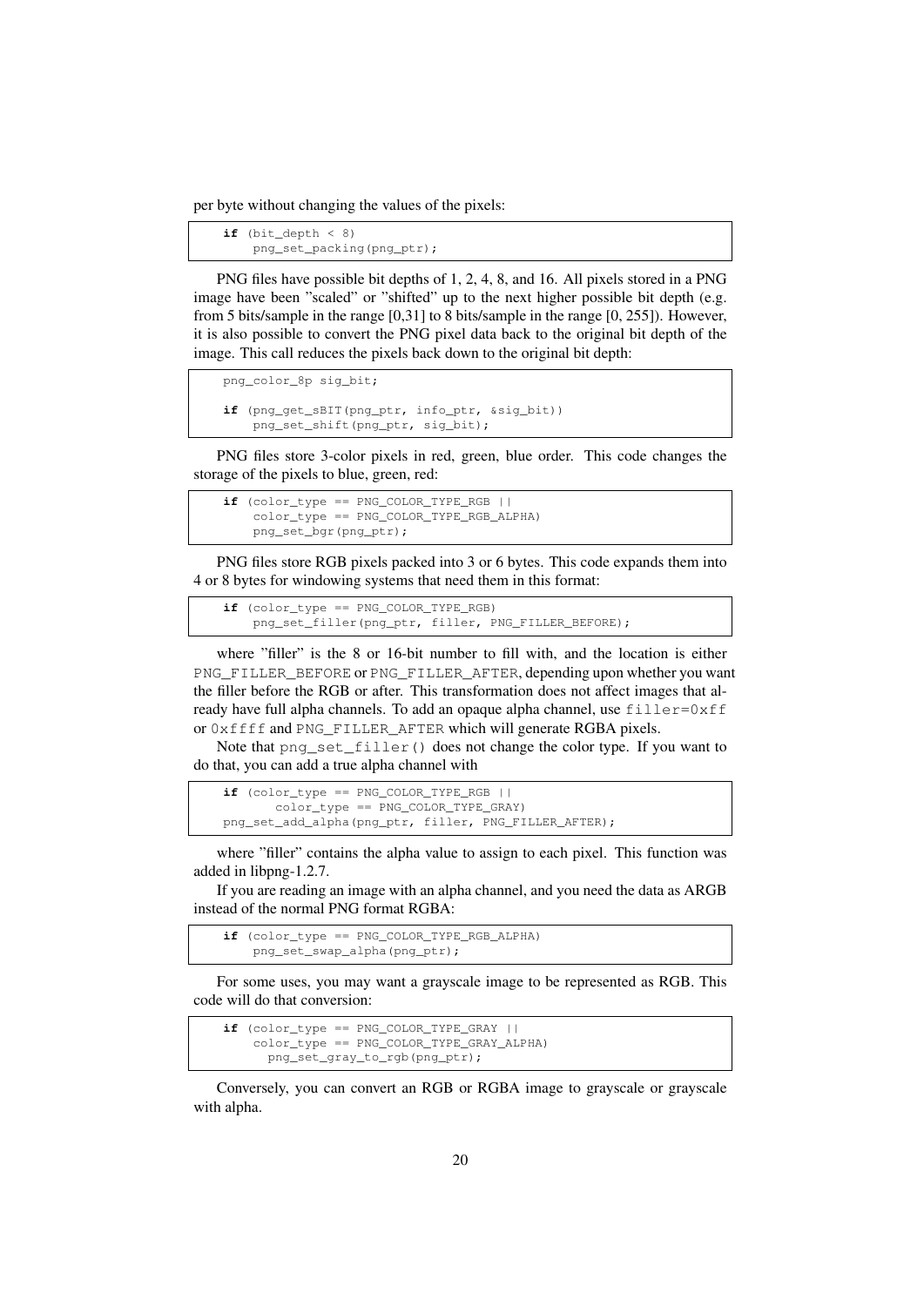per byte without changing the values of the pixels:

```
    if (bit_depth < 8)
        png_set_packing(png_ptr);
```

PNG files have possible bit depths of 1, 2, 4, 8, and 16. All pixels stored in a PNG image have been "scaled" or "shifted" up to the next higher possible bit depth (e.g. from 5 bits/sample in the range [0,31] to 8 bits/sample in the range [0, 255]). However, it is also possible to convert the PNG pixel data back to the original bit depth of the image. This call reduces the pixels back down to the original bit depth:

```
    png_color_8p sig_bit;

    if (png_get_sBIT(png_ptr, info_ptr, &sig_bit))
        png_set_shift(png_ptr, sig_bit);
```

PNG files store 3-color pixels in red, green, blue order. This code changes the storage of the pixels to blue, green, red:

```
    if (color_type == PNG_COLOR_TYPE_RGB ||
        color_type == PNG_COLOR_TYPE_RGB_ALPHA)
        png_set_bgr(png_ptr);
```

PNG files store RGB pixels packed into 3 or 6 bytes. This code expands them into 4 or 8 bytes for windowing systems that need them in this format:

```
    if (color_type == PNG_COLOR_TYPE_RGB)
        png_set_filler(png_ptr, filler, PNG_FILLER_BEFORE);
```

where "filler" is the 8 or 16-bit number to fill with, and the location is either `PNG_FILLER_BEFORE` or `PNG_FILLER_AFTER`, depending upon whether you want the filler before the RGB or after. This transformation does not affect images that already have full alpha channels. To add an opaque alpha channel, use `filler=0xff` or `0xffff` and `PNG_FILLER_AFTER` which will generate RGBA pixels.

Note that `png_set_filler()` does not change the color type. If you want to do that, you can add a true alpha channel with

```
    if (color_type == PNG_COLOR_TYPE_RGB ||
           color_type == PNG_COLOR_TYPE_GRAY)
    png_set_add_alpha(png_ptr, filler, PNG_FILLER_AFTER);
```

where "filler" contains the alpha value to assign to each pixel. This function was added in libpng-1.2.7.

If you are reading an image with an alpha channel, and you need the data as ARGB instead of the normal PNG format RGBA:

```
    if (color_type == PNG_COLOR_TYPE_RGB_ALPHA)
        png_set_swap_alpha(png_ptr);
```

For some uses, you may want a grayscale image to be represented as RGB. This code will do that conversion:

```
    if (color_type == PNG_COLOR_TYPE_GRAY ||
        color_type == PNG_COLOR_TYPE_GRAY_ALPHA)
          png_set_gray_to_rgb(png_ptr);
```

Conversely, you can convert an RGB or RGBA image to grayscale or grayscale with alpha.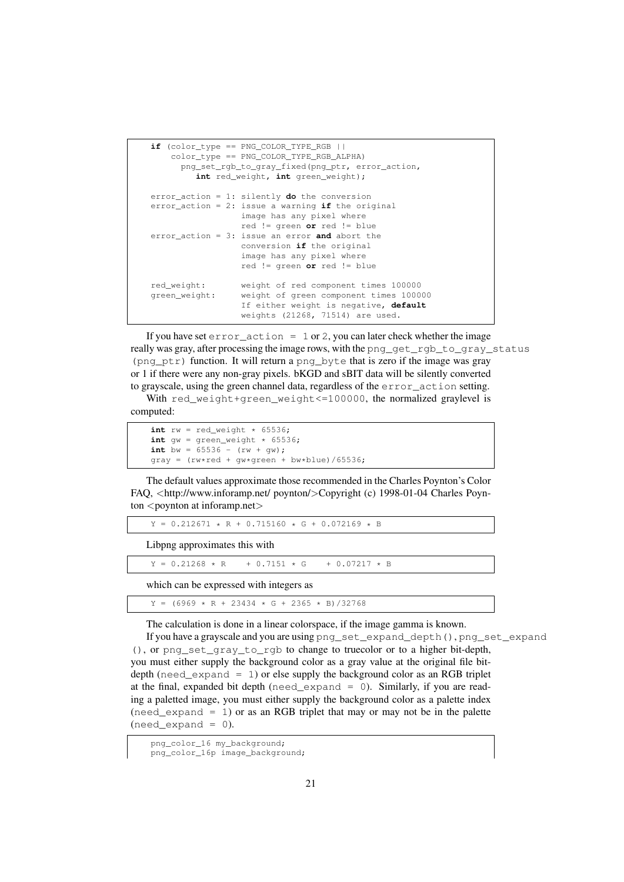```
if (color_type == PNG_COLOR_TYPE_RGB ||
    color_type == PNG_COLOR_TYPE_RGB_ALPHA)
      png_set_rgb_to_gray_fixed(png_ptr, error_action,
         int red_weight, int green_weight);

error_action = 1: silently do the conversion
error_action = 2: issue a warning if the original
                  image has any pixel where
                  red != green or red != blue
error_action = 3: issue an error and abort the
                  conversion if the original
                  image has any pixel where
                  red != green or red != blue

red_weight:       weight of red component times 100000
green_weight:     weight of green component times 100000
                  If either weight is negative, default
                  weights (21268, 71514) are used.
```

If you have set `error_action = 1` or 2, you can later check whether the image really was gray, after processing the image rows, with the `png_get_rgb_to_gray_status (png_ptr)` function. It will return a `png_byte` that is zero if the image was gray or 1 if there were any non-gray pixels. bKGD and sBIT data will be silently converted to grayscale, using the green channel data, regardless of the `error_action` setting.

With `red_weight+green_weight<=100000`, the normalized graylevel is computed:

```
int rw = red_weight * 65536;
int gw = green_weight * 65536;
int bw = 65536 - (rw + gw);
gray = (rw*red + gw*green + bw*blue)/65536;
```

The default values approximate those recommended in the Charles Poynton's Color FAQ, <http://www.inforamp.net/ poynton/>Copyright (c) 1998-01-04 Charles Poynton <poynton at inforamp.net>

```
Y = 0.212671 * R + 0.715160 * G + 0.072169 * B
```

Libpng approximates this with

```
Y = 0.21268 * R    + 0.7151 * G    + 0.07217 * B
```

which can be expressed with integers as

```
Y = (6969 * R + 23434 * G + 2365 * B)/32768
```

The calculation is done in a linear colorspace, if the image gamma is known.

If you have a grayscale and you are using `png_set_expand_depth()`, `png_set_expand()`, or `png_set_gray_to_rgb` to change to truecolor or to a higher bit-depth, you must either supply the background color as a gray value at the original file bit-depth (`need_expand = 1`) or else supply the background color as an RGB triplet at the final, expanded bit depth (`need_expand = 0`). Similarly, if you are reading a paletted image, you must either supply the background color as a palette index (`need_expand = 1`) or as an RGB triplet that may or may not be in the palette (`need_expand = 0`).

```
png_color_16 my_background;
png_color_16p image_background;
```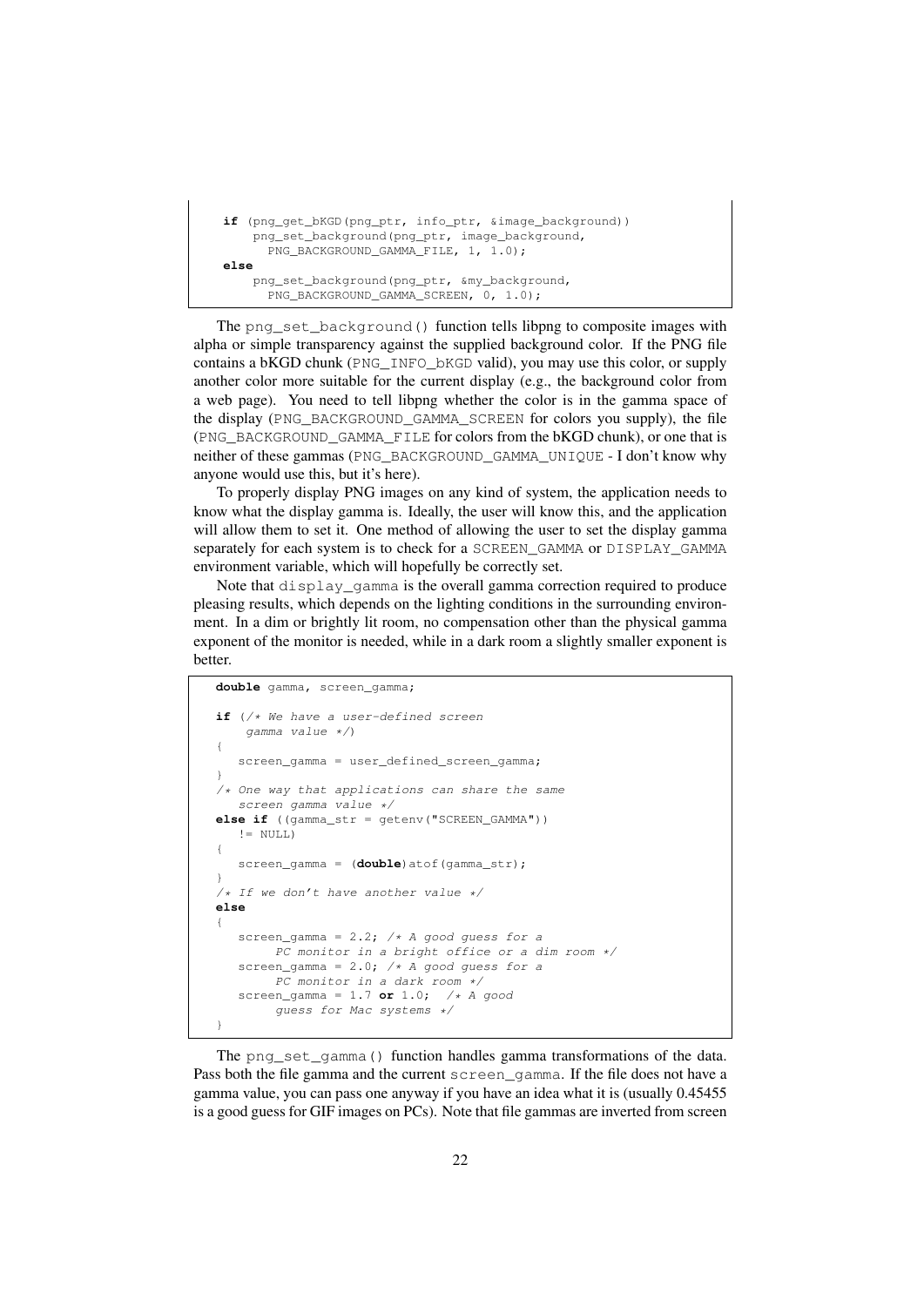```
if (png_get_bKGD(png_ptr, info_ptr, &image_background))
    png_set_background(png_ptr, image_background,
      PNG_BACKGROUND_GAMMA_FILE, 1, 1.0);
else
    png_set_background(png_ptr, &my_background,
      PNG_BACKGROUND_GAMMA_SCREEN, 0, 1.0);
```

The `png_set_background()` function tells libpng to composite images with alpha or simple transparency against the supplied background color. If the PNG file contains a bKGD chunk (`PNG_INFO_bKGD` valid), you may use this color, or supply another color more suitable for the current display (e.g., the background color from a web page). You need to tell libpng whether the color is in the gamma space of the display (`PNG_BACKGROUND_GAMMA_SCREEN` for colors you supply), the file (`PNG_BACKGROUND_GAMMA_FILE` for colors from the bKGD chunk), or one that is neither of these gammas (`PNG_BACKGROUND_GAMMA_UNIQUE` - I don't know why anyone would use this, but it's here).

To properly display PNG images on any kind of system, the application needs to know what the display gamma is. Ideally, the user will know this, and the application will allow them to set it. One method of allowing the user to set the display gamma separately for each system is to check for a `SCREEN_GAMMA` or `DISPLAY_GAMMA` environment variable, which will hopefully be correctly set.

Note that `display_gamma` is the overall gamma correction required to produce pleasing results, which depends on the lighting conditions in the surrounding environment. In a dim or brightly lit room, no compensation other than the physical gamma exponent of the monitor is needed, while in a dark room a slightly smaller exponent is better.

```
double gamma, screen_gamma;

if (/* We have a user-defined screen
    gamma value */)
{
   screen_gamma = user_defined_screen_gamma;
}
/* One way that applications can share the same
   screen gamma value */
else if ((gamma_str = getenv("SCREEN_GAMMA"))
   != NULL)
{
   screen_gamma = (double)atof(gamma_str);
}
/* If we don't have another value */
else
{
   screen_gamma = 2.2; /* A good guess for a
        PC monitor in a bright office or a dim room */
   screen_gamma = 2.0; /* A good guess for a
        PC monitor in a dark room */
   screen_gamma = 1.7 or 1.0;  /* A good
        guess for Mac systems */
}
```

The `png_set_gamma()` function handles gamma transformations of the data. Pass both the file gamma and the current `screen_gamma`. If the file does not have a gamma value, you can pass one anyway if you have an idea what it is (usually 0.45455 is a good guess for GIF images on PCs). Note that file gammas are inverted from screen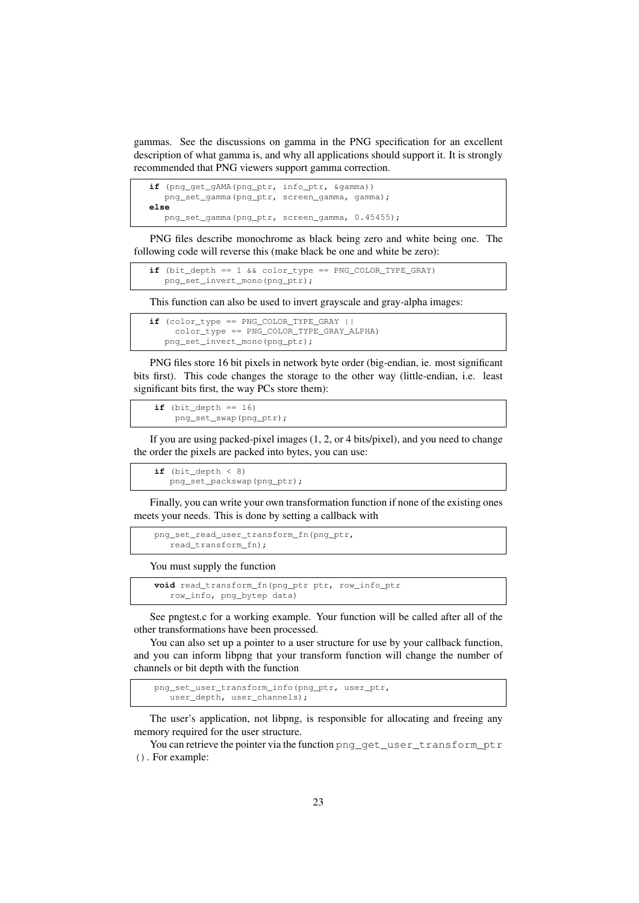gammas. See the discussions on gamma in the PNG specification for an excellent description of what gamma is, and why all applications should support it. It is strongly recommended that PNG viewers support gamma correction.

```
if (png_get_gAMA(png_ptr, info_ptr, &gamma))
   png_set_gamma(png_ptr, screen_gamma, gamma);
else
   png_set_gamma(png_ptr, screen_gamma, 0.45455);
```

PNG files describe monochrome as black being zero and white being one. The following code will reverse this (make black be one and white be zero):

```
if (bit_depth == 1 && color_type == PNG_COLOR_TYPE_GRAY)
   png_set_invert_mono(png_ptr);
```

This function can also be used to invert grayscale and gray-alpha images:

```
if (color_type == PNG_COLOR_TYPE_GRAY ||
     color_type == PNG_COLOR_TYPE_GRAY_ALPHA)
   png_set_invert_mono(png_ptr);
```

PNG files store 16 bit pixels in network byte order (big-endian, ie. most significant bits first). This code changes the storage to the other way (little-endian, i.e. least significant bits first, the way PCs store them):

```
 if (bit_depth == 16)
     png_set_swap(png_ptr);
```

If you are using packed-pixel images (1, 2, or 4 bits/pixel), and you need to change the order the pixels are packed into bytes, you can use:

```
 if (bit_depth < 8)
    png_set_packswap(png_ptr);
```

Finally, you can write your own transformation function if none of the existing ones meets your needs. This is done by setting a callback with

```
 png_set_read_user_transform_fn(png_ptr,
    read_transform_fn);
```

You must supply the function

```
 void read_transform_fn(png_ptr ptr, row_info_ptr
    row_info, png_bytep data)
```

See pngtest.c for a working example. Your function will be called after all of the other transformations have been processed.

You can also set up a pointer to a user structure for use by your callback function, and you can inform libpng that your transform function will change the number of channels or bit depth with the function

```
 png_set_user_transform_info(png_ptr, user_ptr,
    user_depth, user_channels);
```

The user's application, not libpng, is responsible for allocating and freeing any memory required for the user structure.

You can retrieve the pointer via the function `png_get_user_transform_ptr()`. For example: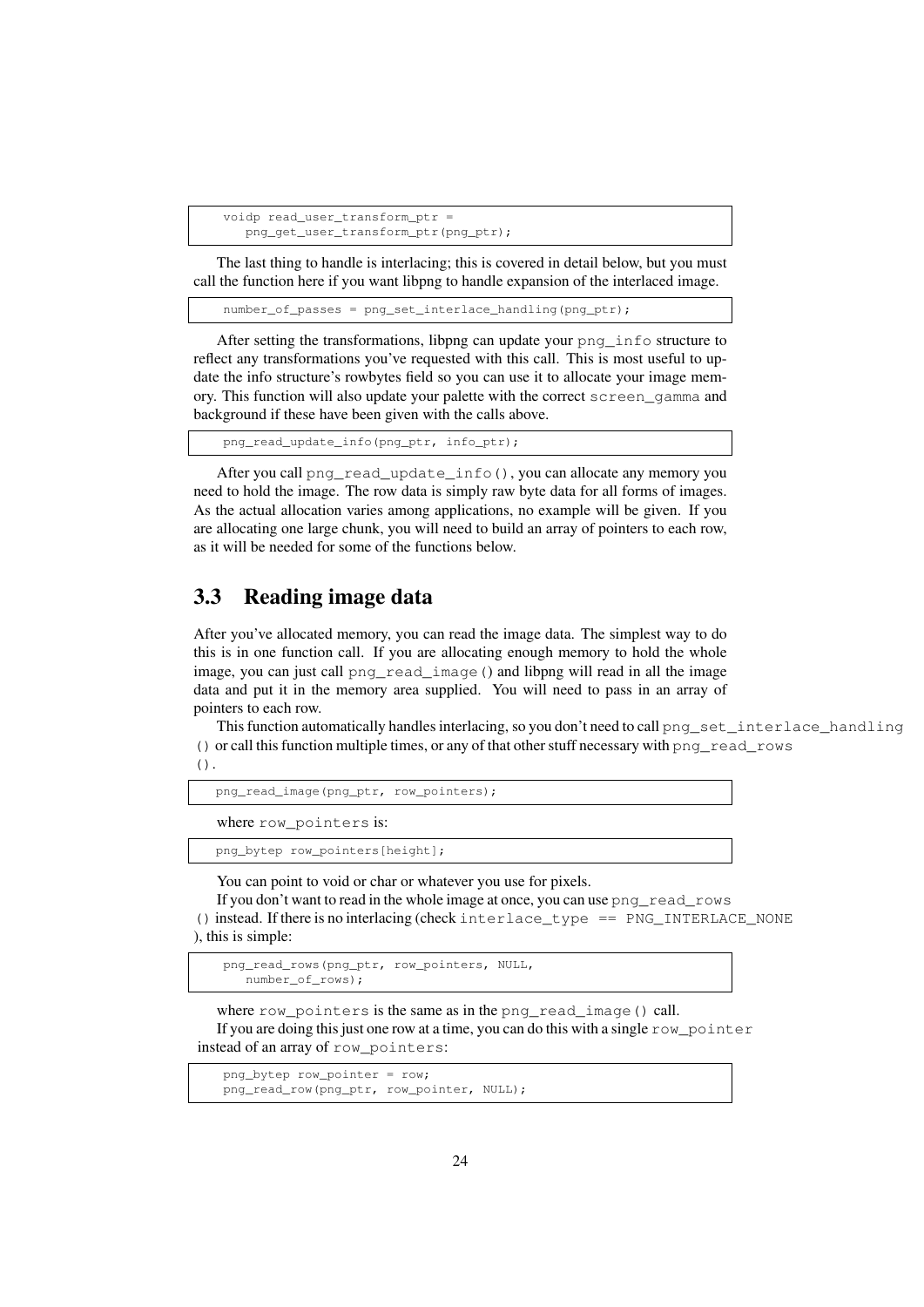```
voidp read_user_transform_ptr =
   png_get_user_transform_ptr(png_ptr);
```

The last thing to handle is interlacing; this is covered in detail below, but you must call the function here if you want libpng to handle expansion of the interlaced image.

```
number_of_passes = png_set_interlace_handling(png_ptr);
```

After setting the transformations, libpng can update your `png_info` structure to reflect any transformations you've requested with this call. This is most useful to update the info structure's rowbytes field so you can use it to allocate your image memory. This function will also update your palette with the correct `screen_gamma` and background if these have been given with the calls above.

```
png_read_update_info(png_ptr, info_ptr);
```

After you call `png_read_update_info()`, you can allocate any memory you need to hold the image. The row data is simply raw byte data for all forms of images. As the actual allocation varies among applications, no example will be given. If you are allocating one large chunk, you will need to build an array of pointers to each row, as it will be needed for some of the functions below.

## 3.3 Reading image data

After you've allocated memory, you can read the image data. The simplest way to do this is in one function call. If you are allocating enough memory to hold the whole image, you can just call `png_read_image()` and libpng will read in all the image data and put it in the memory area supplied. You will need to pass in an array of pointers to each row.

This function automatically handles interlacing, so you don't need to call `png_set_interlace_handling()` or call this function multiple times, or any of that other stuff necessary with `png_read_rows()`.

```
png_read_image(png_ptr, row_pointers);
```

where `row_pointers` is:

```
png_bytep row_pointers[height];
```

You can point to void or char or whatever you use for pixels.

If you don't want to read in the whole image at once, you can use `png_read_rows()` instead. If there is no interlacing (check `interlace_type == PNG_INTERLACE_NONE`), this is simple:

```
png_read_rows(png_ptr, row_pointers, NULL,
   number_of_rows);
```

where `row_pointers` is the same as in the `png_read_image()` call.

If you are doing this just one row at a time, you can do this with a single `row_pointer` instead of an array of `row_pointers`:

```
png_bytep row_pointer = row;
png_read_row(png_ptr, row_pointer, NULL);
```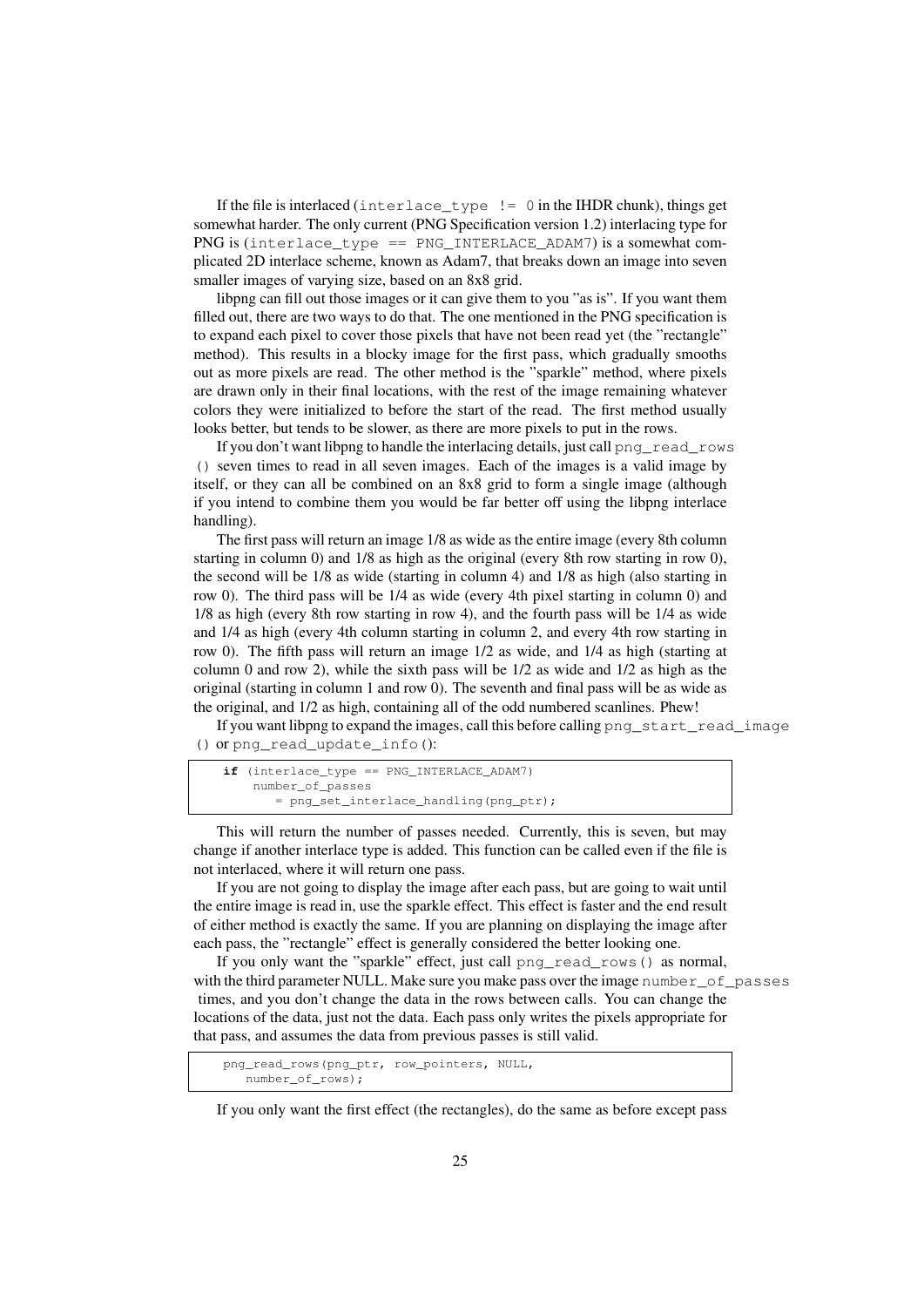If the file is interlaced (`interlace_type != 0` in the IHDR chunk), things get somewhat harder. The only current (PNG Specification version 1.2) interlacing type for PNG is (`interlace_type == PNG_INTERLACE_ADAM7`) is a somewhat complicated 2D interlace scheme, known as Adam7, that breaks down an image into seven smaller images of varying size, based on an 8x8 grid.

libpng can fill out those images or it can give them to you "as is". If you want them filled out, there are two ways to do that. The one mentioned in the PNG specification is to expand each pixel to cover those pixels that have not been read yet (the "rectangle" method). This results in a blocky image for the first pass, which gradually smooths out as more pixels are read. The other method is the "sparkle" method, where pixels are drawn only in their final locations, with the rest of the image remaining whatever colors they were initialized to before the start of the read. The first method usually looks better, but tends to be slower, as there are more pixels to put in the rows.

If you don't want libpng to handle the interlacing details, just call `png_read_rows()` seven times to read in all seven images. Each of the images is a valid image by itself, or they can all be combined on an 8x8 grid to form a single image (although if you intend to combine them you would be far better off using the libpng interlace handling).

The first pass will return an image 1/8 as wide as the entire image (every 8th column starting in column 0) and 1/8 as high as the original (every 8th row starting in row 0), the second will be 1/8 as wide (starting in column 4) and 1/8 as high (also starting in row 0). The third pass will be 1/4 as wide (every 4th pixel starting in column 0) and 1/8 as high (every 8th row starting in row 4), and the fourth pass will be 1/4 as wide and 1/4 as high (every 4th column starting in column 2, and every 4th row starting in row 0). The fifth pass will return an image 1/2 as wide, and 1/4 as high (starting at column 0 and row 2), while the sixth pass will be 1/2 as wide and 1/2 as high as the original (starting in column 1 and row 0). The seventh and final pass will be as wide as the original, and 1/2 as high, containing all of the odd numbered scanlines. Phew!

If you want libpng to expand the images, call this before calling `png_start_read_image()` or `png_read_update_info()`:

```
if (interlace_type == PNG_INTERLACE_ADAM7)
    number_of_passes
       = png_set_interlace_handling(png_ptr);
```

This will return the number of passes needed. Currently, this is seven, but may change if another interlace type is added. This function can be called even if the file is not interlaced, where it will return one pass.

If you are not going to display the image after each pass, but are going to wait until the entire image is read in, use the sparkle effect. This effect is faster and the end result of either method is exactly the same. If you are planning on displaying the image after each pass, the "rectangle" effect is generally considered the better looking one.

If you only want the "sparkle" effect, just call `png_read_rows()` as normal, with the third parameter NULL. Make sure you make pass over the image `number_of_passes` times, and you don't change the data in the rows between calls. You can change the locations of the data, just not the data. Each pass only writes the pixels appropriate for that pass, and assumes the data from previous passes is still valid.

```
png_read_rows(png_ptr, row_pointers, NULL,
   number_of_rows);
```

If you only want the first effect (the rectangles), do the same as before except pass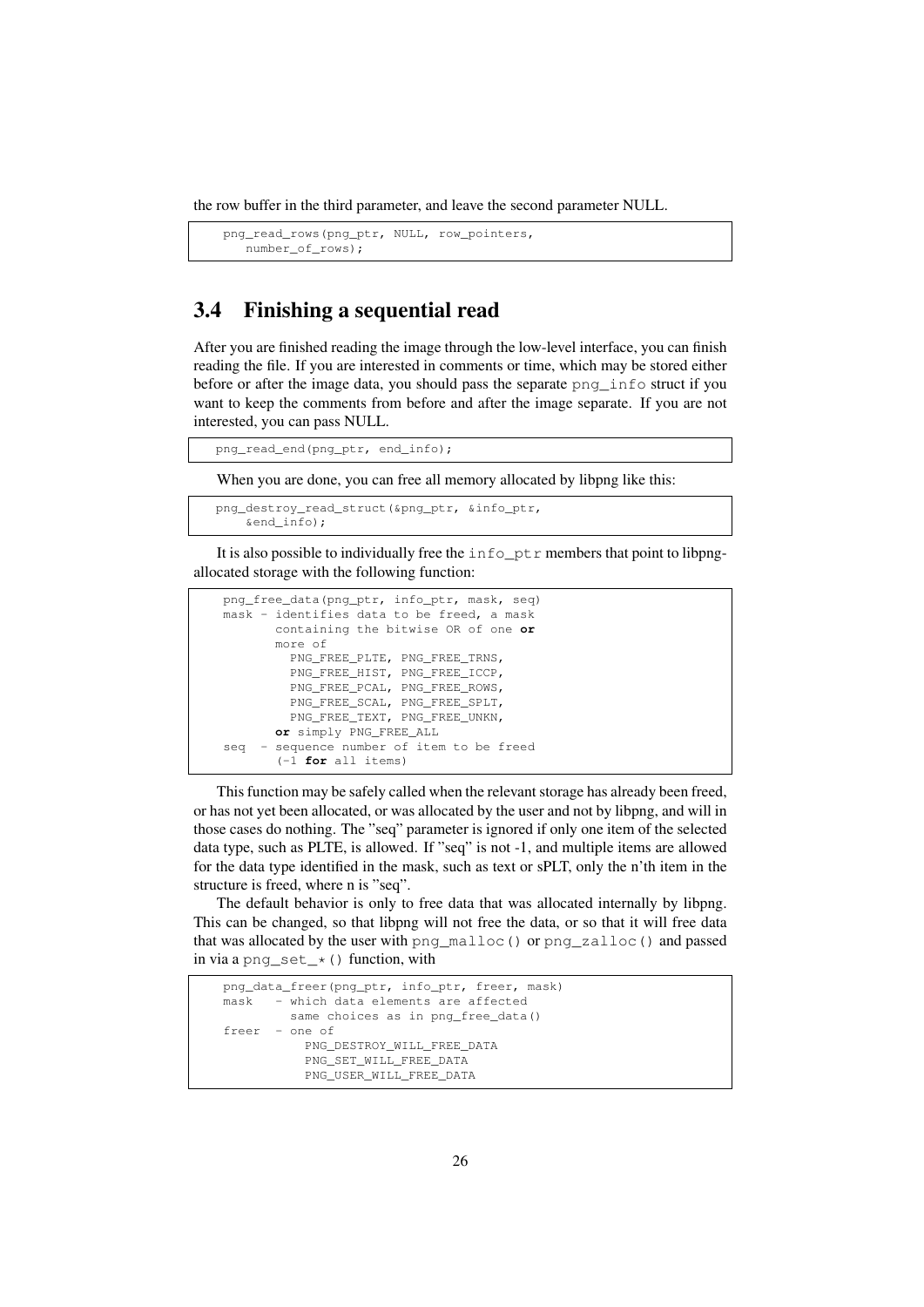the row buffer in the third parameter, and leave the second parameter NULL.

```
png_read_rows(png_ptr, NULL, row_pointers,
   number_of_rows);
```

## 3.4 Finishing a sequential read

After you are finished reading the image through the low-level interface, you can finish reading the file. If you are interested in comments or time, which may be stored either before or after the image data, you should pass the separate png_info struct if you want to keep the comments from before and after the image separate. If you are not interested, you can pass NULL.

```
png_read_end(png_ptr, end_info);
```

When you are done, you can free all memory allocated by libpng like this:

```
png_destroy_read_struct(&png_ptr, &info_ptr,
    &end_info);
```

It is also possible to individually free the info_ptr members that point to libpng-allocated storage with the following function:

```
png_free_data(png_ptr, info_ptr, mask, seq)
mask - identifies data to be freed, a mask
       containing the bitwise OR of one or
       more of
         PNG_FREE_PLTE, PNG_FREE_TRNS,
         PNG_FREE_HIST, PNG_FREE_ICCP,
         PNG_FREE_PCAL, PNG_FREE_ROWS,
         PNG_FREE_SCAL, PNG_FREE_SPLT,
         PNG_FREE_TEXT, PNG_FREE_UNKN,
       or simply PNG_FREE_ALL
seq  - sequence number of item to be freed
       (-1 for all items)
```

This function may be safely called when the relevant storage has already been freed, or has not yet been allocated, or was allocated by the user and not by libpng, and will in those cases do nothing. The "seq" parameter is ignored if only one item of the selected data type, such as PLTE, is allowed. If "seq" is not -1, and multiple items are allowed for the data type identified in the mask, such as text or sPLT, only the n'th item in the structure is freed, where n is "seq".

The default behavior is only to free data that was allocated internally by libpng. This can be changed, so that libpng will not free the data, or so that it will free data that was allocated by the user with png_malloc() or png_zalloc() and passed in via a png_set_*() function, with

```
png_data_freer(png_ptr, info_ptr, freer, mask)
mask   - which data elements are affected
         same choices as in png_free_data()
freer  - one of
           PNG_DESTROY_WILL_FREE_DATA
           PNG_SET_WILL_FREE_DATA
           PNG_USER_WILL_FREE_DATA
```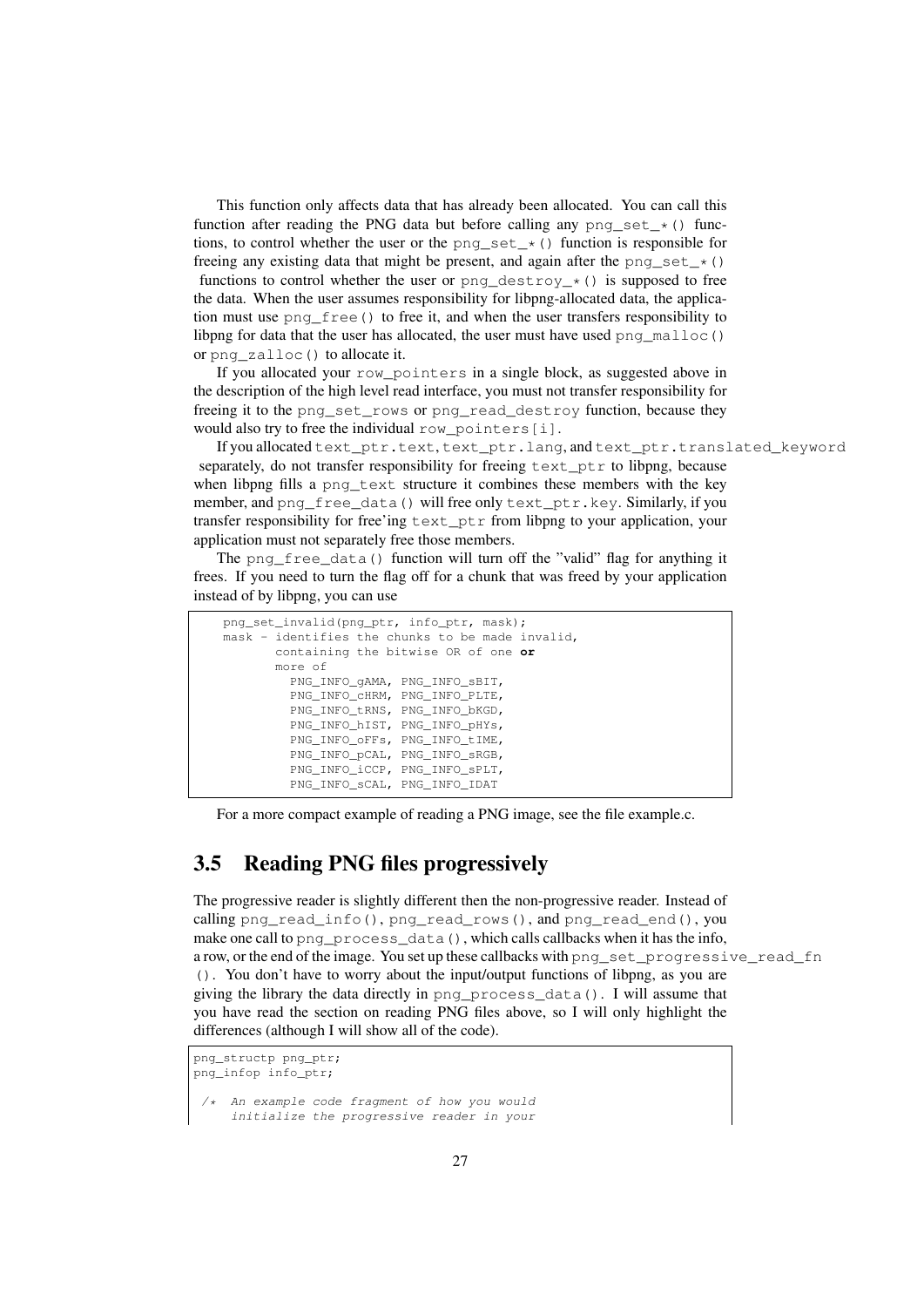This function only affects data that has already been allocated. You can call this function after reading the PNG data but before calling any png_set_*() functions, to control whether the user or the png_set_*() function is responsible for freeing any existing data that might be present, and again after the png_set_*() functions to control whether the user or png_destroy_*() is supposed to free the data. When the user assumes responsibility for libpng-allocated data, the application must use png_free() to free it, and when the user transfers responsibility to libpng for data that the user has allocated, the user must have used png_malloc() or png_zalloc() to allocate it.

If you allocated your row_pointers in a single block, as suggested above in the description of the high level read interface, you must not transfer responsibility for freeing it to the png_set_rows or png_read_destroy function, because they would also try to free the individual row_pointers[i].

If you allocated text_ptr.text, text_ptr.lang, and text_ptr.translated_keyword separately, do not transfer responsibility for freeing text_ptr to libpng, because when libpng fills a png_text structure it combines these members with the key member, and png_free_data() will free only text_ptr.key. Similarly, if you transfer responsibility for free'ing text_ptr from libpng to your application, your application must not separately free those members.

The png_free_data() function will turn off the "valid" flag for anything it frees. If you need to turn the flag off for a chunk that was freed by your application instead of by libpng, you can use

```
png_set_invalid(png_ptr, info_ptr, mask);
mask - identifies the chunks to be made invalid,
       containing the bitwise OR of one or
       more of
         PNG_INFO_gAMA, PNG_INFO_sBIT,
         PNG_INFO_cHRM, PNG_INFO_PLTE,
         PNG_INFO_tRNS, PNG_INFO_bKGD,
         PNG_INFO_hIST, PNG_INFO_pHYs,
         PNG_INFO_oFFs, PNG_INFO_tIME,
         PNG_INFO_pCAL, PNG_INFO_sRGB,
         PNG_INFO_iCCP, PNG_INFO_sPLT,
         PNG_INFO_sCAL, PNG_INFO_IDAT
```

For a more compact example of reading a PNG image, see the file example.c.

## 3.5 Reading PNG files progressively

The progressive reader is slightly different then the non-progressive reader. Instead of calling png_read_info(), png_read_rows(), and png_read_end(), you make one call to png_process_data(), which calls callbacks when it has the info, a row, or the end of the image. You set up these callbacks with png_set_progressive_read_fn(). You don't have to worry about the input/output functions of libpng, as you are giving the library the data directly in png_process_data(). I will assume that you have read the section on reading PNG files above, so I will only highlight the differences (although I will show all of the code).

```
png_structp png_ptr;
png_infop info_ptr;

 /*  An example code fragment of how you would
     initialize the progressive reader in your
```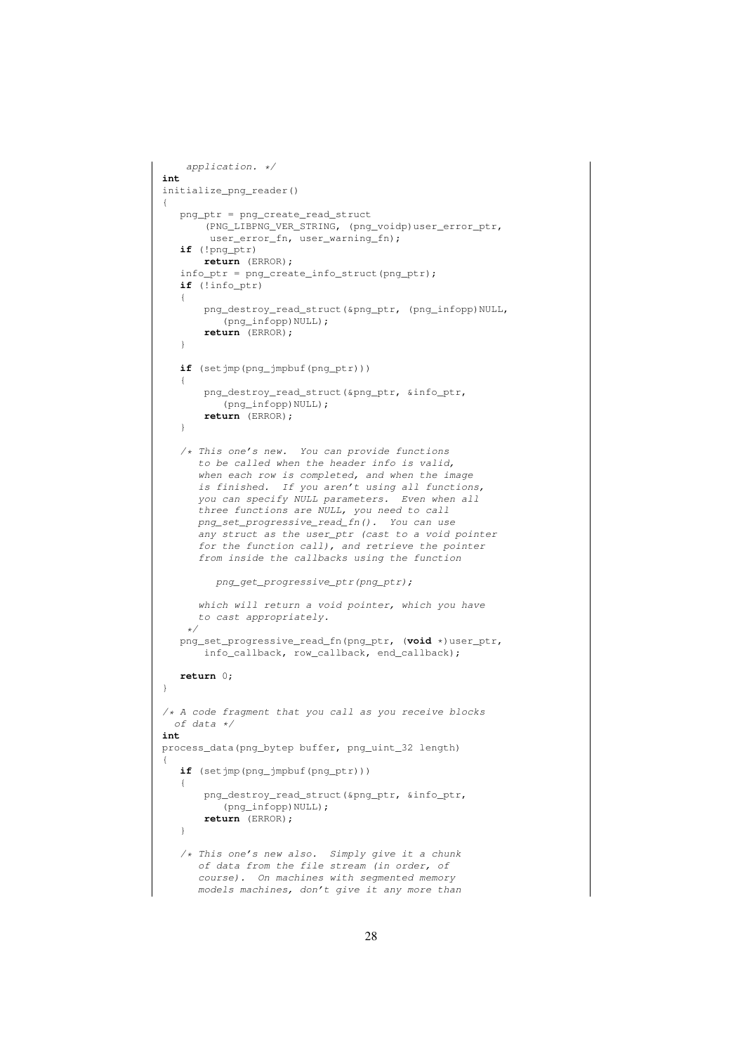```
    application. */
int
initialize_png_reader()
{
   png_ptr = png_create_read_struct
       (PNG_LIBPNG_VER_STRING, (png_voidp)user_error_ptr,
        user_error_fn, user_warning_fn);
   if (!png_ptr)
       return (ERROR);
   info_ptr = png_create_info_struct(png_ptr);
   if (!info_ptr)
   {
       png_destroy_read_struct(&png_ptr, (png_infopp)NULL,
          (png_infopp)NULL);
       return (ERROR);
   }

   if (setjmp(png_jmpbuf(png_ptr)))
   {
       png_destroy_read_struct(&png_ptr, &info_ptr,
          (png_infopp)NULL);
       return (ERROR);
   }

   /* This one's new.  You can provide functions
      to be called when the header info is valid,
      when each row is completed, and when the image
      is finished.  If you aren't using all functions,
      you can specify NULL parameters.  Even when all
      three functions are NULL, you need to call
      png_set_progressive_read_fn().  You can use
      any struct as the user_ptr (cast to a void pointer
      for the function call), and retrieve the pointer
      from inside the callbacks using the function

         png_get_progressive_ptr(png_ptr);

      which will return a void pointer, which you have
      to cast appropriately.
    */
   png_set_progressive_read_fn(png_ptr, (void *)user_ptr,
       info_callback, row_callback, end_callback);

   return 0;
}

/* A code fragment that you call as you receive blocks
  of data */
int
process_data(png_bytep buffer, png_uint_32 length)
{
   if (setjmp(png_jmpbuf(png_ptr)))
   {
       png_destroy_read_struct(&png_ptr, &info_ptr,
          (png_infopp)NULL);
       return (ERROR);
   }

   /* This one's new also.  Simply give it a chunk
      of data from the file stream (in order, of
      course).  On machines with segmented memory
      models machines, don't give it any more than
```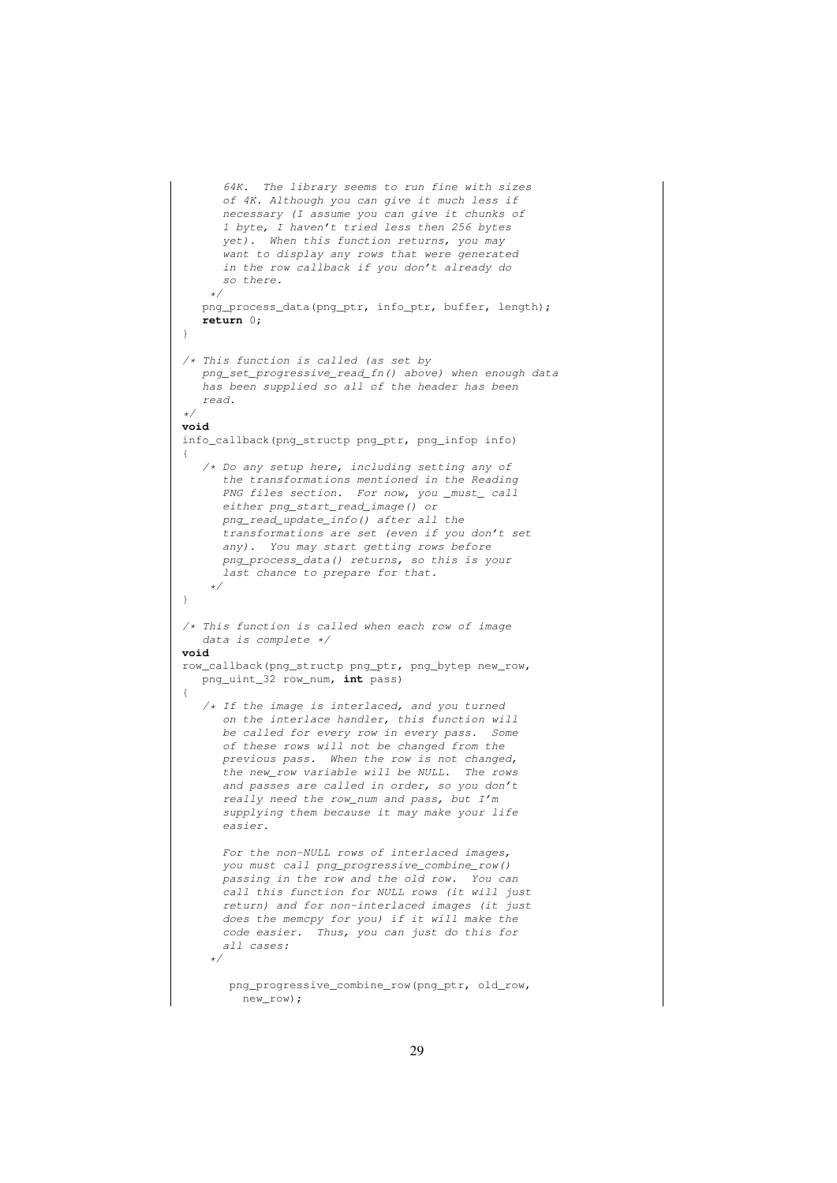```
      64K.  The library seems to run fine with sizes
      of 4K. Although you can give it much less if
      necessary (I assume you can give it chunks of
      1 byte, I haven't tried less then 256 bytes
      yet).  When this function returns, you may
      want to display any rows that were generated
      in the row callback if you don't already do
      so there.
    */
   png_process_data(png_ptr, info_ptr, buffer, length);
   return 0;
}

/* This function is called (as set by
   png_set_progressive_read_fn() above) when enough data
   has been supplied so all of the header has been
   read.
*/
void
info_callback(png_structp png_ptr, png_infop info)
{
   /* Do any setup here, including setting any of
      the transformations mentioned in the Reading
      PNG files section.  For now, you _must_ call
      either png_start_read_image() or
      png_read_update_info() after all the
      transformations are set (even if you don't set
      any).  You may start getting rows before
      png_process_data() returns, so this is your
      last chance to prepare for that.
    */
}

/* This function is called when each row of image
   data is complete */
void
row_callback(png_structp png_ptr, png_bytep new_row,
   png_uint_32 row_num, int pass)
{
   /* If the image is interlaced, and you turned
      on the interlace handler, this function will
      be called for every row in every pass.  Some
      of these rows will not be changed from the
      previous pass.  When the row is not changed,
      the new_row variable will be NULL.  The rows
      and passes are called in order, so you don't
      really need the row_num and pass, but I'm
      supplying them because it may make your life
      easier.

      For the non-NULL rows of interlaced images,
      you must call png_progressive_combine_row()
      passing in the row and the old row.  You can
      call this function for NULL rows (it will just
      return) and for non-interlaced images (it just
      does the memcpy for you) if it will make the
      code easier.  Thus, you can just do this for
      all cases:
    */

       png_progressive_combine_row(png_ptr, old_row,
         new_row);
```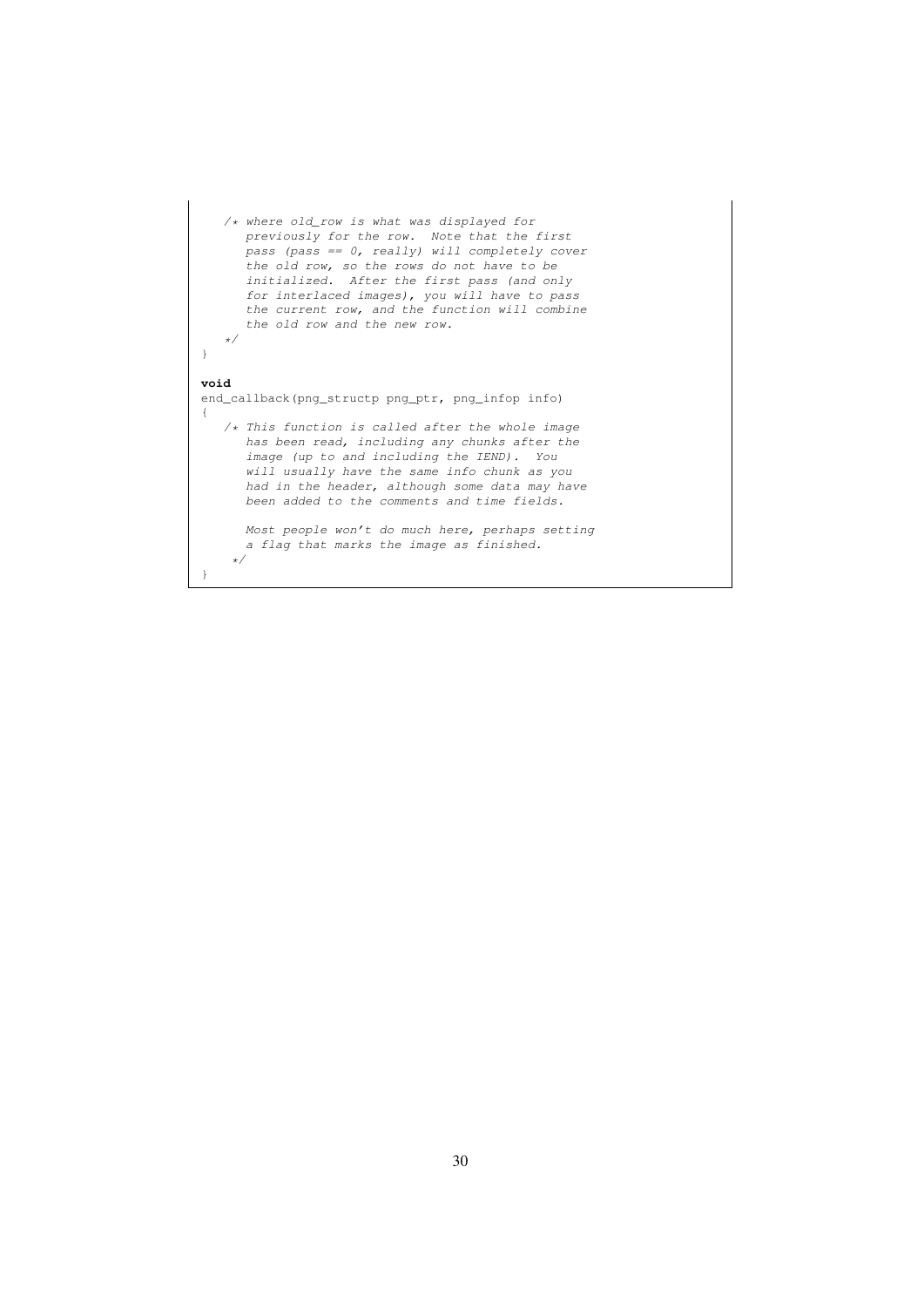```
   /* where old_row is what was displayed for
      previously for the row.  Note that the first
      pass (pass == 0, really) will completely cover
      the old row, so the rows do not have to be
      initialized.  After the first pass (and only
      for interlaced images), you will have to pass
      the current row, and the function will combine
      the old row and the new row.
   */
}

void
end_callback(png_structp png_ptr, png_infop info)
{
   /* This function is called after the whole image
      has been read, including any chunks after the
      image (up to and including the IEND).  You
      will usually have the same info chunk as you
      had in the header, although some data may have
      been added to the comments and time fields.

      Most people won't do much here, perhaps setting
      a flag that marks the image as finished.
    */
}
```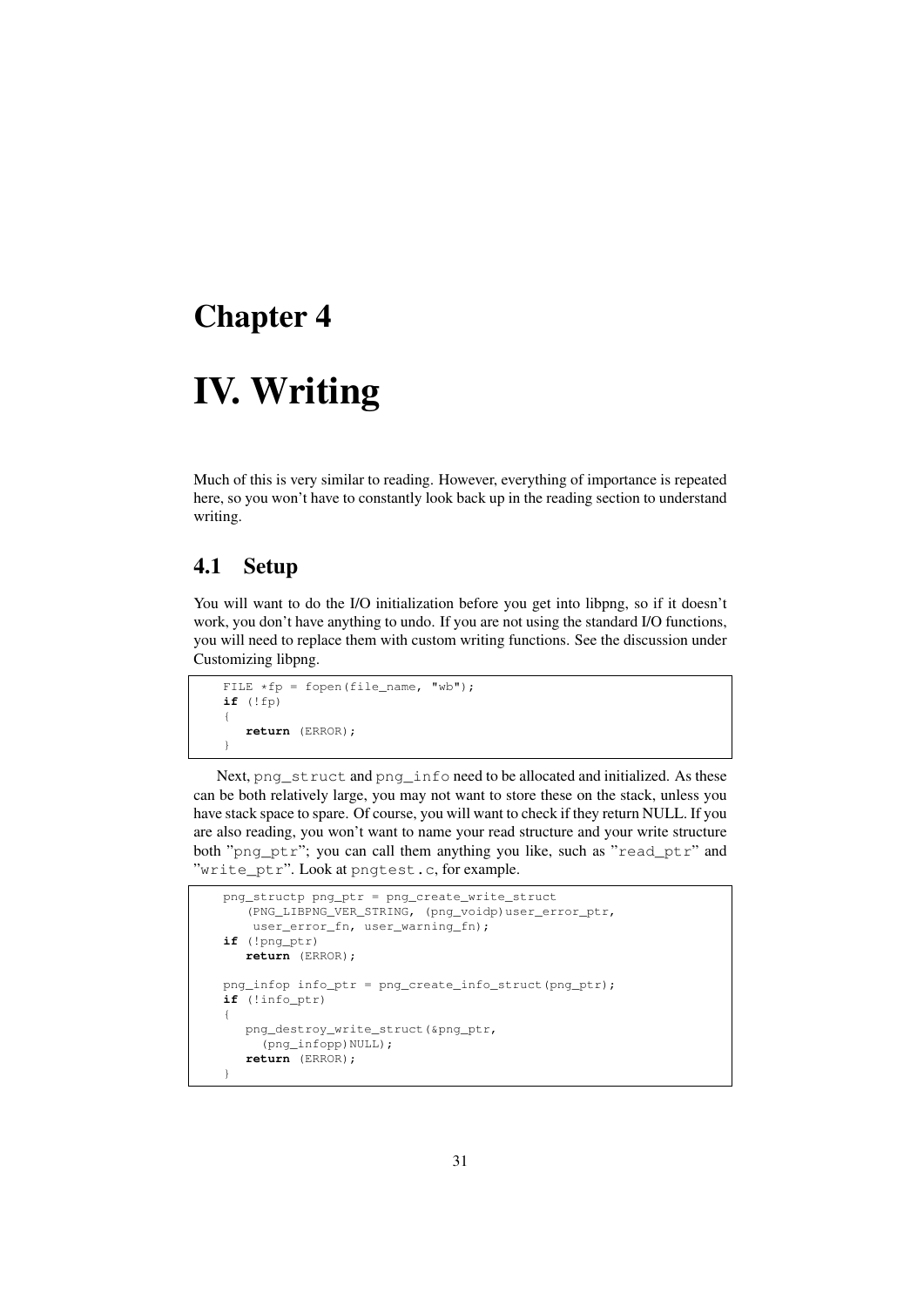# Chapter 4

# IV. Writing

Much of this is very similar to reading. However, everything of importance is repeated here, so you won't have to constantly look back up in the reading section to understand writing.

## 4.1 Setup

You will want to do the I/O initialization before you get into libpng, so if it doesn't work, you don't have anything to undo. If you are not using the standard I/O functions, you will need to replace them with custom writing functions. See the discussion under Customizing libpng.

```
FILE *fp = fopen(file_name, "wb");
if (!fp)
{
   return (ERROR);
}
```

Next, png_struct and png_info need to be allocated and initialized. As these can be both relatively large, you may not want to store these on the stack, unless you have stack space to spare. Of course, you will want to check if they return NULL. If you are also reading, you won't want to name your read structure and your write structure both "png_ptr"; you can call them anything you like, such as "read_ptr" and "write_ptr". Look at pngtest.c, for example.

```
png_structp png_ptr = png_create_write_struct
   (PNG_LIBPNG_VER_STRING, (png_voidp)user_error_ptr,
    user_error_fn, user_warning_fn);
if (!png_ptr)
   return (ERROR);

png_infop info_ptr = png_create_info_struct(png_ptr);
if (!info_ptr)
{
   png_destroy_write_struct(&png_ptr,
     (png_infopp)NULL);
   return (ERROR);
}
```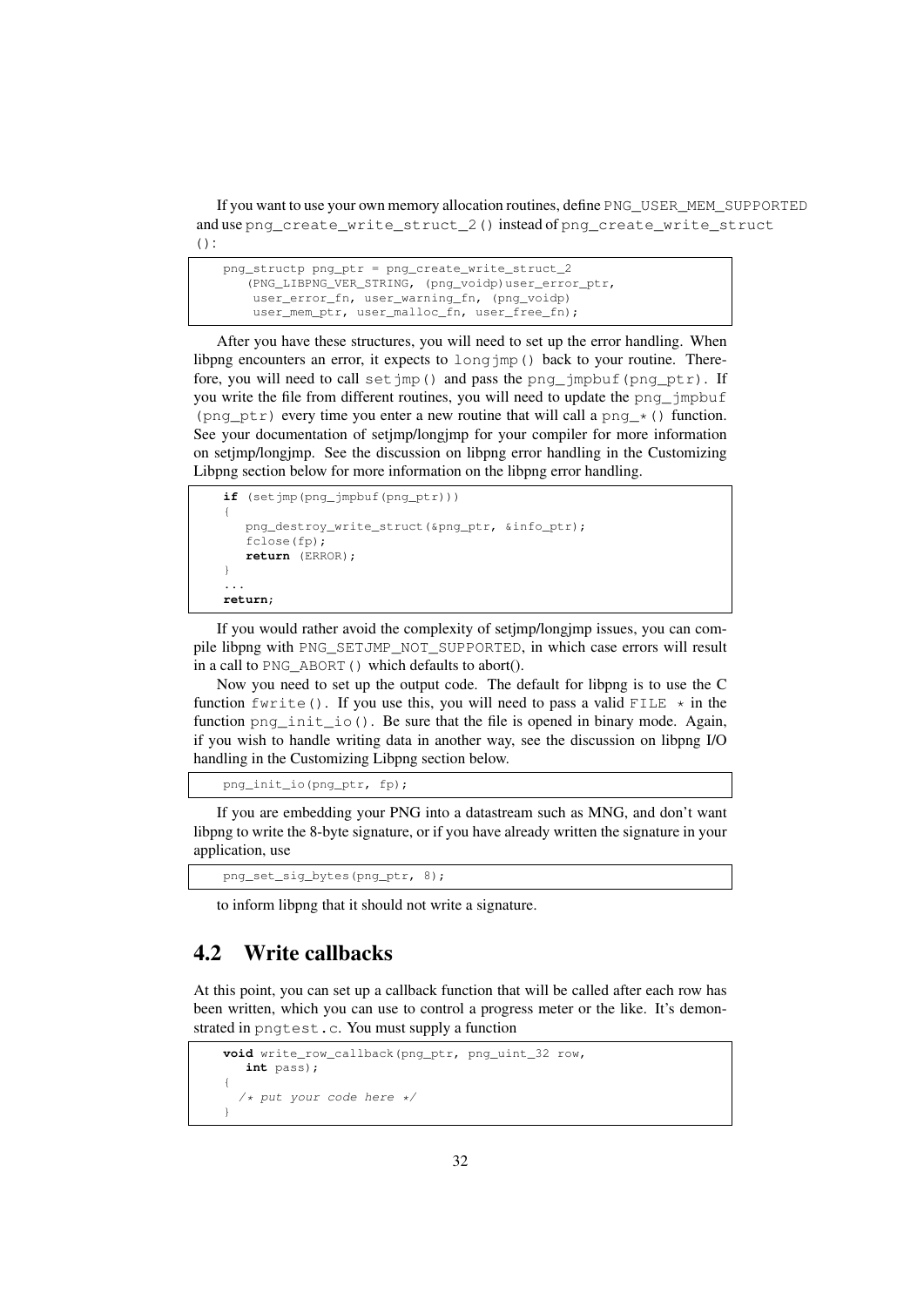If you want to use your own memory allocation routines, define `PNG_USER_MEM_SUPPORTED` and use `png_create_write_struct_2()` instead of `png_create_write_struct()`:

```
png_structp png_ptr = png_create_write_struct_2
    (PNG_LIBPNG_VER_STRING, (png_voidp)user_error_ptr,
     user_error_fn, user_warning_fn, (png_voidp)
     user_mem_ptr, user_malloc_fn, user_free_fn);
```

After you have these structures, you will need to set up the error handling. When libpng encounters an error, it expects to `longjmp()` back to your routine. Therefore, you will need to call `setjmp()` and pass the `png_jmpbuf(png_ptr)`. If you write the file from different routines, you will need to update the `png_jmpbuf(png_ptr)` every time you enter a new routine that will call a `png_*()` function. See your documentation of setjmp/longjmp for your compiler for more information on setjmp/longjmp. See the discussion on libpng error handling in the Customizing Libpng section below for more information on the libpng error handling.

```
if (setjmp(png_jmpbuf(png_ptr)))
{
   png_destroy_write_struct(&png_ptr, &info_ptr);
   fclose(fp);
   return (ERROR);
}
...
return;
```

If you would rather avoid the complexity of setjmp/longjmp issues, you can compile libpng with `PNG_SETJMP_NOT_SUPPORTED`, in which case errors will result in a call to `PNG_ABORT()` which defaults to abort().

Now you need to set up the output code. The default for libpng is to use the C function `fwrite()`. If you use this, you will need to pass a valid `FILE *` in the function `png_init_io()`. Be sure that the file is opened in binary mode. Again, if you wish to handle writing data in another way, see the discussion on libpng I/O handling in the Customizing Libpng section below.

```
png_init_io(png_ptr, fp);
```

If you are embedding your PNG into a datastream such as MNG, and don't want libpng to write the 8-byte signature, or if you have already written the signature in your application, use

```
png_set_sig_bytes(png_ptr, 8);
```

to inform libpng that it should not write a signature.

## 4.2 Write callbacks

At this point, you can set up a callback function that will be called after each row has been written, which you can use to control a progress meter or the like. It's demonstrated in `pngtest.c`. You must supply a function

```
void write_row_callback(png_ptr, png_uint_32 row,
   int pass);
{
  /* put your code here */
}
```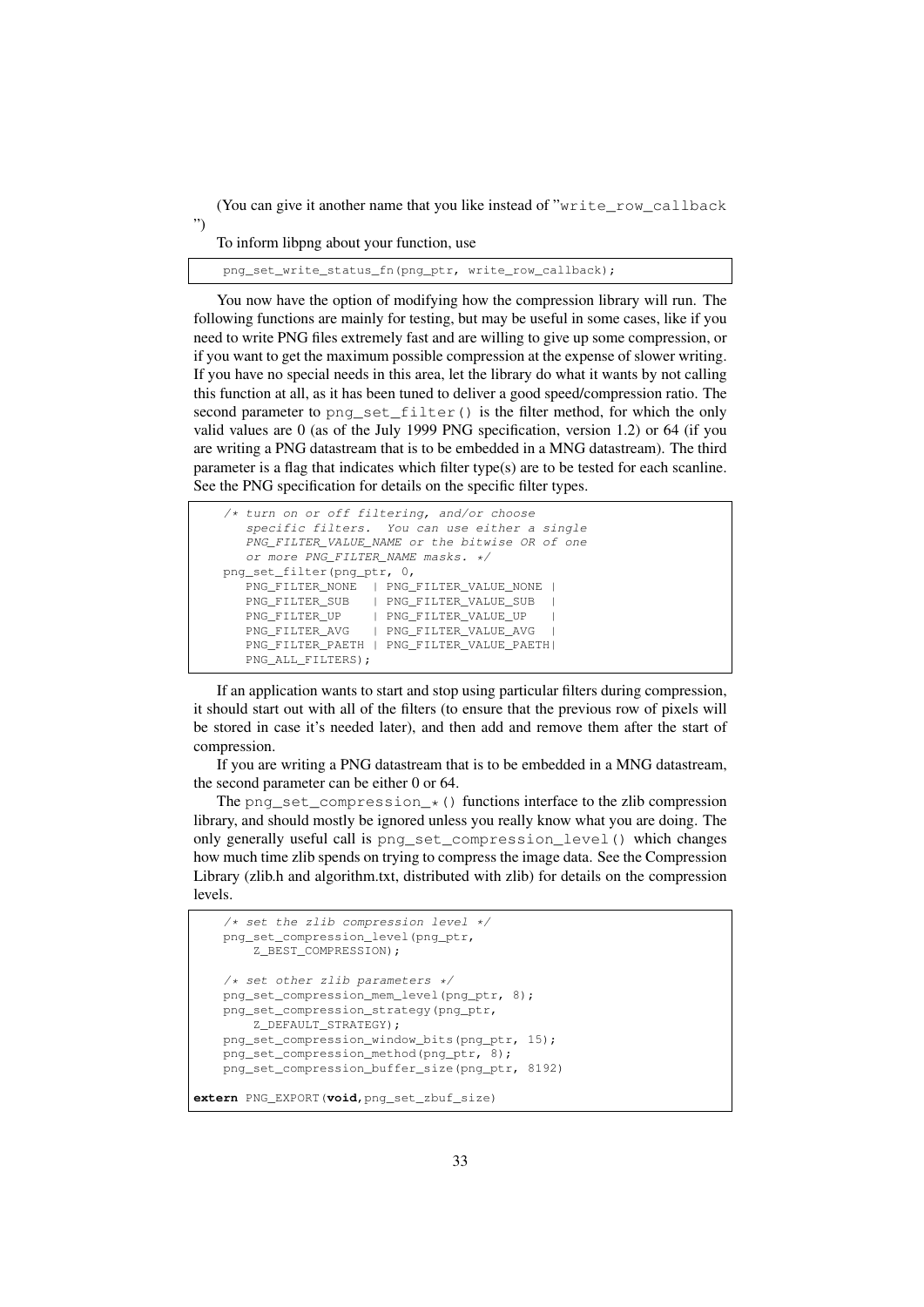(You can give it another name that you like instead of "`write_row_callback`")

To inform libpng about your function, use

```
png_set_write_status_fn(png_ptr, write_row_callback);
```

You now have the option of modifying how the compression library will run. The following functions are mainly for testing, but may be useful in some cases, like if you need to write PNG files extremely fast and are willing to give up some compression, or if you want to get the maximum possible compression at the expense of slower writing. If you have no special needs in this area, let the library do what it wants by not calling this function at all, as it has been tuned to deliver a good speed/compression ratio. The second parameter to `png_set_filter()` is the filter method, for which the only valid values are 0 (as of the July 1999 PNG specification, version 1.2) or 64 (if you are writing a PNG datastream that is to be embedded in a MNG datastream). The third parameter is a flag that indicates which filter type(s) are to be tested for each scanline. See the PNG specification for details on the specific filter types.

```
/* turn on or off filtering, and/or choose
   specific filters.  You can use either a single
   PNG_FILTER_VALUE_NAME or the bitwise OR of one
   or more PNG_FILTER_NAME masks. */
png_set_filter(png_ptr, 0,
   PNG_FILTER_NONE  | PNG_FILTER_VALUE_NONE |
   PNG_FILTER_SUB   | PNG_FILTER_VALUE_SUB  |
   PNG_FILTER_UP    | PNG_FILTER_VALUE_UP   |
   PNG_FILTER_AVG   | PNG_FILTER_VALUE_AVG  |
   PNG_FILTER_PAETH | PNG_FILTER_VALUE_PAETH|
   PNG_ALL_FILTERS);
```

If an application wants to start and stop using particular filters during compression, it should start out with all of the filters (to ensure that the previous row of pixels will be stored in case it's needed later), and then add and remove them after the start of compression.

If you are writing a PNG datastream that is to be embedded in a MNG datastream, the second parameter can be either 0 or 64.

The `png_set_compression_*()` functions interface to the zlib compression library, and should mostly be ignored unless you really know what you are doing. The only generally useful call is `png_set_compression_level()` which changes how much time zlib spends on trying to compress the image data. See the Compression Library (zlib.h and algorithm.txt, distributed with zlib) for details on the compression levels.

```
/* set the zlib compression level */
png_set_compression_level(png_ptr,
    Z_BEST_COMPRESSION);

/* set other zlib parameters */
png_set_compression_mem_level(png_ptr, 8);
png_set_compression_strategy(png_ptr,
    Z_DEFAULT_STRATEGY);
png_set_compression_window_bits(png_ptr, 15);
png_set_compression_method(png_ptr, 8);
png_set_compression_buffer_size(png_ptr, 8192)

extern PNG_EXPORT(void,png_set_zbuf_size)
```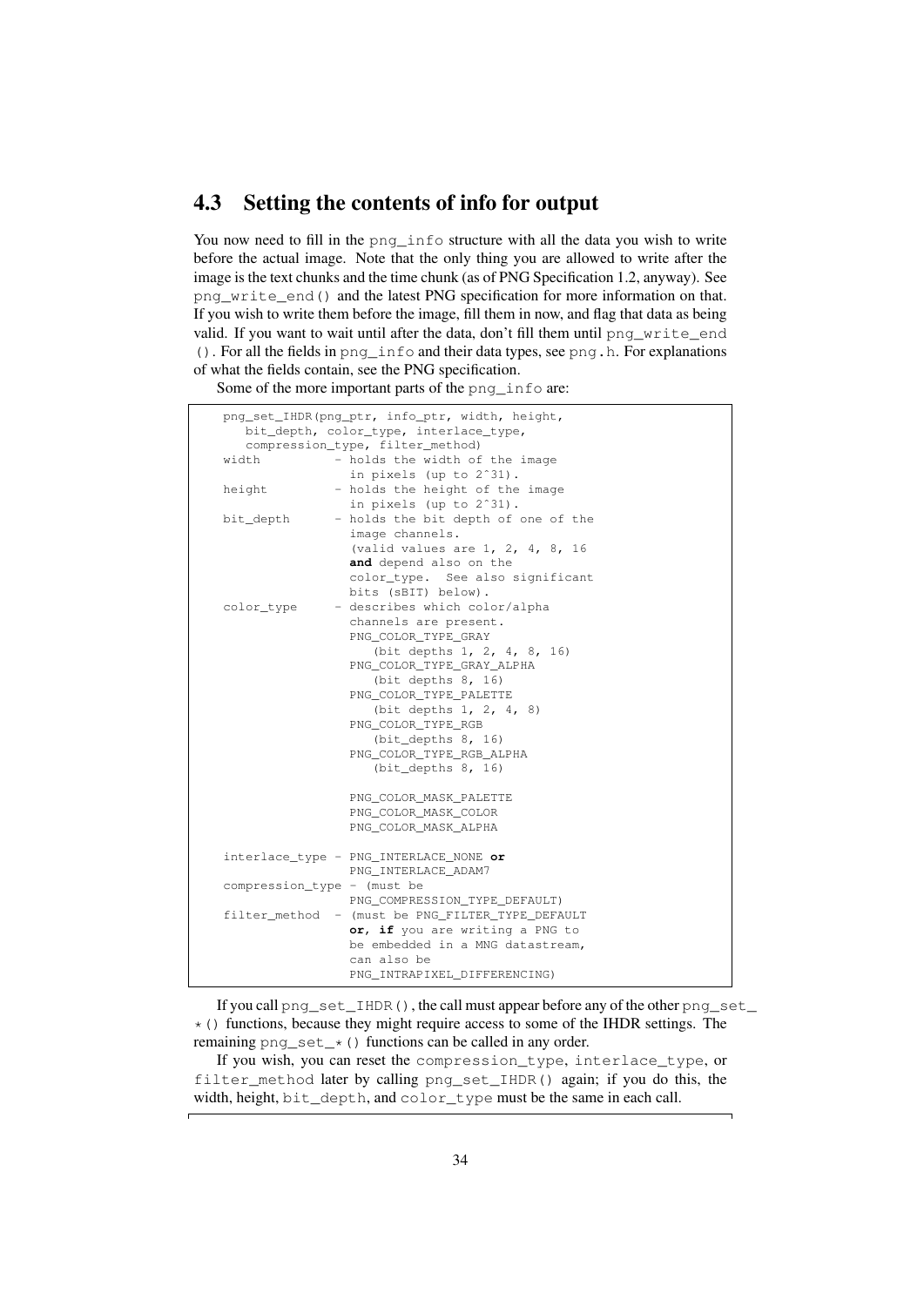## 4.3 Setting the contents of info for output

You now need to fill in the `png_info` structure with all the data you wish to write before the actual image. Note that the only thing you are allowed to write after the image is the text chunks and the time chunk (as of PNG Specification 1.2, anyway). See `png_write_end()` and the latest PNG specification for more information on that. If you wish to write them before the image, fill them in now, and flag that data as being valid. If you want to wait until after the data, don't fill them until `png_write_end()`. For all the fields in `png_info` and their data types, see `png.h`. For explanations of what the fields contain, see the PNG specification.

Some of the more important parts of the `png_info` are:

```
png_set_IHDR(png_ptr, info_ptr, width, height,
   bit_depth, color_type, interlace_type,
   compression_type, filter_method)
width          - holds the width of the image
                 in pixels (up to 2^31).
height         - holds the height of the image
                 in pixels (up to 2^31).
bit_depth      - holds the bit depth of one of the
                 image channels.
                 (valid values are 1, 2, 4, 8, 16
                 and depend also on the
                 color_type.  See also significant
                 bits (sBIT) below).
color_type     - describes which color/alpha
                 channels are present.
                 PNG_COLOR_TYPE_GRAY
                    (bit depths 1, 2, 4, 8, 16)
                 PNG_COLOR_TYPE_GRAY_ALPHA
                    (bit depths 8, 16)
                 PNG_COLOR_TYPE_PALETTE
                    (bit depths 1, 2, 4, 8)
                 PNG_COLOR_TYPE_RGB
                    (bit_depths 8, 16)
                 PNG_COLOR_TYPE_RGB_ALPHA
                    (bit_depths 8, 16)

                 PNG_COLOR_MASK_PALETTE
                 PNG_COLOR_MASK_COLOR
                 PNG_COLOR_MASK_ALPHA

interlace_type - PNG_INTERLACE_NONE or
                 PNG_INTERLACE_ADAM7
compression_type - (must be
                 PNG_COMPRESSION_TYPE_DEFAULT)
filter_method  - (must be PNG_FILTER_TYPE_DEFAULT
                 or, if you are writing a PNG to
                 be embedded in a MNG datastream,
                 can also be
                 PNG_INTRAPIXEL_DIFFERENCING)
```

If you call `png_set_IHDR()`, the call must appear before any of the other `png_set_*()` functions, because they might require access to some of the IHDR settings. The remaining `png_set_*()` functions can be called in any order.

If you wish, you can reset the `compression_type`, `interlace_type`, or `filter_method` later by calling `png_set_IHDR()` again; if you do this, the width, height, `bit_depth`, and `color_type` must be the same in each call.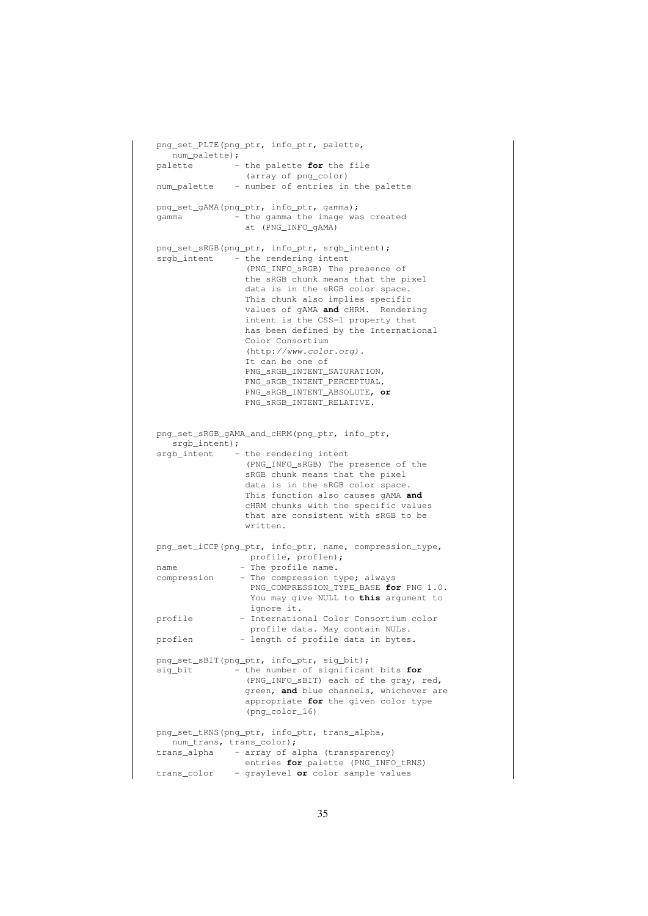```
png_set_PLTE(png_ptr, info_ptr, palette,
   num_palette);
palette        - the palette for the file
                 (array of png_color)
num_palette    - number of entries in the palette

png_set_gAMA(png_ptr, info_ptr, gamma);
gamma          - the gamma the image was created
                 at (PNG_INFO_gAMA)

png_set_sRGB(png_ptr, info_ptr, srgb_intent);
srgb_intent    - the rendering intent
                 (PNG_INFO_sRGB) The presence of
                 the sRGB chunk means that the pixel
                 data is in the sRGB color space.
                 This chunk also implies specific
                 values of gAMA and cHRM.  Rendering
                 intent is the CSS-1 property that
                 has been defined by the International
                 Color Consortium
                 (http://www.color.org).
                 It can be one of
                 PNG_sRGB_INTENT_SATURATION,
                 PNG_sRGB_INTENT_PERCEPTUAL,
                 PNG_sRGB_INTENT_ABSOLUTE, or
                 PNG_sRGB_INTENT_RELATIVE.


png_set_sRGB_gAMA_and_cHRM(png_ptr, info_ptr,
   srgb_intent);
srgb_intent    - the rendering intent
                 (PNG_INFO_sRGB) The presence of the
                 sRGB chunk means that the pixel
                 data is in the sRGB color space.
                 This function also causes gAMA and
                 cHRM chunks with the specific values
                 that are consistent with sRGB to be
                 written.

png_set_iCCP(png_ptr, info_ptr, name, compression_type,
                  profile, proflen);
name            - The profile name.
compression     - The compression type; always
                  PNG_COMPRESSION_TYPE_BASE for PNG 1.0.
                  You may give NULL to this argument to
                  ignore it.
profile         - International Color Consortium color
                  profile data. May contain NULs.
proflen         - length of profile data in bytes.

png_set_sBIT(png_ptr, info_ptr, sig_bit);
sig_bit        - the number of significant bits for
                 (PNG_INFO_sBIT) each of the gray, red,
                 green, and blue channels, whichever are
                 appropriate for the given color type
                 (png_color_16)

png_set_tRNS(png_ptr, info_ptr, trans_alpha,
   num_trans, trans_color);
trans_alpha    - array of alpha (transparency)
                 entries for palette (PNG_INFO_tRNS)
trans_color    - graylevel or color sample values
```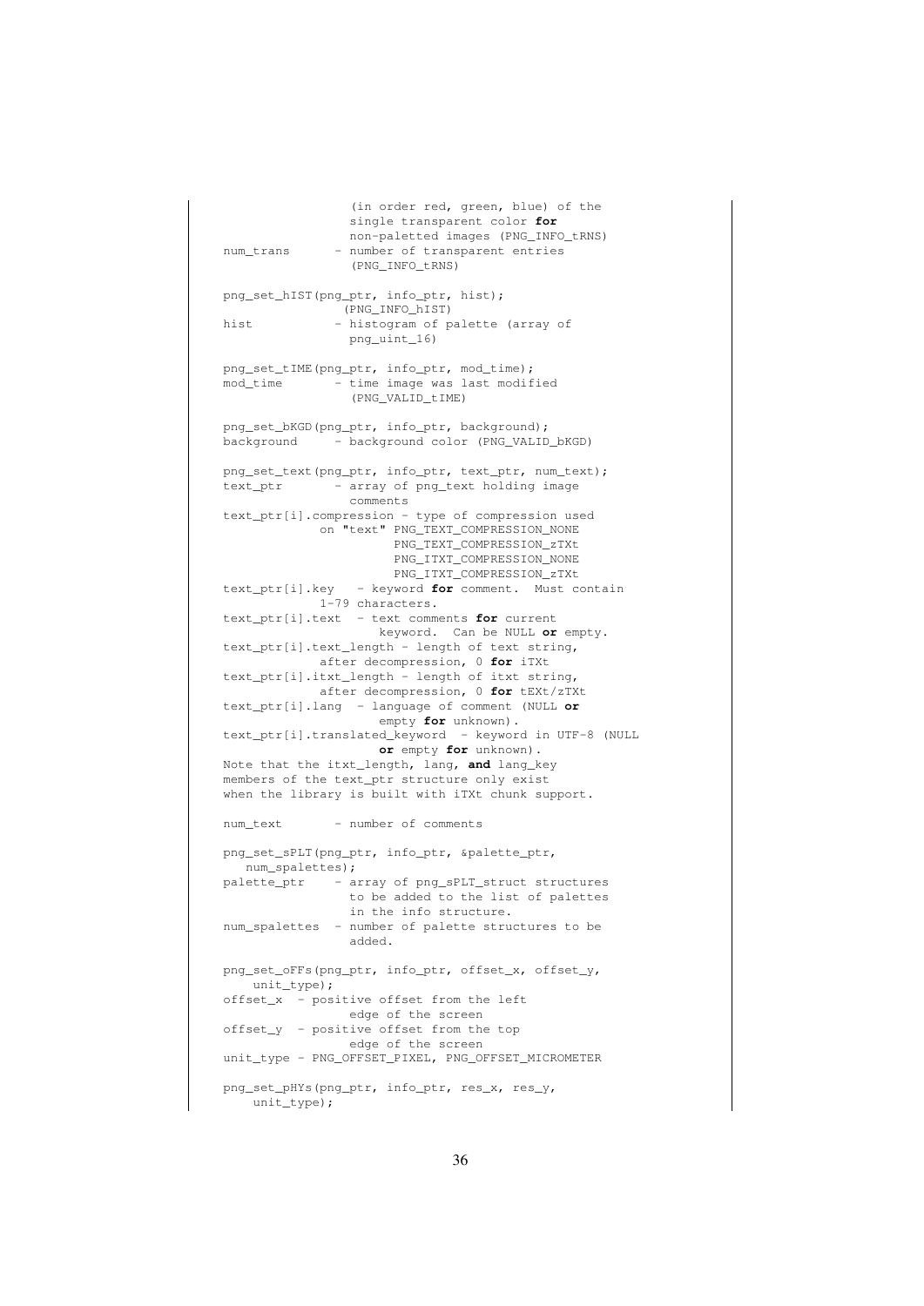```
                 (in order red, green, blue) of the
                 single transparent color for
                 non-paletted images (PNG_INFO_tRNS)
num_trans      - number of transparent entries
                 (PNG_INFO_tRNS)

png_set_hIST(png_ptr, info_ptr, hist);
                (PNG_INFO_hIST)
hist           - histogram of palette (array of
                 png_uint_16)

png_set_tIME(png_ptr, info_ptr, mod_time);
mod_time       - time image was last modified
                 (PNG_VALID_tIME)

png_set_bKGD(png_ptr, info_ptr, background);
background     - background color (PNG_VALID_bKGD)

png_set_text(png_ptr, info_ptr, text_ptr, num_text);
text_ptr       - array of png_text holding image
                 comments
text_ptr[i].compression - type of compression used
             on "text" PNG_TEXT_COMPRESSION_NONE
                       PNG_TEXT_COMPRESSION_zTXt
                       PNG_ITXT_COMPRESSION_NONE
                       PNG_ITXT_COMPRESSION_zTXt
text_ptr[i].key   - keyword for comment.  Must contain
             1-79 characters.
text_ptr[i].text  - text comments for current
                     keyword.  Can be NULL or empty.
text_ptr[i].text_length - length of text string,
             after decompression, 0 for iTXt
text_ptr[i].itxt_length - length of itxt string,
             after decompression, 0 for tEXt/zTXt
text_ptr[i].lang  - language of comment (NULL or
                     empty for unknown).
text_ptr[i].translated_keyword  - keyword in UTF-8 (NULL
                     or empty for unknown).
Note that the itxt_length, lang, and lang_key
members of the text_ptr structure only exist
when the library is built with iTXt chunk support.

num_text       - number of comments

png_set_sPLT(png_ptr, info_ptr, &palette_ptr,
   num_spalettes);
palette_ptr    - array of png_sPLT_struct structures
                 to be added to the list of palettes
                 in the info structure.
num_spalettes  - number of palette structures to be
                 added.

png_set_oFFs(png_ptr, info_ptr, offset_x, offset_y,
    unit_type);
offset_x  - positive offset from the left
                 edge of the screen
offset_y  - positive offset from the top
                 edge of the screen
unit_type - PNG_OFFSET_PIXEL, PNG_OFFSET_MICROMETER

png_set_pHYs(png_ptr, info_ptr, res_x, res_y,
    unit_type);
```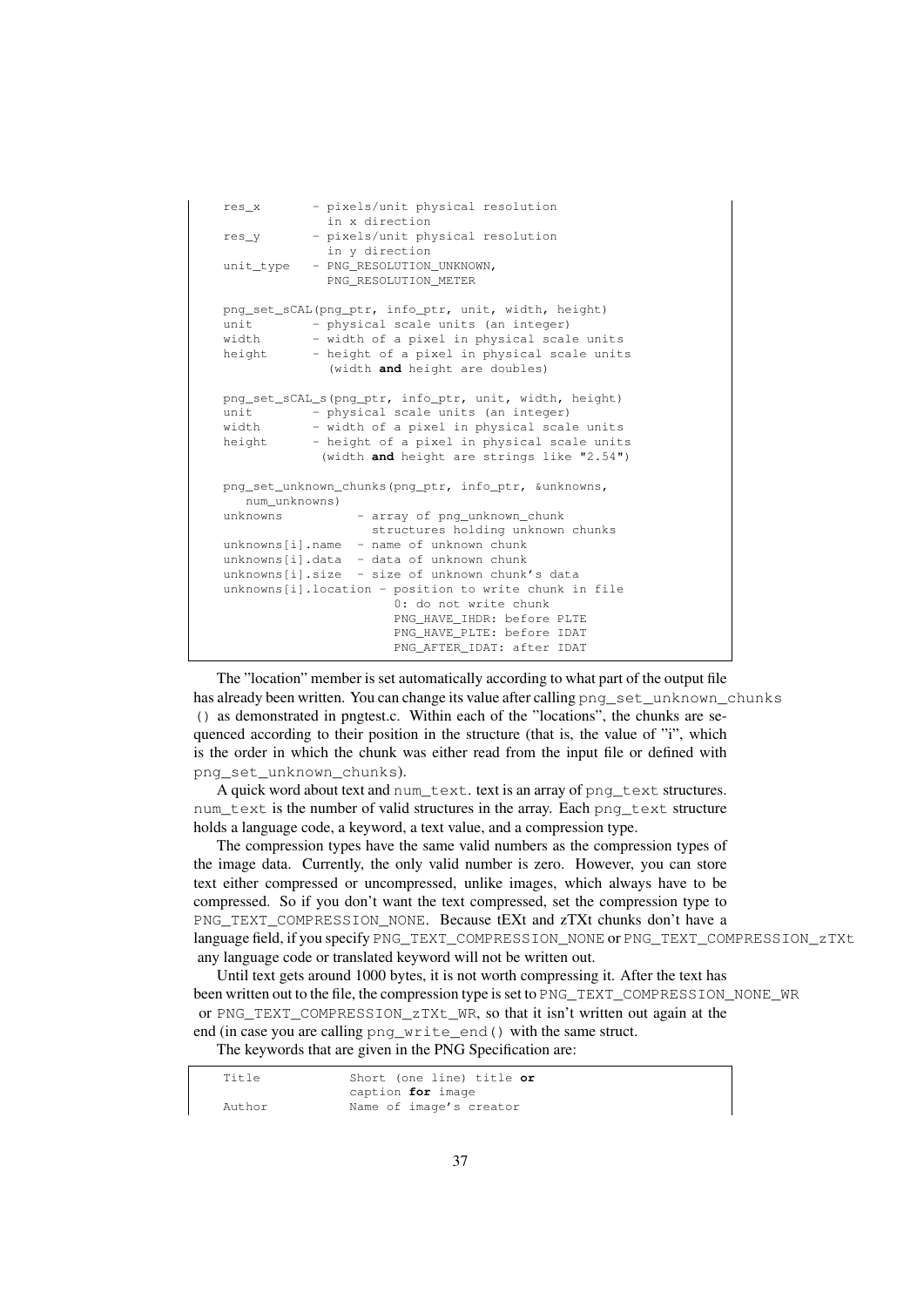```
    res_x       - pixels/unit physical resolution
                  in x direction
    res_y       - pixels/unit physical resolution
                  in y direction
    unit_type   - PNG_RESOLUTION_UNKNOWN,
                  PNG_RESOLUTION_METER

    png_set_sCAL(png_ptr, info_ptr, unit, width, height)
    unit        - physical scale units (an integer)
    width       - width of a pixel in physical scale units
    height      - height of a pixel in physical scale units
                  (width and height are doubles)

    png_set_sCAL_s(png_ptr, info_ptr, unit, width, height)
    unit        - physical scale units (an integer)
    width       - width of a pixel in physical scale units
    height      - height of a pixel in physical scale units
                 (width and height are strings like "2.54")

    png_set_unknown_chunks(png_ptr, info_ptr, &unknowns,
       num_unknowns)
    unknowns          - array of png_unknown_chunk
                        structures holding unknown chunks
    unknowns[i].name  - name of unknown chunk
    unknowns[i].data  - data of unknown chunk
    unknowns[i].size  - size of unknown chunk's data
    unknowns[i].location - position to write chunk in file
                           0: do not write chunk
                           PNG_HAVE_IHDR: before PLTE
                           PNG_HAVE_PLTE: before IDAT
                           PNG_AFTER_IDAT: after IDAT
```

The "location" member is set automatically according to what part of the output file has already been written. You can change its value after calling `png_set_unknown_chunks()` as demonstrated in pngtest.c. Within each of the "locations", the chunks are sequenced according to their position in the structure (that is, the value of "i", which is the order in which the chunk was either read from the input file or defined with `png_set_unknown_chunks`).

A quick word about text and `num_text`. text is an array of `png_text` structures. `num_text` is the number of valid structures in the array. Each `png_text` structure holds a language code, a keyword, a text value, and a compression type.

The compression types have the same valid numbers as the compression types of the image data. Currently, the only valid number is zero. However, you can store text either compressed or uncompressed, unlike images, which always have to be compressed. So if you don't want the text compressed, set the compression type to `PNG_TEXT_COMPRESSION_NONE`. Because tEXt and zTXt chunks don't have a language field, if you specify `PNG_TEXT_COMPRESSION_NONE` or `PNG_TEXT_COMPRESSION_zTXt` any language code or translated keyword will not be written out.

Until text gets around 1000 bytes, it is not worth compressing it. After the text has been written out to the file, the compression type is set to `PNG_TEXT_COMPRESSION_NONE_WR` or `PNG_TEXT_COMPRESSION_zTXt_WR`, so that it isn't written out again at the end (in case you are calling `png_write_end()` with the same struct.

The keywords that are given in the PNG Specification are:

```
    Title             Short (one line) title or
                      caption for image
    Author            Name of image's creator
```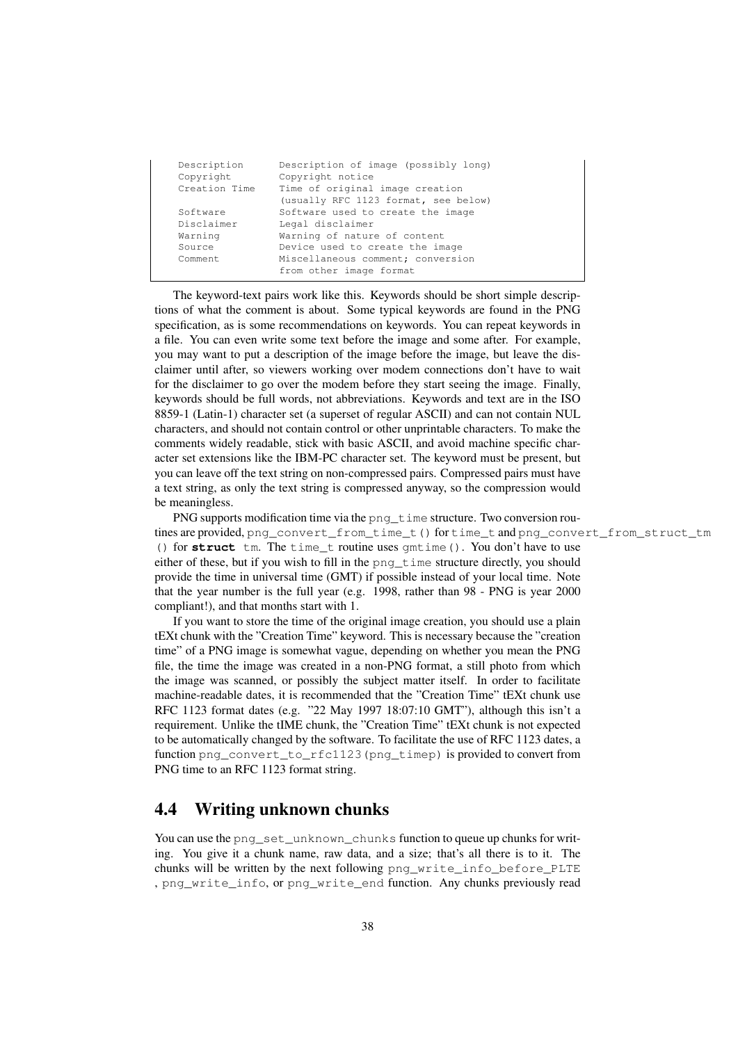```
Description     Description of image (possibly long)
Copyright       Copyright notice
Creation Time   Time of original image creation
                (usually RFC 1123 format, see below)
Software        Software used to create the image
Disclaimer      Legal disclaimer
Warning         Warning of nature of content
Source          Device used to create the image
Comment         Miscellaneous comment; conversion
                from other image format
```

The keyword-text pairs work like this. Keywords should be short simple descriptions of what the comment is about. Some typical keywords are found in the PNG specification, as is some recommendations on keywords. You can repeat keywords in a file. You can even write some text before the image and some after. For example, you may want to put a description of the image before the image, but leave the disclaimer until after, so viewers working over modem connections don't have to wait for the disclaimer to go over the modem before they start seeing the image. Finally, keywords should be full words, not abbreviations. Keywords and text are in the ISO 8859-1 (Latin-1) character set (a superset of regular ASCII) and can not contain NUL characters, and should not contain control or other unprintable characters. To make the comments widely readable, stick with basic ASCII, and avoid machine specific character set extensions like the IBM-PC character set. The keyword must be present, but you can leave off the text string on non-compressed pairs. Compressed pairs must have a text string, as only the text string is compressed anyway, so the compression would be meaningless.

PNG supports modification time via the `png_time` structure. Two conversion routines are provided, `png_convert_from_time_t()` for `time_t` and `png_convert_from_struct_tm()` for **struct** `tm`. The `time_t` routine uses `gmtime()`. You don't have to use either of these, but if you wish to fill in the `png_time` structure directly, you should provide the time in universal time (GMT) if possible instead of your local time. Note that the year number is the full year (e.g. 1998, rather than 98 - PNG is year 2000 compliant!), and that months start with 1.

If you want to store the time of the original image creation, you should use a plain tEXt chunk with the "Creation Time" keyword. This is necessary because the "creation time" of a PNG image is somewhat vague, depending on whether you mean the PNG file, the time the image was created in a non-PNG format, a still photo from which the image was scanned, or possibly the subject matter itself. In order to facilitate machine-readable dates, it is recommended that the "Creation Time" tEXt chunk use RFC 1123 format dates (e.g. "22 May 1997 18:07:10 GMT"), although this isn't a requirement. Unlike the tIME chunk, the "Creation Time" tEXt chunk is not expected to be automatically changed by the software. To facilitate the use of RFC 1123 dates, a function `png_convert_to_rfc1123(png_timep)` is provided to convert from PNG time to an RFC 1123 format string.

## 4.4 Writing unknown chunks

You can use the `png_set_unknown_chunks` function to queue up chunks for writing. You give it a chunk name, raw data, and a size; that's all there is to it. The chunks will be written by the next following `png_write_info_before_PLTE`, `png_write_info`, or `png_write_end` function. Any chunks previously read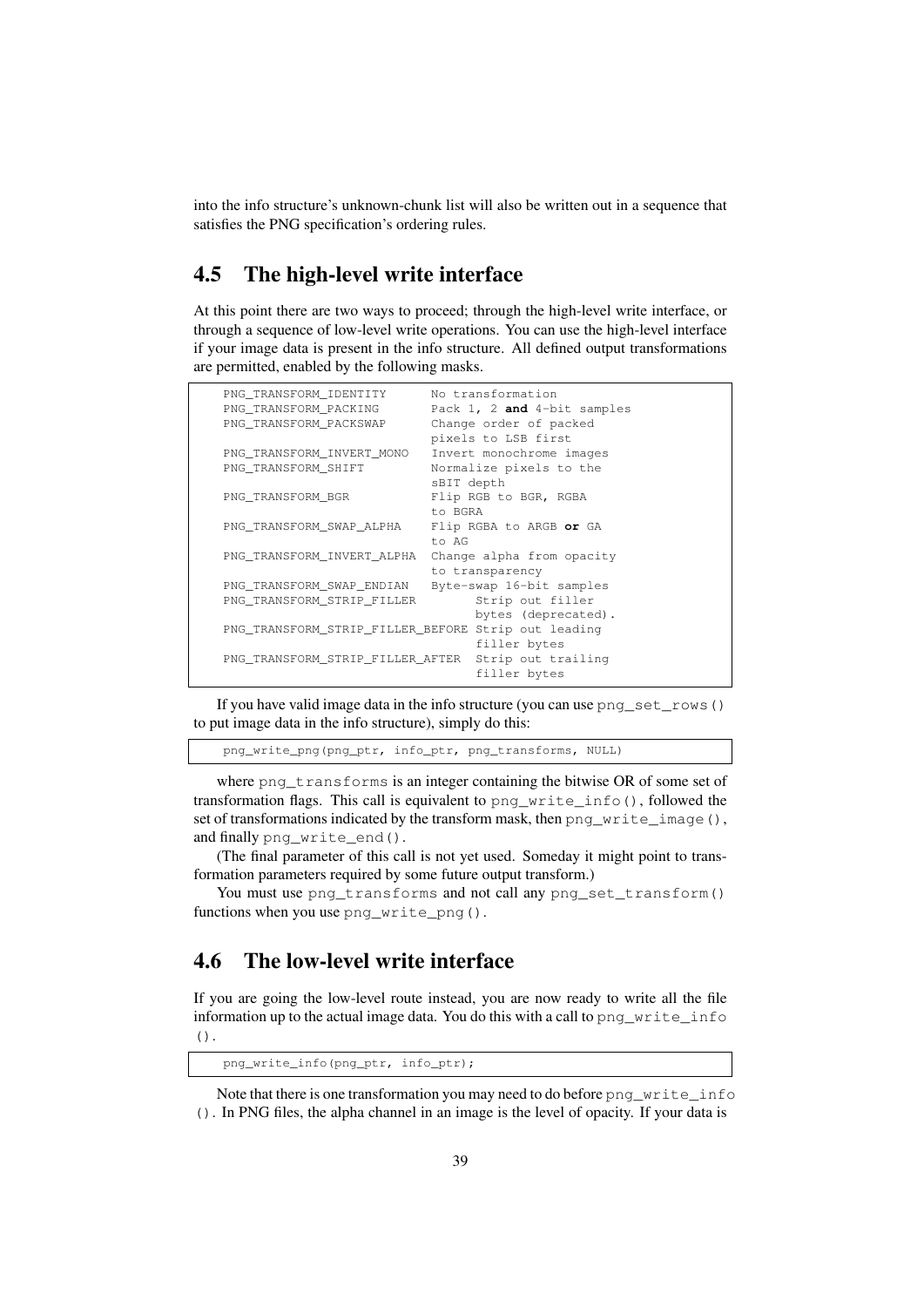into the info structure's unknown-chunk list will also be written out in a sequence that satisfies the PNG specification's ordering rules.

## 4.5 The high-level write interface

At this point there are two ways to proceed; through the high-level write interface, or through a sequence of low-level write operations. You can use the high-level interface if your image data is present in the info structure. All defined output transformations are permitted, enabled by the following masks.

```
PNG_TRANSFORM_IDENTITY      No transformation
PNG_TRANSFORM_PACKING       Pack 1, 2 and 4-bit samples
PNG_TRANSFORM_PACKSWAP      Change order of packed
                            pixels to LSB first
PNG_TRANSFORM_INVERT_MONO   Invert monochrome images
PNG_TRANSFORM_SHIFT         Normalize pixels to the
                            sBIT depth
PNG_TRANSFORM_BGR           Flip RGB to BGR, RGBA
                            to BGRA
PNG_TRANSFORM_SWAP_ALPHA    Flip RGBA to ARGB or GA
                            to AG
PNG_TRANSFORM_INVERT_ALPHA  Change alpha from opacity
                            to transparency
PNG_TRANSFORM_SWAP_ENDIAN   Byte-swap 16-bit samples
PNG_TRANSFORM_STRIP_FILLER        Strip out filler
                                  bytes (deprecated).
PNG_TRANSFORM_STRIP_FILLER_BEFORE Strip out leading
                                  filler bytes
PNG_TRANSFORM_STRIP_FILLER_AFTER  Strip out trailing
                                  filler bytes
```

If you have valid image data in the info structure (you can use `png_set_rows()` to put image data in the info structure), simply do this:

```
png_write_png(png_ptr, info_ptr, png_transforms, NULL)
```

where `png_transforms` is an integer containing the bitwise OR of some set of transformation flags. This call is equivalent to `png_write_info()`, followed the set of transformations indicated by the transform mask, then `png_write_image()`, and finally `png_write_end()`.

(The final parameter of this call is not yet used. Someday it might point to transformation parameters required by some future output transform.)

You must use `png_transforms` and not call any `png_set_transform()` functions when you use `png_write_png()`.

## 4.6 The low-level write interface

If you are going the low-level route instead, you are now ready to write all the file information up to the actual image data. You do this with a call to `png_write_info()`.

```
png_write_info(png_ptr, info_ptr);
```

Note that there is one transformation you may need to do before `png_write_info()`. In PNG files, the alpha channel in an image is the level of opacity. If your data is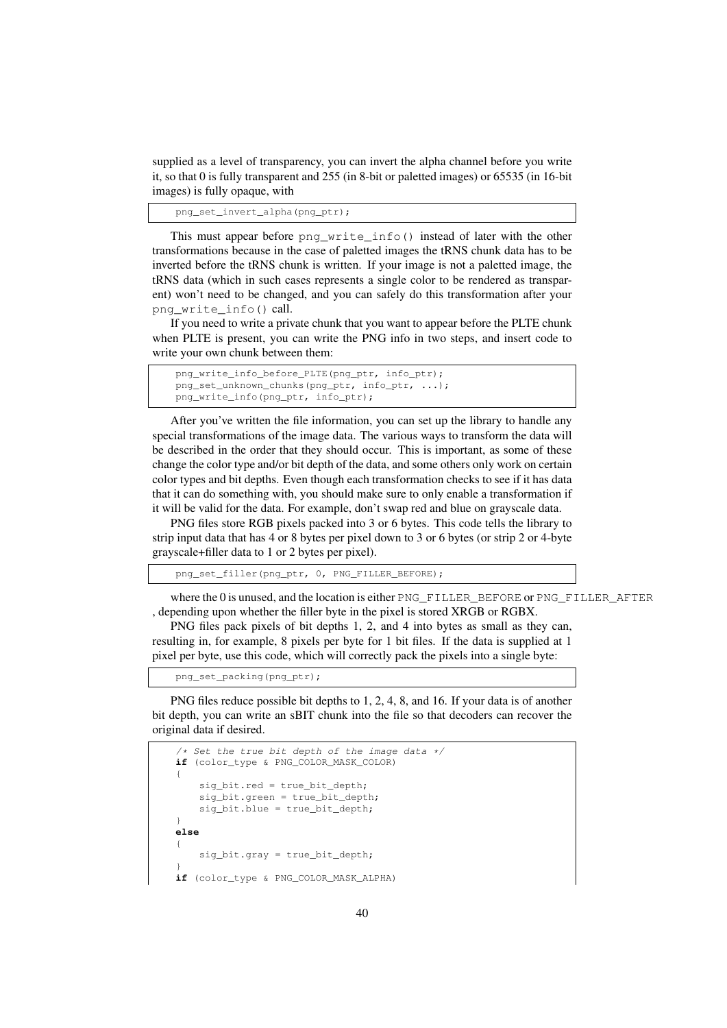supplied as a level of transparency, you can invert the alpha channel before you write it, so that 0 is fully transparent and 255 (in 8-bit or paletted images) or 65535 (in 16-bit images) is fully opaque, with

```
png_set_invert_alpha(png_ptr);
```

This must appear before `png_write_info()` instead of later with the other transformations because in the case of paletted images the tRNS chunk data has to be inverted before the tRNS chunk is written. If your image is not a paletted image, the tRNS data (which in such cases represents a single color to be rendered as transparent) won't need to be changed, and you can safely do this transformation after your `png_write_info()` call.

If you need to write a private chunk that you want to appear before the PLTE chunk when PLTE is present, you can write the PNG info in two steps, and insert code to write your own chunk between them:

```
png_write_info_before_PLTE(png_ptr, info_ptr);
png_set_unknown_chunks(png_ptr, info_ptr, ...);
png_write_info(png_ptr, info_ptr);
```

After you've written the file information, you can set up the library to handle any special transformations of the image data. The various ways to transform the data will be described in the order that they should occur. This is important, as some of these change the color type and/or bit depth of the data, and some others only work on certain color types and bit depths. Even though each transformation checks to see if it has data that it can do something with, you should make sure to only enable a transformation if it will be valid for the data. For example, don't swap red and blue on grayscale data.

PNG files store RGB pixels packed into 3 or 6 bytes. This code tells the library to strip input data that has 4 or 8 bytes per pixel down to 3 or 6 bytes (or strip 2 or 4-byte grayscale+filler data to 1 or 2 bytes per pixel).

```
png_set_filler(png_ptr, 0, PNG_FILLER_BEFORE);
```

where the 0 is unused, and the location is either `PNG_FILLER_BEFORE` or `PNG_FILLER_AFTER` , depending upon whether the filler byte in the pixel is stored XRGB or RGBX.

PNG files pack pixels of bit depths 1, 2, and 4 into bytes as small as they can, resulting in, for example, 8 pixels per byte for 1 bit files. If the data is supplied at 1 pixel per byte, use this code, which will correctly pack the pixels into a single byte:

```
png_set_packing(png_ptr);
```

PNG files reduce possible bit depths to 1, 2, 4, 8, and 16. If your data is of another bit depth, you can write an sBIT chunk into the file so that decoders can recover the original data if desired.

```
/* Set the true bit depth of the image data */
if (color_type & PNG_COLOR_MASK_COLOR)
{
    sig_bit.red = true_bit_depth;
    sig_bit.green = true_bit_depth;
    sig_bit.blue = true_bit_depth;
}
else
{
    sig_bit.gray = true_bit_depth;
}
if (color_type & PNG_COLOR_MASK_ALPHA)
```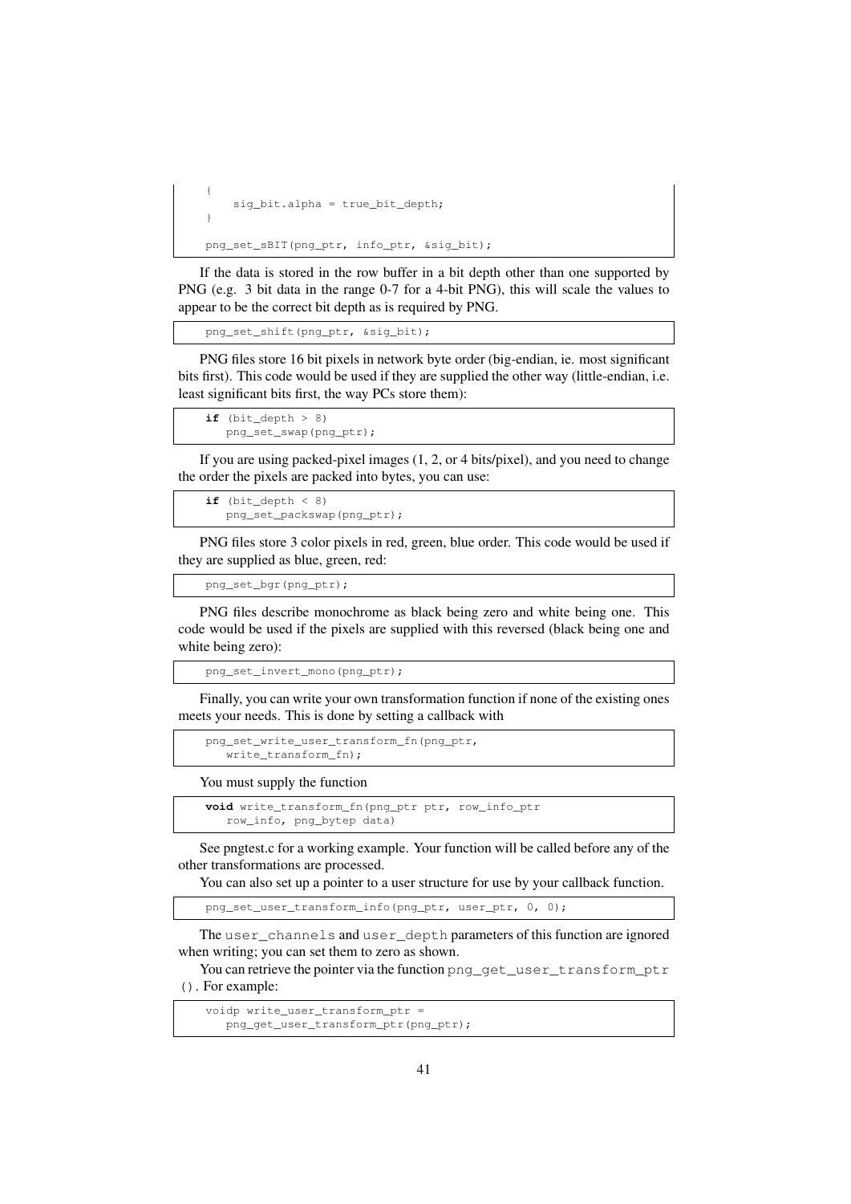```
    {
        sig_bit.alpha = true_bit_depth;
    }

    png_set_sBIT(png_ptr, info_ptr, &sig_bit);
```

If the data is stored in the row buffer in a bit depth other than one supported by PNG (e.g. 3 bit data in the range 0-7 for a 4-bit PNG), this will scale the values to appear to be the correct bit depth as is required by PNG.

```
    png_set_shift(png_ptr, &sig_bit);
```

PNG files store 16 bit pixels in network byte order (big-endian, ie. most significant bits first). This code would be used if they are supplied the other way (little-endian, i.e. least significant bits first, the way PCs store them):

```
    if (bit_depth > 8)
       png_set_swap(png_ptr);
```

If you are using packed-pixel images (1, 2, or 4 bits/pixel), and you need to change the order the pixels are packed into bytes, you can use:

```
    if (bit_depth < 8)
       png_set_packswap(png_ptr);
```

PNG files store 3 color pixels in red, green, blue order. This code would be used if they are supplied as blue, green, red:

```
    png_set_bgr(png_ptr);
```

PNG files describe monochrome as black being zero and white being one. This code would be used if the pixels are supplied with this reversed (black being one and white being zero):

```
    png_set_invert_mono(png_ptr);
```

Finally, you can write your own transformation function if none of the existing ones meets your needs. This is done by setting a callback with

```
    png_set_write_user_transform_fn(png_ptr,
       write_transform_fn);
```

You must supply the function

```
    void write_transform_fn(png_ptr ptr, row_info_ptr
       row_info, png_bytep data)
```

See pngtest.c for a working example. Your function will be called before any of the other transformations are processed.

You can also set up a pointer to a user structure for use by your callback function.

```
    png_set_user_transform_info(png_ptr, user_ptr, 0, 0);
```

The `user_channels` and `user_depth` parameters of this function are ignored when writing; you can set them to zero as shown.

You can retrieve the pointer via the function `png_get_user_transform_ptr()`. For example:

```
    voidp write_user_transform_ptr =
       png_get_user_transform_ptr(png_ptr);
```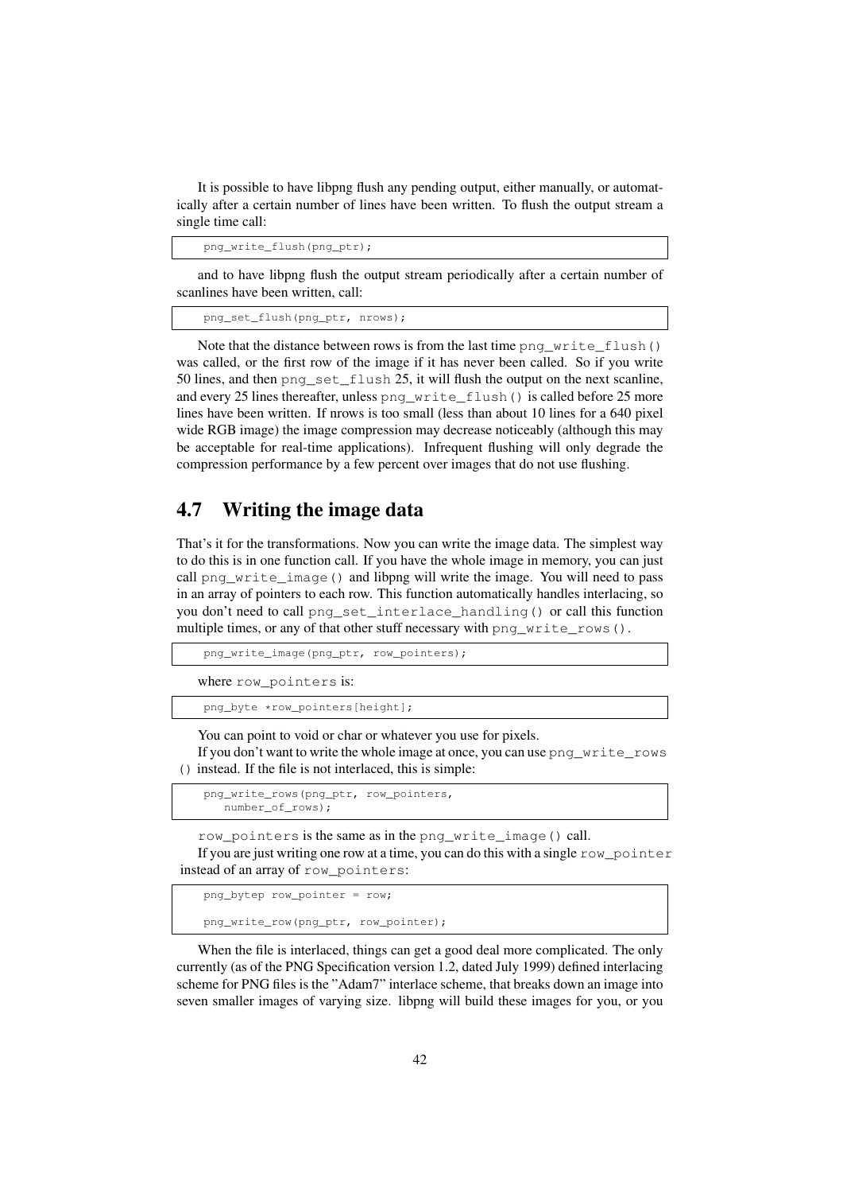It is possible to have libpng flush any pending output, either manually, or automatically after a certain number of lines have been written. To flush the output stream a single time call:

```
png_write_flush(png_ptr);
```

and to have libpng flush the output stream periodically after a certain number of scanlines have been written, call:

```
png_set_flush(png_ptr, nrows);
```

Note that the distance between rows is from the last time `png_write_flush()` was called, or the first row of the image if it has never been called. So if you write 50 lines, and then `png_set_flush` 25, it will flush the output on the next scanline, and every 25 lines thereafter, unless `png_write_flush()` is called before 25 more lines have been written. If nrows is too small (less than about 10 lines for a 640 pixel wide RGB image) the image compression may decrease noticeably (although this may be acceptable for real-time applications). Infrequent flushing will only degrade the compression performance by a few percent over images that do not use flushing.

## 4.7 Writing the image data

That's it for the transformations. Now you can write the image data. The simplest way to do this is in one function call. If you have the whole image in memory, you can just call `png_write_image()` and libpng will write the image. You will need to pass in an array of pointers to each row. This function automatically handles interlacing, so you don't need to call `png_set_interlace_handling()` or call this function multiple times, or any of that other stuff necessary with `png_write_rows()`.

```
png_write_image(png_ptr, row_pointers);
```

where `row_pointers` is:

```
png_byte *row_pointers[height];
```

You can point to void or char or whatever you use for pixels.

If you don't want to write the whole image at once, you can use `png_write_rows()` instead. If the file is not interlaced, this is simple:

```
png_write_rows(png_ptr, row_pointers,
    number_of_rows);
```

`row_pointers` is the same as in the `png_write_image()` call.

If you are just writing one row at a time, you can do this with a single `row_pointer` instead of an array of `row_pointers`:

```
png_bytep row_pointer = row;

png_write_row(png_ptr, row_pointer);
```

When the file is interlaced, things can get a good deal more complicated. The only currently (as of the PNG Specification version 1.2, dated July 1999) defined interlacing scheme for PNG files is the "Adam7" interlace scheme, that breaks down an image into seven smaller images of varying size. libpng will build these images for you, or you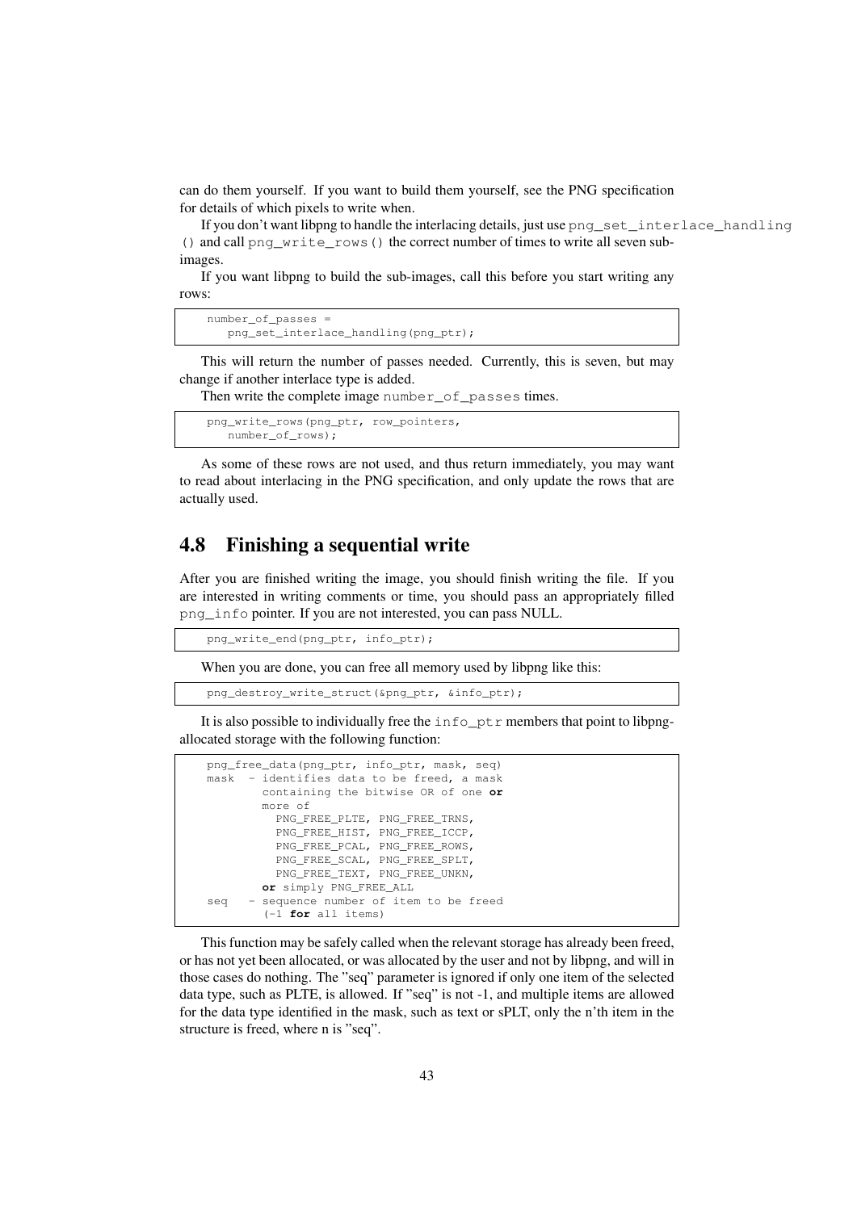can do them yourself. If you want to build them yourself, see the PNG specification for details of which pixels to write when.

If you don't want libpng to handle the interlacing details, just use `png_set_interlace_handling()` and call `png_write_rows()` the correct number of times to write all seven sub-images.

If you want libpng to build the sub-images, call this before you start writing any rows:

```
number_of_passes =
   png_set_interlace_handling(png_ptr);
```

This will return the number of passes needed. Currently, this is seven, but may change if another interlace type is added.

Then write the complete image `number_of_passes` times.

```
png_write_rows(png_ptr, row_pointers,
   number_of_rows);
```

As some of these rows are not used, and thus return immediately, you may want to read about interlacing in the PNG specification, and only update the rows that are actually used.

## 4.8 Finishing a sequential write

After you are finished writing the image, you should finish writing the file. If you are interested in writing comments or time, you should pass an appropriately filled `png_info` pointer. If you are not interested, you can pass NULL.

```
png_write_end(png_ptr, info_ptr);
```

When you are done, you can free all memory used by libpng like this:

```
png_destroy_write_struct(&png_ptr, &info_ptr);
```

It is also possible to individually free the `info_ptr` members that point to libpng-allocated storage with the following function:

```
png_free_data(png_ptr, info_ptr, mask, seq)
mask  - identifies data to be freed, a mask
        containing the bitwise OR of one or
        more of
          PNG_FREE_PLTE, PNG_FREE_TRNS,
          PNG_FREE_HIST, PNG_FREE_ICCP,
          PNG_FREE_PCAL, PNG_FREE_ROWS,
          PNG_FREE_SCAL, PNG_FREE_SPLT,
          PNG_FREE_TEXT, PNG_FREE_UNKN,
        or simply PNG_FREE_ALL
seq   - sequence number of item to be freed
        (-1 for all items)
```

This function may be safely called when the relevant storage has already been freed, or has not yet been allocated, or was allocated by the user and not by libpng, and will in those cases do nothing. The "seq" parameter is ignored if only one item of the selected data type, such as PLTE, is allowed. If "seq" is not -1, and multiple items are allowed for the data type identified in the mask, such as text or sPLT, only the n'th item in the structure is freed, where n is "seq".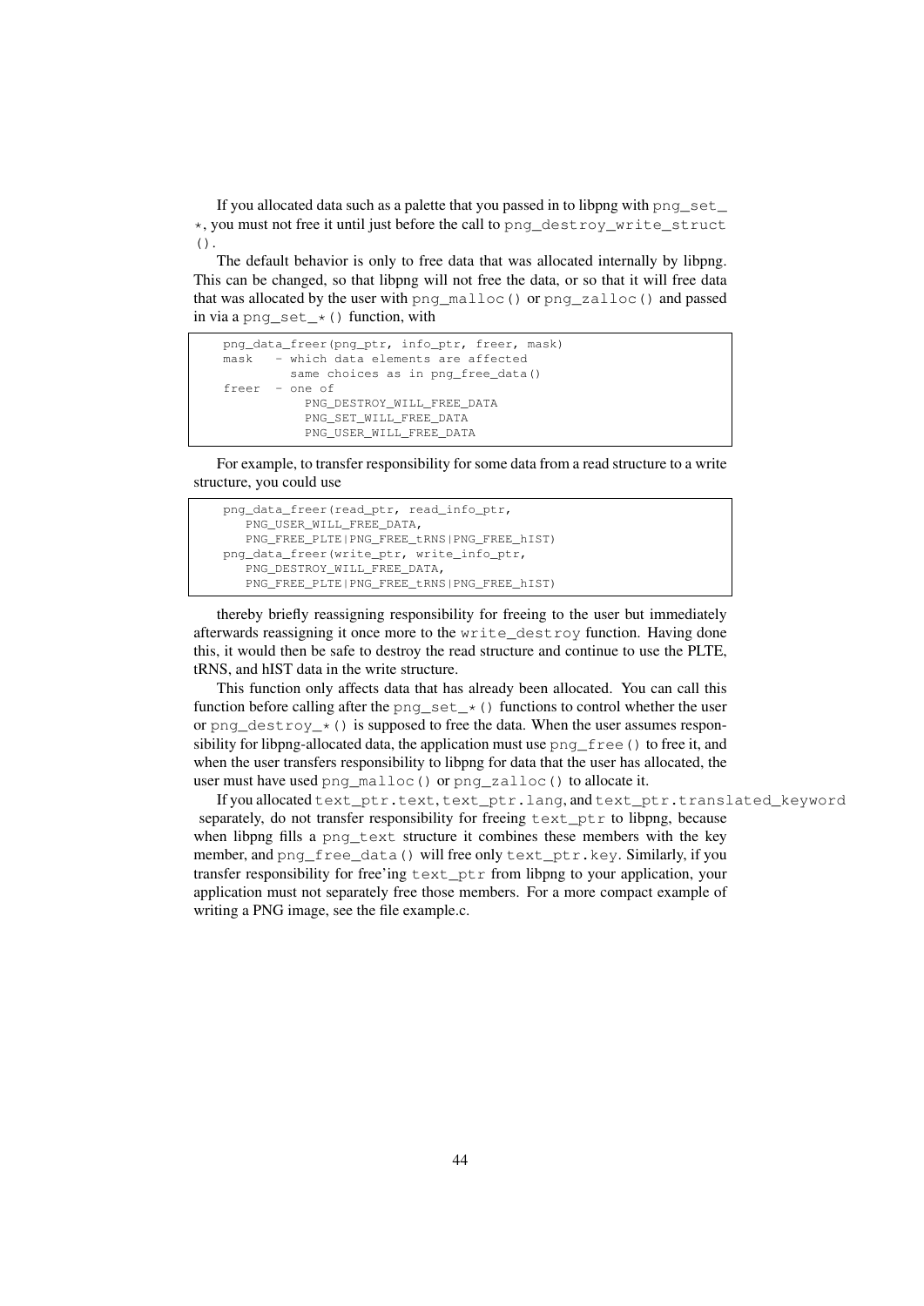If you allocated data such as a palette that you passed in to libpng with `png_set_*`, you must not free it until just before the call to `png_destroy_write_struct()`.

The default behavior is only to free data that was allocated internally by libpng. This can be changed, so that libpng will not free the data, or so that it will free data that was allocated by the user with `png_malloc()` or `png_zalloc()` and passed in via a `png_set_*()` function, with

```
png_data_freer(png_ptr, info_ptr, freer, mask)
mask   - which data elements are affected
         same choices as in png_free_data()
freer  - one of
           PNG_DESTROY_WILL_FREE_DATA
           PNG_SET_WILL_FREE_DATA
           PNG_USER_WILL_FREE_DATA
```

For example, to transfer responsibility for some data from a read structure to a write structure, you could use

```
png_data_freer(read_ptr, read_info_ptr,
   PNG_USER_WILL_FREE_DATA,
   PNG_FREE_PLTE|PNG_FREE_tRNS|PNG_FREE_hIST)
png_data_freer(write_ptr, write_info_ptr,
   PNG_DESTROY_WILL_FREE_DATA,
   PNG_FREE_PLTE|PNG_FREE_tRNS|PNG_FREE_hIST)
```

thereby briefly reassigning responsibility for freeing to the user but immediately afterwards reassigning it once more to the `write_destroy` function. Having done this, it would then be safe to destroy the read structure and continue to use the PLTE, tRNS, and hIST data in the write structure.

This function only affects data that has already been allocated. You can call this function before calling after the `png_set_*()` functions to control whether the user or `png_destroy_*()` is supposed to free the data. When the user assumes responsibility for libpng-allocated data, the application must use `png_free()` to free it, and when the user transfers responsibility to libpng for data that the user has allocated, the user must have used `png_malloc()` or `png_zalloc()` to allocate it.

If you allocated `text_ptr.text`, `text_ptr.lang`, and `text_ptr.translated_keyword` separately, do not transfer responsibility for freeing `text_ptr` to libpng, because when libpng fills a `png_text` structure it combines these members with the key member, and `png_free_data()` will free only `text_ptr.key`. Similarly, if you transfer responsibility for free'ing `text_ptr` from libpng to your application, your application must not separately free those members. For a more compact example of writing a PNG image, see the file example.c.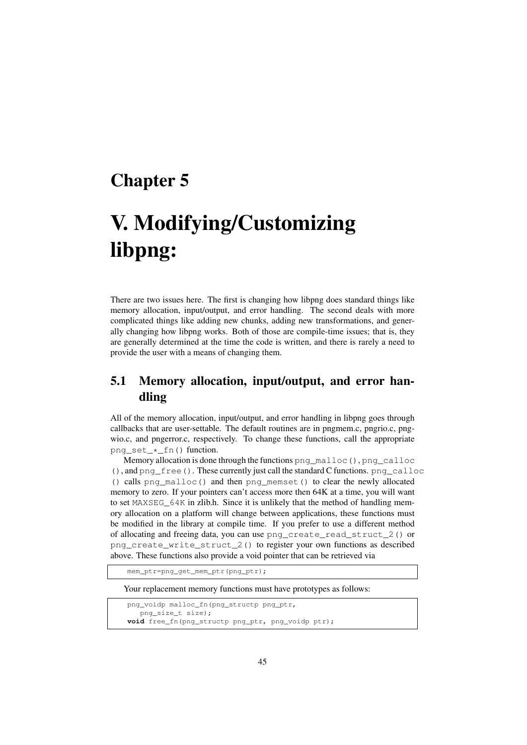# Chapter 5

# V. Modifying/Customizing libpng:

There are two issues here. The first is changing how libpng does standard things like memory allocation, input/output, and error handling. The second deals with more complicated things like adding new chunks, adding new transformations, and generally changing how libpng works. Both of those are compile-time issues; that is, they are generally determined at the time the code is written, and there is rarely a need to provide the user with a means of changing them.

## 5.1 Memory allocation, input/output, and error handling

All of the memory allocation, input/output, and error handling in libpng goes through callbacks that are user-settable. The default routines are in pngmem.c, pngrio.c, pngwio.c, and pngerror.c, respectively. To change these functions, call the appropriate `png_set_*_fn()` function.

Memory allocation is done through the functions `png_malloc()`, `png_calloc()`, and `png_free()`. These currently just call the standard C functions. `png_calloc()` calls `png_malloc()` and then `png_memset()` to clear the newly allocated memory to zero. If your pointers can't access more then 64K at a time, you will want to set `MAXSEG_64K` in zlib.h. Since it is unlikely that the method of handling memory allocation on a platform will change between applications, these functions must be modified in the library at compile time. If you prefer to use a different method of allocating and freeing data, you can use `png_create_read_struct_2()` or `png_create_write_struct_2()` to register your own functions as described above. These functions also provide a void pointer that can be retrieved via

```
mem_ptr=png_get_mem_ptr(png_ptr);
```

Your replacement memory functions must have prototypes as follows:

```
png_voidp malloc_fn(png_structp png_ptr,
   png_size_t size);
void free_fn(png_structp png_ptr, png_voidp ptr);
```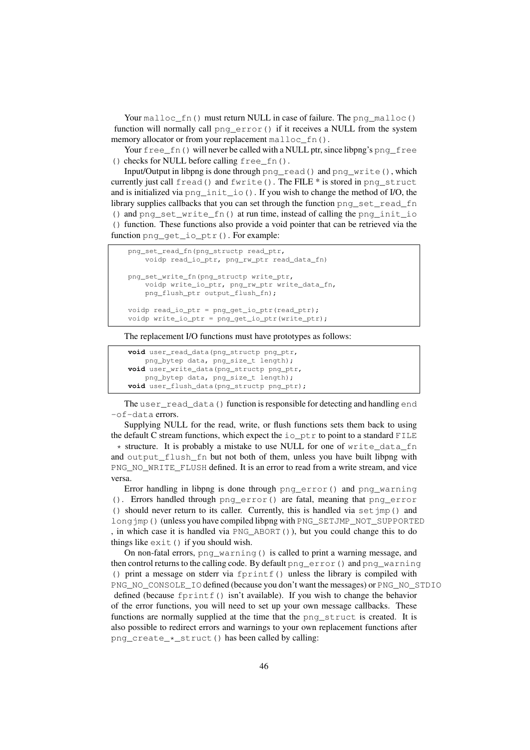Your malloc_fn() must return NULL in case of failure. The png_malloc() function will normally call png_error() if it receives a NULL from the system memory allocator or from your replacement malloc_fn().

Your free_fn() will never be called with a NULL ptr, since libpng's png_free() checks for NULL before calling free_fn().

Input/Output in libpng is done through png_read() and png_write(), which currently just call fread() and fwrite(). The FILE * is stored in png_struct and is initialized via png_init_io(). If you wish to change the method of I/O, the library supplies callbacks that you can set through the function png_set_read_fn() and png_set_write_fn() at run time, instead of calling the png_init_io() function. These functions also provide a void pointer that can be retrieved via the function png_get_io_ptr(). For example:

```
png_set_read_fn(png_structp read_ptr,
    voidp read_io_ptr, png_rw_ptr read_data_fn)

png_set_write_fn(png_structp write_ptr,
    voidp write_io_ptr, png_rw_ptr write_data_fn,
    png_flush_ptr output_flush_fn);

voidp read_io_ptr = png_get_io_ptr(read_ptr);
voidp write_io_ptr = png_get_io_ptr(write_ptr);
```

The replacement I/O functions must have prototypes as follows:

```
void user_read_data(png_structp png_ptr,
    png_bytep data, png_size_t length);
void user_write_data(png_structp png_ptr,
    png_bytep data, png_size_t length);
void user_flush_data(png_structp png_ptr);
```

The user_read_data() function is responsible for detecting and handling end-of-data errors.

Supplying NULL for the read, write, or flush functions sets them back to using the default C stream functions, which expect the io_ptr to point to a standard FILE * structure. It is probably a mistake to use NULL for one of write_data_fn and output_flush_fn but not both of them, unless you have built libpng with PNG_NO_WRITE_FLUSH defined. It is an error to read from a write stream, and vice versa.

Error handling in libpng is done through png_error() and png_warning(). Errors handled through png_error() are fatal, meaning that png_error() should never return to its caller. Currently, this is handled via setjmp() and longjmp() (unless you have compiled libpng with PNG_SETJMP_NOT_SUPPORTED, in which case it is handled via PNG_ABORT()), but you could change this to do things like exit() if you should wish.

On non-fatal errors, png_warning() is called to print a warning message, and then control returns to the calling code. By default png_error() and png_warning() print a message on stderr via fprintf() unless the library is compiled with PNG_NO_CONSOLE_IO defined (because you don't want the messages) or PNG_NO_STDIO defined (because fprintf() isn't available). If you wish to change the behavior of the error functions, you will need to set up your own message callbacks. These functions are normally supplied at the time that the png_struct is created. It is also possible to redirect errors and warnings to your own replacement functions after png_create_*_struct() has been called by calling: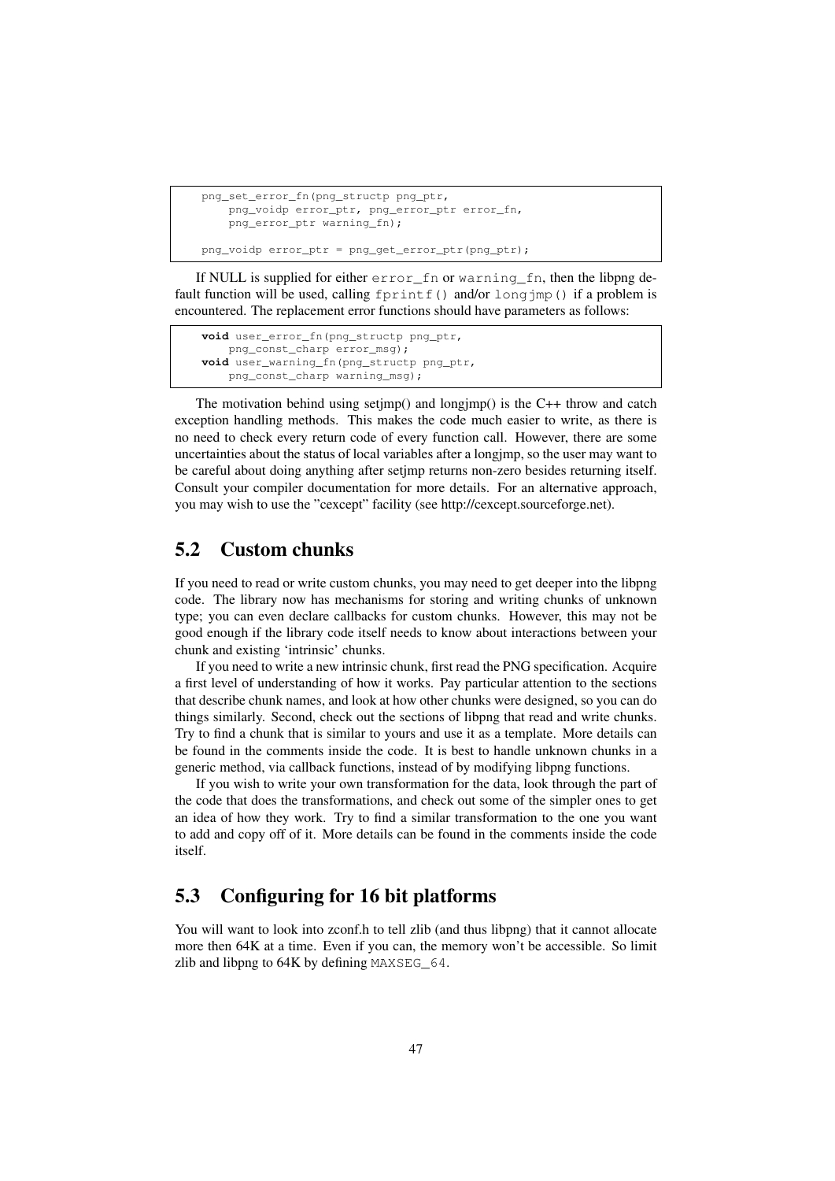```
png_set_error_fn(png_structp png_ptr,
    png_voidp error_ptr, png_error_ptr error_fn,
    png_error_ptr warning_fn);

png_voidp error_ptr = png_get_error_ptr(png_ptr);
```

If NULL is supplied for either `error_fn` or `warning_fn`, then the libpng default function will be used, calling `fprintf()` and/or `longjmp()` if a problem is encountered. The replacement error functions should have parameters as follows:

```
void user_error_fn(png_structp png_ptr,
    png_const_charp error_msg);
void user_warning_fn(png_structp png_ptr,
    png_const_charp warning_msg);
```

The motivation behind using setjmp() and longjmp() is the C++ throw and catch exception handling methods. This makes the code much easier to write, as there is no need to check every return code of every function call. However, there are some uncertainties about the status of local variables after a longjmp, so the user may want to be careful about doing anything after setjmp returns non-zero besides returning itself. Consult your compiler documentation for more details. For an alternative approach, you may wish to use the "cexcept" facility (see http://cexcept.sourceforge.net).

## 5.2 Custom chunks

If you need to read or write custom chunks, you may need to get deeper into the libpng code. The library now has mechanisms for storing and writing chunks of unknown type; you can even declare callbacks for custom chunks. However, this may not be good enough if the library code itself needs to know about interactions between your chunk and existing 'intrinsic' chunks.

If you need to write a new intrinsic chunk, first read the PNG specification. Acquire a first level of understanding of how it works. Pay particular attention to the sections that describe chunk names, and look at how other chunks were designed, so you can do things similarly. Second, check out the sections of libpng that read and write chunks. Try to find a chunk that is similar to yours and use it as a template. More details can be found in the comments inside the code. It is best to handle unknown chunks in a generic method, via callback functions, instead of by modifying libpng functions.

If you wish to write your own transformation for the data, look through the part of the code that does the transformations, and check out some of the simpler ones to get an idea of how they work. Try to find a similar transformation to the one you want to add and copy off of it. More details can be found in the comments inside the code itself.

## 5.3 Configuring for 16 bit platforms

You will want to look into zconf.h to tell zlib (and thus libpng) that it cannot allocate more then 64K at a time. Even if you can, the memory won't be accessible. So limit zlib and libpng to 64K by defining `MAXSEG_64`.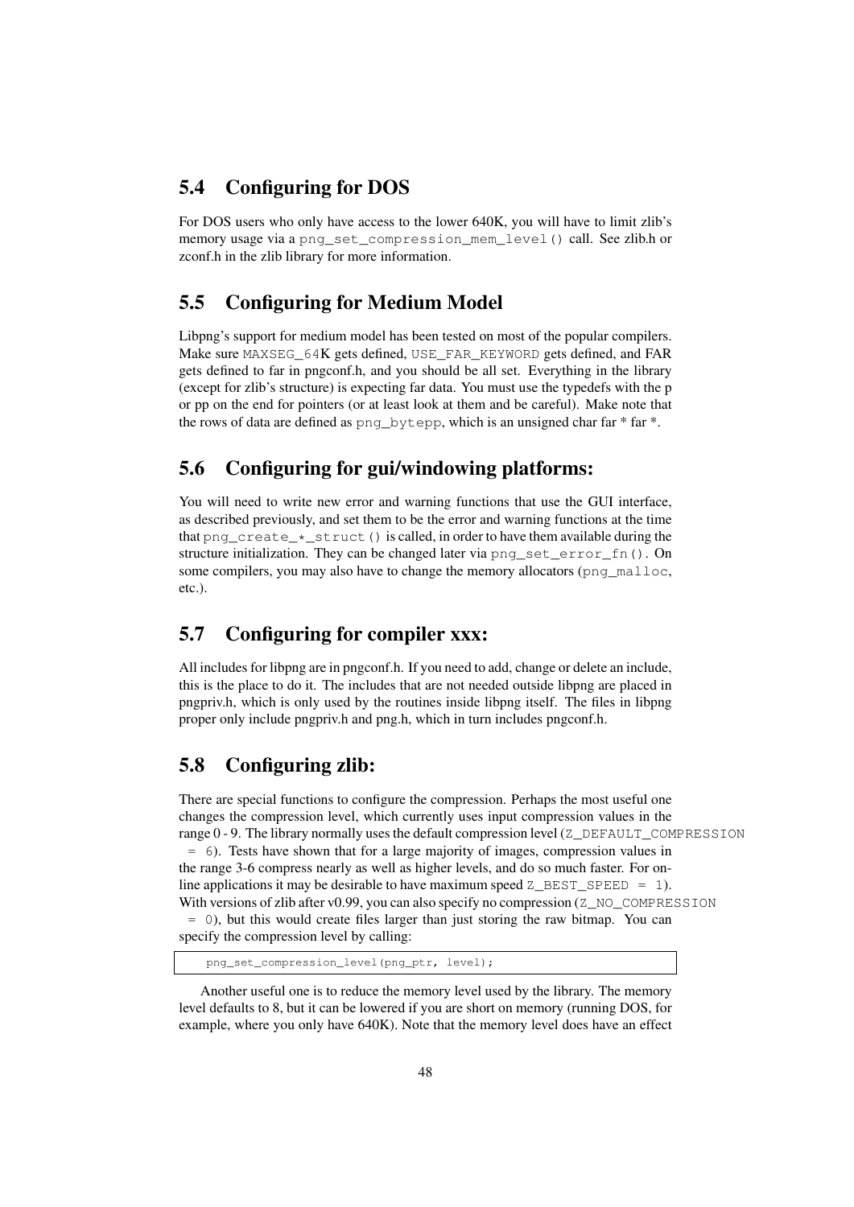## 5.4 Configuring for DOS

For DOS users who only have access to the lower 640K, you will have to limit zlib's memory usage via a `png_set_compression_mem_level()` call. See zlib.h or zconf.h in the zlib library for more information.

## 5.5 Configuring for Medium Model

Libpng's support for medium model has been tested on most of the popular compilers. Make sure `MAXSEG_64K` gets defined, `USE_FAR_KEYWORD` gets defined, and FAR gets defined to far in pngconf.h, and you should be all set. Everything in the library (except for zlib's structure) is expecting far data. You must use the typedefs with the p or pp on the end for pointers (or at least look at them and be careful). Make note that the rows of data are defined as `png_bytepp`, which is an unsigned char far * far *.

## 5.6 Configuring for gui/windowing platforms:

You will need to write new error and warning functions that use the GUI interface, as described previously, and set them to be the error and warning functions at the time that `png_create_*_struct()` is called, in order to have them available during the structure initialization. They can be changed later via `png_set_error_fn()`. On some compilers, you may also have to change the memory allocators (`png_malloc`, etc.).

## 5.7 Configuring for compiler xxx:

All includes for libpng are in pngconf.h. If you need to add, change or delete an include, this is the place to do it. The includes that are not needed outside libpng are placed in pngpriv.h, which is only used by the routines inside libpng itself. The files in libpng proper only include pngpriv.h and png.h, which in turn includes pngconf.h.

## 5.8 Configuring zlib:

There are special functions to configure the compression. Perhaps the most useful one changes the compression level, which currently uses input compression values in the range 0 - 9. The library normally uses the default compression level (`Z_DEFAULT_COMPRESSION = 6`). Tests have shown that for a large majority of images, compression values in the range 3-6 compress nearly as well as higher levels, and do so much faster. For on-line applications it may be desirable to have maximum speed `Z_BEST_SPEED = 1`). With versions of zlib after v0.99, you can also specify no compression (`Z_NO_COMPRESSION = 0`), but this would create files larger than just storing the raw bitmap. You can specify the compression level by calling:

```
png_set_compression_level(png_ptr, level);
```

Another useful one is to reduce the memory level used by the library. The memory level defaults to 8, but it can be lowered if you are short on memory (running DOS, for example, where you only have 640K). Note that the memory level does have an effect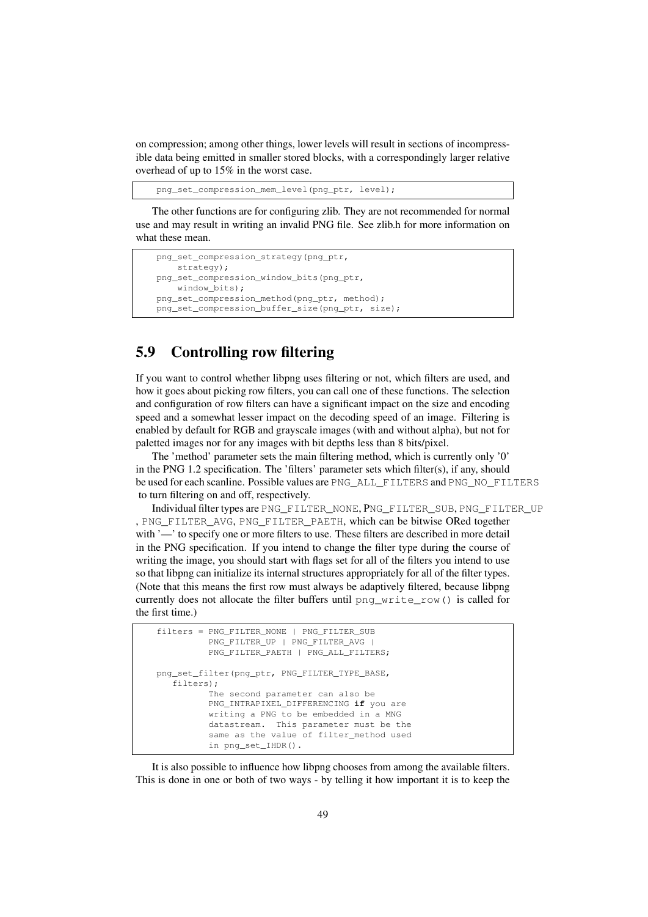on compression; among other things, lower levels will result in sections of incompressible data being emitted in smaller stored blocks, with a correspondingly larger relative overhead of up to 15% in the worst case.

```
png_set_compression_mem_level(png_ptr, level);
```

The other functions are for configuring zlib. They are not recommended for normal use and may result in writing an invalid PNG file. See zlib.h for more information on what these mean.

```
png_set_compression_strategy(png_ptr,
    strategy);
png_set_compression_window_bits(png_ptr,
    window_bits);
png_set_compression_method(png_ptr, method);
png_set_compression_buffer_size(png_ptr, size);
```

## 5.9 Controlling row filtering

If you want to control whether libpng uses filtering or not, which filters are used, and how it goes about picking row filters, you can call one of these functions. The selection and configuration of row filters can have a significant impact on the size and encoding speed and a somewhat lesser impact on the decoding speed of an image. Filtering is enabled by default for RGB and grayscale images (with and without alpha), but not for paletted images nor for any images with bit depths less than 8 bits/pixel.

The 'method' parameter sets the main filtering method, which is currently only '0' in the PNG 1.2 specification. The 'filters' parameter sets which filter(s), if any, should be used for each scanline. Possible values are `PNG_ALL_FILTERS` and `PNG_NO_FILTERS` to turn filtering on and off, respectively.

Individual filter types are `PNG_FILTER_NONE`, `PNG_FILTER_SUB`, `PNG_FILTER_UP`, `PNG_FILTER_AVG`, `PNG_FILTER_PAETH`, which can be bitwise ORed together with '—' to specify one or more filters to use. These filters are described in more detail in the PNG specification. If you intend to change the filter type during the course of writing the image, you should start with flags set for all of the filters you intend to use so that libpng can initialize its internal structures appropriately for all of the filter types. (Note that this means the first row must always be adaptively filtered, because libpng currently does not allocate the filter buffers until `png_write_row()` is called for the first time.)

```
filters = PNG_FILTER_NONE | PNG_FILTER_SUB
          PNG_FILTER_UP | PNG_FILTER_AVG |
          PNG_FILTER_PAETH | PNG_ALL_FILTERS;

png_set_filter(png_ptr, PNG_FILTER_TYPE_BASE,
   filters);
          The second parameter can also be
          PNG_INTRAPIXEL_DIFFERENCING if you are
          writing a PNG to be embedded in a MNG
          datastream.  This parameter must be the
          same as the value of filter_method used
          in png_set_IHDR().
```

It is also possible to influence how libpng chooses from among the available filters. This is done in one or both of two ways - by telling it how important it is to keep the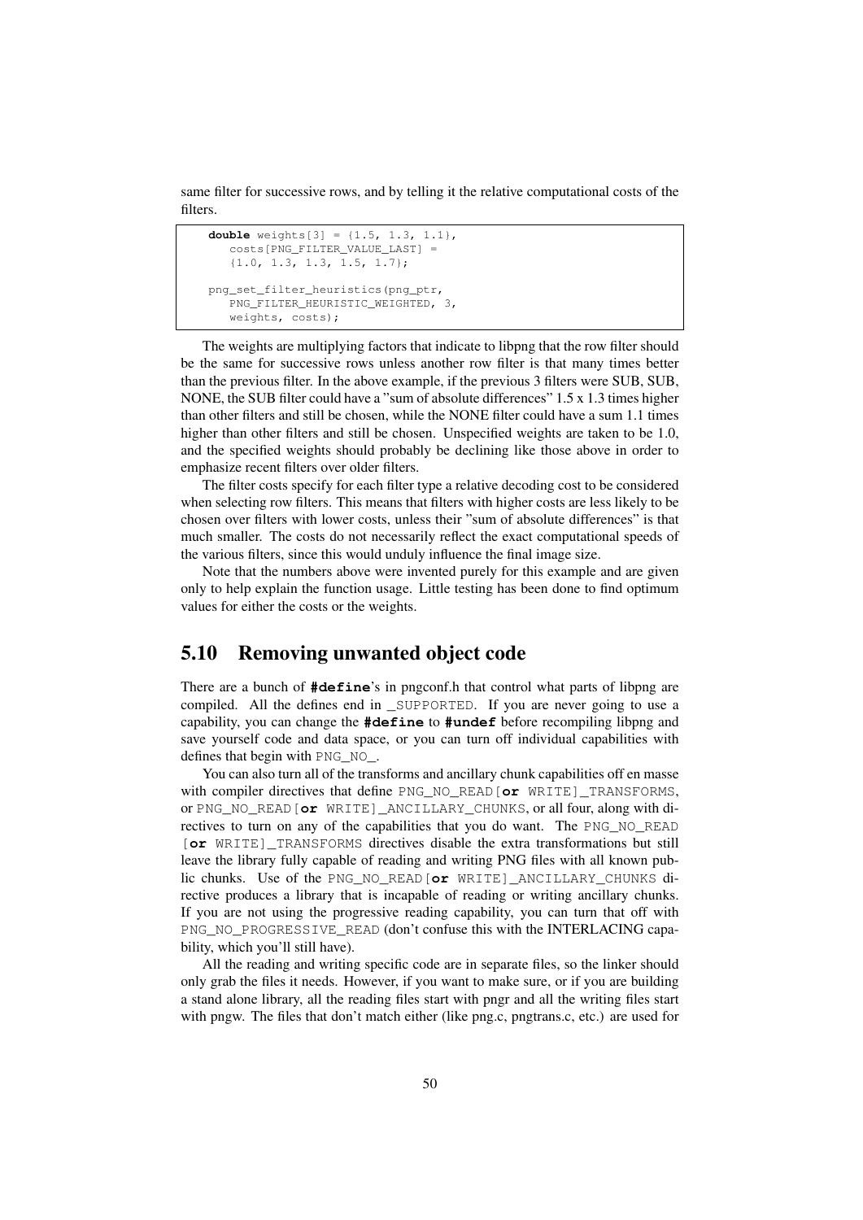same filter for successive rows, and by telling it the relative computational costs of the filters.

```
double weights[3] = {1.5, 1.3, 1.1},
   costs[PNG_FILTER_VALUE_LAST] =
   {1.0, 1.3, 1.3, 1.5, 1.7};

png_set_filter_heuristics(png_ptr,
   PNG_FILTER_HEURISTIC_WEIGHTED, 3,
   weights, costs);
```

The weights are multiplying factors that indicate to libpng that the row filter should be the same for successive rows unless another row filter is that many times better than the previous filter. In the above example, if the previous 3 filters were SUB, SUB, NONE, the SUB filter could have a "sum of absolute differences" 1.5 x 1.3 times higher than other filters and still be chosen, while the NONE filter could have a sum 1.1 times higher than other filters and still be chosen. Unspecified weights are taken to be 1.0, and the specified weights should probably be declining like those above in order to emphasize recent filters over older filters.

The filter costs specify for each filter type a relative decoding cost to be considered when selecting row filters. This means that filters with higher costs are less likely to be chosen over filters with lower costs, unless their "sum of absolute differences" is that much smaller. The costs do not necessarily reflect the exact computational speeds of the various filters, since this would unduly influence the final image size.

Note that the numbers above were invented purely for this example and are given only to help explain the function usage. Little testing has been done to find optimum values for either the costs or the weights.

## 5.10 Removing unwanted object code

There are a bunch of **#define**'s in pngconf.h that control what parts of libpng are compiled. All the defines end in `_SUPPORTED`. If you are never going to use a capability, you can change the **#define** to **#undef** before recompiling libpng and save yourself code and data space, or you can turn off individual capabilities with defines that begin with `PNG_NO_`.

You can also turn all of the transforms and ancillary chunk capabilities off en masse with compiler directives that define `PNG_NO_READ[`**or** `WRITE]_TRANSFORMS`, or `PNG_NO_READ[`**or** `WRITE]_ANCILLARY_CHUNKS`, or all four, along with directives to turn on any of the capabilities that you do want. The `PNG_NO_READ [`**or** `WRITE]_TRANSFORMS` directives disable the extra transformations but still leave the library fully capable of reading and writing PNG files with all known public chunks. Use of the `PNG_NO_READ[`**or** `WRITE]_ANCILLARY_CHUNKS` directive produces a library that is incapable of reading or writing ancillary chunks. If you are not using the progressive reading capability, you can turn that off with `PNG_NO_PROGRESSIVE_READ` (don't confuse this with the INTERLACING capability, which you'll still have).

All the reading and writing specific code are in separate files, so the linker should only grab the files it needs. However, if you want to make sure, or if you are building a stand alone library, all the reading files start with pngr and all the writing files start with pngw. The files that don't match either (like png.c, pngtrans.c, etc.) are used for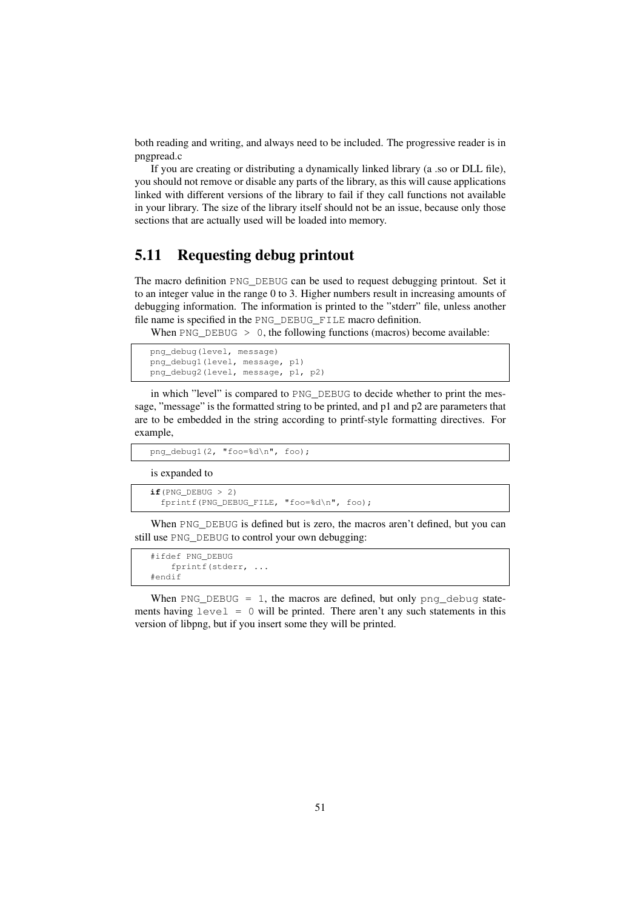both reading and writing, and always need to be included. The progressive reader is in pngpread.c

If you are creating or distributing a dynamically linked library (a .so or DLL file), you should not remove or disable any parts of the library, as this will cause applications linked with different versions of the library to fail if they call functions not available in your library. The size of the library itself should not be an issue, because only those sections that are actually used will be loaded into memory.

## 5.11 Requesting debug printout

The macro definition `PNG_DEBUG` can be used to request debugging printout. Set it to an integer value in the range 0 to 3. Higher numbers result in increasing amounts of debugging information. The information is printed to the "stderr" file, unless another file name is specified in the `PNG_DEBUG_FILE` macro definition.

When `PNG_DEBUG > 0`, the following functions (macros) become available:

```
png_debug(level, message)
png_debug1(level, message, p1)
png_debug2(level, message, p1, p2)
```

in which "level" is compared to `PNG_DEBUG` to decide whether to print the message, "message" is the formatted string to be printed, and p1 and p2 are parameters that are to be embedded in the string according to printf-style formatting directives. For example,

```
png_debug1(2, "foo=%d\n", foo);
```

is expanded to

```
if(PNG_DEBUG > 2)
  fprintf(PNG_DEBUG_FILE, "foo=%d\n", foo);
```

When `PNG_DEBUG` is defined but is zero, the macros aren't defined, but you can still use `PNG_DEBUG` to control your own debugging:

```
#ifdef PNG_DEBUG
    fprintf(stderr, ...
#endif
```

When `PNG_DEBUG = 1`, the macros are defined, but only `png_debug` statements having `level = 0` will be printed. There aren't any such statements in this version of libpng, but if you insert some they will be printed.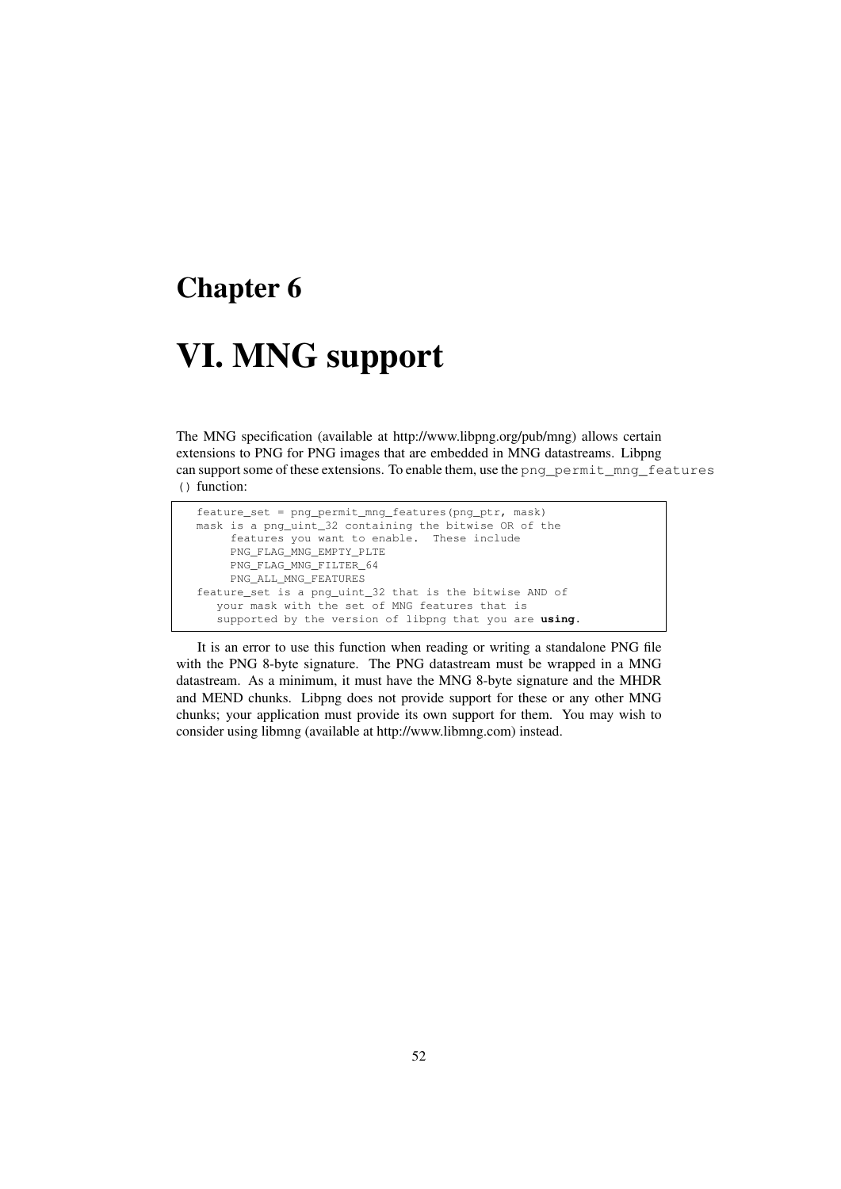# Chapter 6

# VI. MNG support

The MNG specification (available at http://www.libpng.org/pub/mng) allows certain extensions to PNG for PNG images that are embedded in MNG datastreams. Libpng can support some of these extensions. To enable them, use the `png_permit_mng_features()` function:

```
feature_set = png_permit_mng_features(png_ptr, mask)
mask is a png_uint_32 containing the bitwise OR of the
     features you want to enable.  These include
     PNG_FLAG_MNG_EMPTY_PLTE
     PNG_FLAG_MNG_FILTER_64
     PNG_ALL_MNG_FEATURES
feature_set is a png_uint_32 that is the bitwise AND of
   your mask with the set of MNG features that is
   supported by the version of libpng that you are using.
```

It is an error to use this function when reading or writing a standalone PNG file with the PNG 8-byte signature. The PNG datastream must be wrapped in a MNG datastream. As a minimum, it must have the MNG 8-byte signature and the MHDR and MEND chunks. Libpng does not provide support for these or any other MNG chunks; your application must provide its own support for them. You may wish to consider using libmng (available at http://www.libmng.com) instead.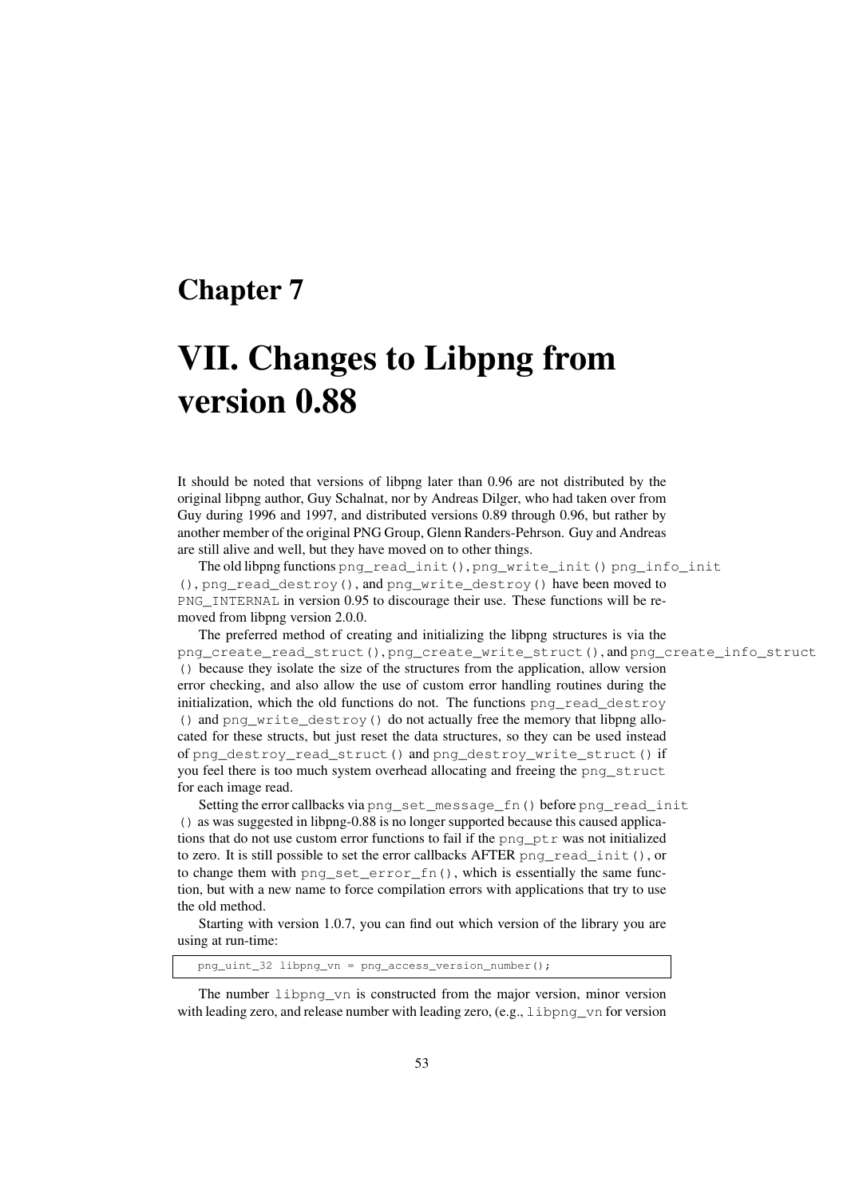# Chapter 7

# VII. Changes to Libpng from version 0.88

It should be noted that versions of libpng later than 0.96 are not distributed by the original libpng author, Guy Schalnat, nor by Andreas Dilger, who had taken over from Guy during 1996 and 1997, and distributed versions 0.89 through 0.96, but rather by another member of the original PNG Group, Glenn Randers-Pehrson. Guy and Andreas are still alive and well, but they have moved on to other things.

The old libpng functions `png_read_init()`, `png_write_init()` `png_info_init()`, `png_read_destroy()`, and `png_write_destroy()` have been moved to `PNG_INTERNAL` in version 0.95 to discourage their use. These functions will be removed from libpng version 2.0.0.

The preferred method of creating and initializing the libpng structures is via the `png_create_read_struct()`, `png_create_write_struct()`, and `png_create_info_struct()` because they isolate the size of the structures from the application, allow version error checking, and also allow the use of custom error handling routines during the initialization, which the old functions do not. The functions `png_read_destroy()` and `png_write_destroy()` do not actually free the memory that libpng allocated for these structs, but just reset the data structures, so they can be used instead of `png_destroy_read_struct()` and `png_destroy_write_struct()` if you feel there is too much system overhead allocating and freeing the `png_struct` for each image read.

Setting the error callbacks via `png_set_message_fn()` before `png_read_init()` as was suggested in libpng-0.88 is no longer supported because this caused applications that do not use custom error functions to fail if the `png_ptr` was not initialized to zero. It is still possible to set the error callbacks AFTER `png_read_init()`, or to change them with `png_set_error_fn()`, which is essentially the same function, but with a new name to force compilation errors with applications that try to use the old method.

Starting with version 1.0.7, you can find out which version of the library you are using at run-time:

```
png_uint_32 libpng_vn = png_access_version_number();
```

The number `libpng_vn` is constructed from the major version, minor version with leading zero, and release number with leading zero, (e.g., `libpng_vn` for version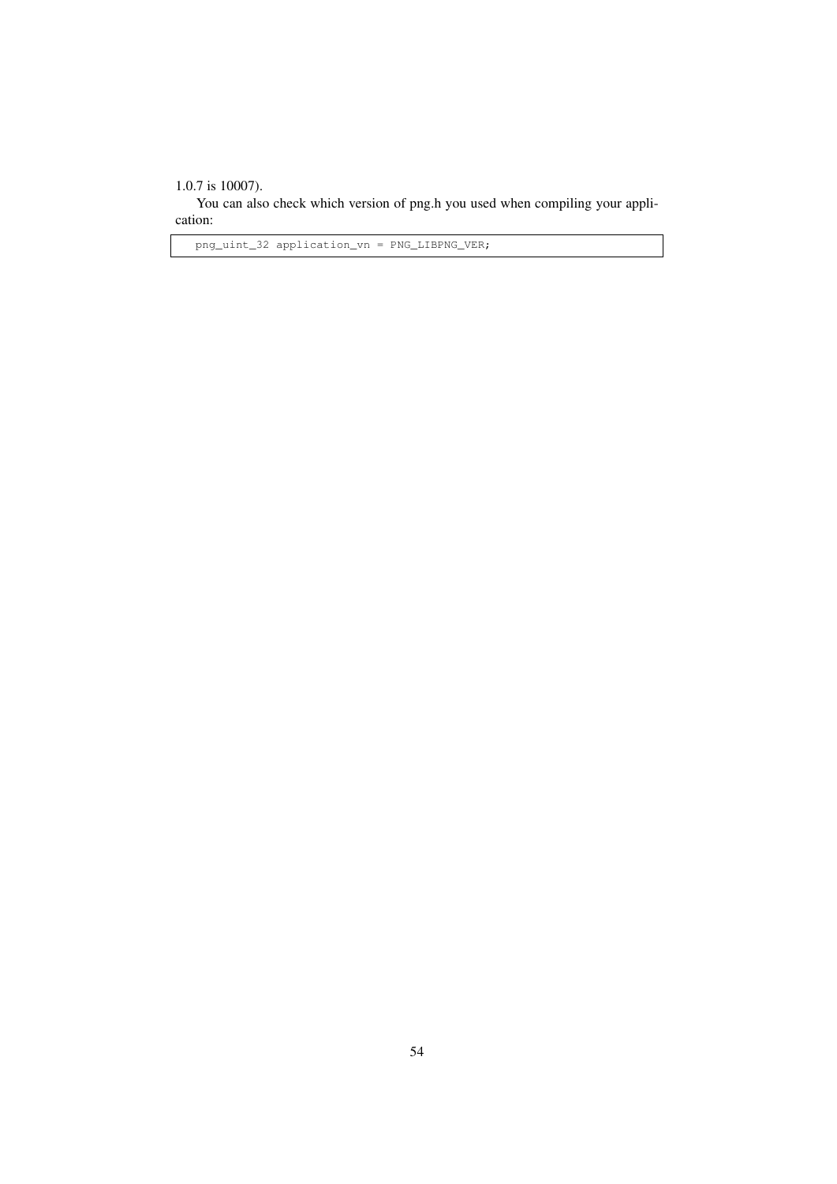1.0.7 is 10007).

You can also check which version of png.h you used when compiling your application:

```
png_uint_32 application_vn = PNG_LIBPNG_VER;
```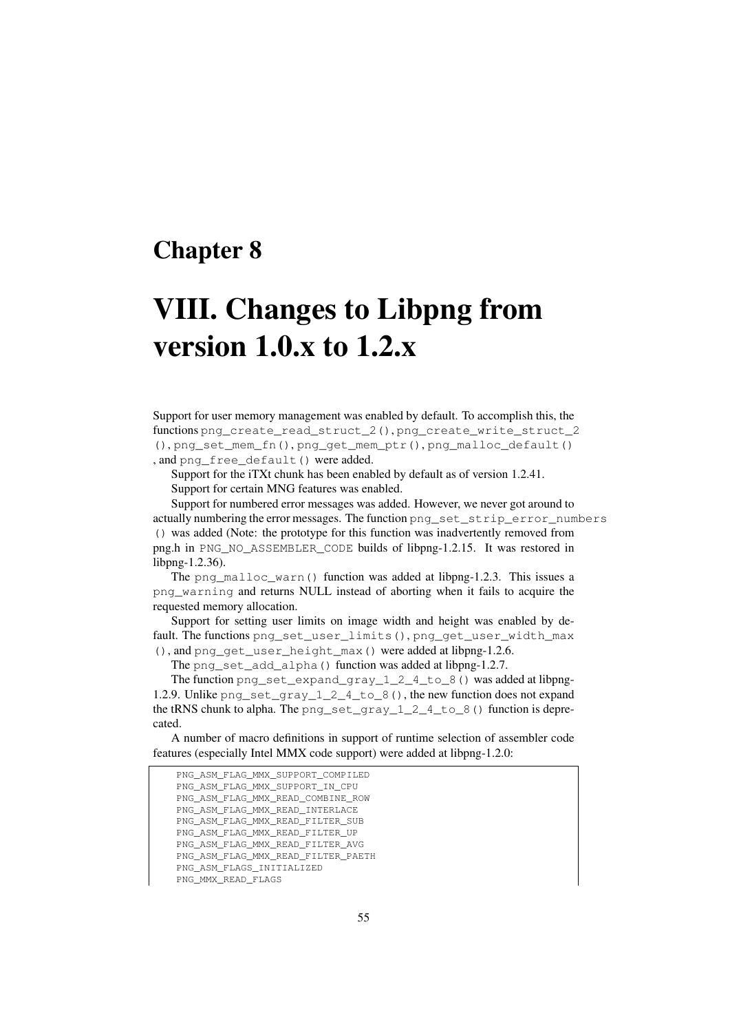# Chapter 8

# VIII. Changes to Libpng from version 1.0.x to 1.2.x

Support for user memory management was enabled by default. To accomplish this, the functions `png_create_read_struct_2()`, `png_create_write_struct_2()`, `png_set_mem_fn()`, `png_get_mem_ptr()`, `png_malloc_default()`, and `png_free_default()` were added.

Support for the iTXt chunk has been enabled by default as of version 1.2.41.

Support for certain MNG features was enabled.

Support for numbered error messages was added. However, we never got around to actually numbering the error messages. The function `png_set_strip_error_numbers()` was added (Note: the prototype for this function was inadvertently removed from png.h in `PNG_NO_ASSEMBLER_CODE` builds of libpng-1.2.15. It was restored in libpng-1.2.36).

The `png_malloc_warn()` function was added at libpng-1.2.3. This issues a `png_warning` and returns NULL instead of aborting when it fails to acquire the requested memory allocation.

Support for setting user limits on image width and height was enabled by default. The functions `png_set_user_limits()`, `png_get_user_width_max()`, and `png_get_user_height_max()` were added at libpng-1.2.6.

The `png_set_add_alpha()` function was added at libpng-1.2.7.

The function `png_set_expand_gray_1_2_4_to_8()` was added at libpng-1.2.9. Unlike `png_set_gray_1_2_4_to_8()`, the new function does not expand the tRNS chunk to alpha. The `png_set_gray_1_2_4_to_8()` function is deprecated.

A number of macro definitions in support of runtime selection of assembler code features (especially Intel MMX code support) were added at libpng-1.2.0:

```
PNG_ASM_FLAG_MMX_SUPPORT_COMPILED
PNG_ASM_FLAG_MMX_SUPPORT_IN_CPU
PNG_ASM_FLAG_MMX_READ_COMBINE_ROW
PNG_ASM_FLAG_MMX_READ_INTERLACE
PNG_ASM_FLAG_MMX_READ_FILTER_SUB
PNG_ASM_FLAG_MMX_READ_FILTER_UP
PNG_ASM_FLAG_MMX_READ_FILTER_AVG
PNG_ASM_FLAG_MMX_READ_FILTER_PAETH
PNG_ASM_FLAGS_INITIALIZED
PNG_MMX_READ_FLAGS
```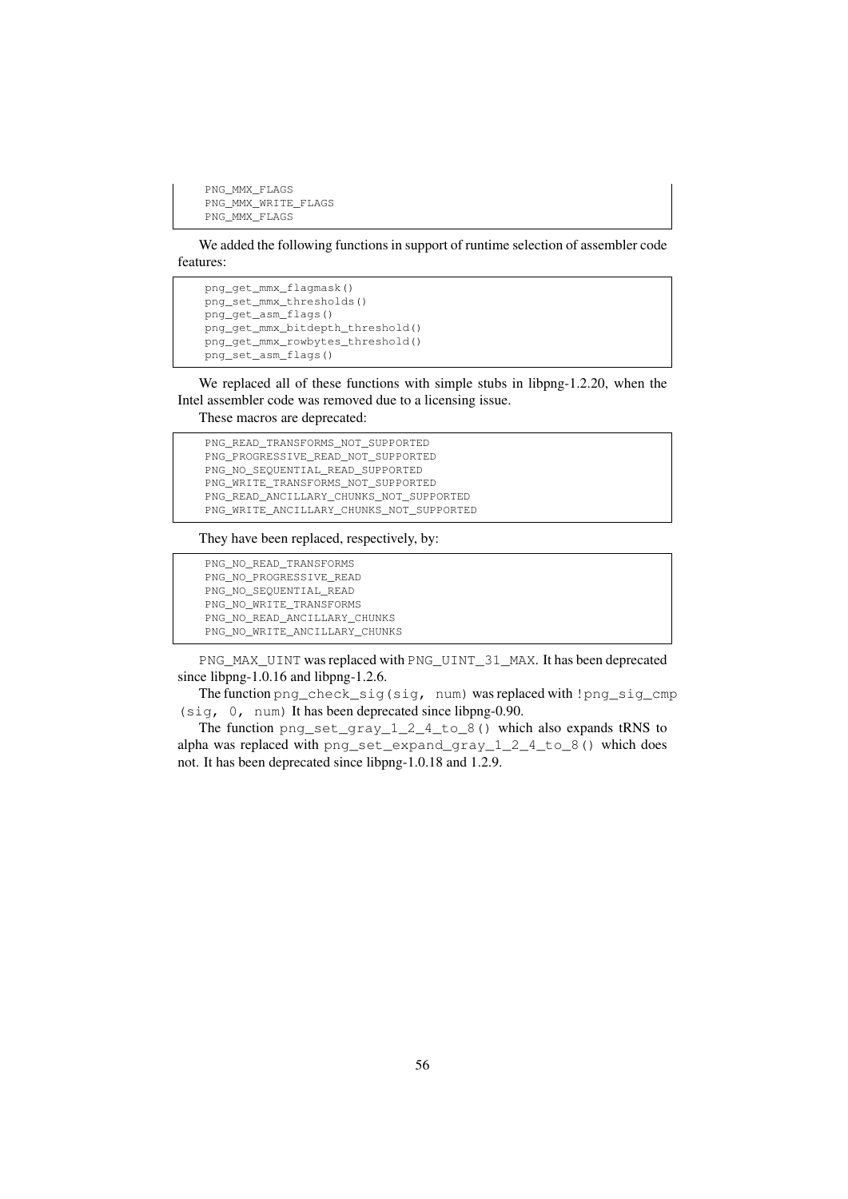```
PNG_MMX_FLAGS
PNG_MMX_WRITE_FLAGS
PNG_MMX_FLAGS
```

We added the following functions in support of runtime selection of assembler code features:

```
png_get_mmx_flagmask()
png_set_mmx_thresholds()
png_get_asm_flags()
png_get_mmx_bitdepth_threshold()
png_get_mmx_rowbytes_threshold()
png_set_asm_flags()
```

We replaced all of these functions with simple stubs in libpng-1.2.20, when the Intel assembler code was removed due to a licensing issue.

These macros are deprecated:

```
PNG_READ_TRANSFORMS_NOT_SUPPORTED
PNG_PROGRESSIVE_READ_NOT_SUPPORTED
PNG_NO_SEQUENTIAL_READ_SUPPORTED
PNG_WRITE_TRANSFORMS_NOT_SUPPORTED
PNG_READ_ANCILLARY_CHUNKS_NOT_SUPPORTED
PNG_WRITE_ANCILLARY_CHUNKS_NOT_SUPPORTED
```

They have been replaced, respectively, by:

```
PNG_NO_READ_TRANSFORMS
PNG_NO_PROGRESSIVE_READ
PNG_NO_SEQUENTIAL_READ
PNG_NO_WRITE_TRANSFORMS
PNG_NO_READ_ANCILLARY_CHUNKS
PNG_NO_WRITE_ANCILLARY_CHUNKS
```

`PNG_MAX_UINT` was replaced with `PNG_UINT_31_MAX`. It has been deprecated since libpng-1.0.16 and libpng-1.2.6.

The function `png_check_sig(sig, num)` was replaced with `!png_sig_cmp (sig, 0, num)` It has been deprecated since libpng-0.90.

The function `png_set_gray_1_2_4_to_8()` which also expands tRNS to alpha was replaced with `png_set_expand_gray_1_2_4_to_8()` which does not. It has been deprecated since libpng-1.0.18 and 1.2.9.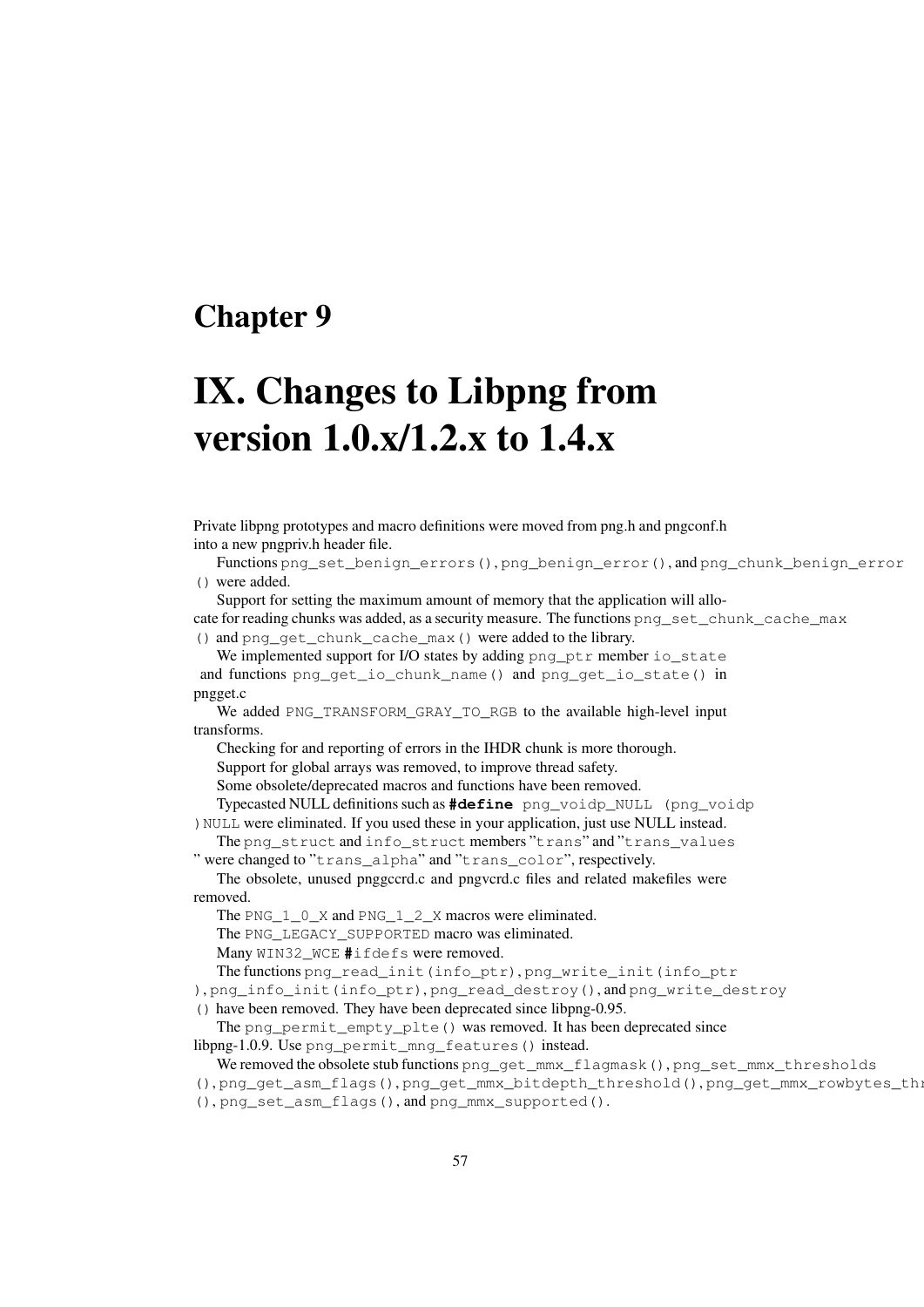# Chapter 9

# IX. Changes to Libpng from version 1.0.x/1.2.x to 1.4.x

Private libpng prototypes and macro definitions were moved from png.h and pngconf.h into a new pngpriv.h header file.

Functions `png_set_benign_errors()`, `png_benign_error()`, and `png_chunk_benign_error()` were added.

Support for setting the maximum amount of memory that the application will allocate for reading chunks was added, as a security measure. The functions `png_set_chunk_cache_max()` and `png_get_chunk_cache_max()` were added to the library.

We implemented support for I/O states by adding `png_ptr` member `io_state` and functions `png_get_io_chunk_name()` and `png_get_io_state()` in pngget.c

We added `PNG_TRANSFORM_GRAY_TO_RGB` to the available high-level input transforms.

Checking for and reporting of errors in the IHDR chunk is more thorough.

Support for global arrays was removed, to improve thread safety.

Some obsolete/deprecated macros and functions have been removed.

Typecasted NULL definitions such as `#define png_voidp_NULL (png_voidp)NULL` were eliminated. If you used these in your application, just use NULL instead.

The `png_struct` and `info_struct` members "`trans`" and "`trans_values`" were changed to "`trans_alpha`" and "`trans_color`", respectively.

The obsolete, unused pnggccrd.c and pngvcrd.c files and related makefiles were removed.

The `PNG_1_0_X` and `PNG_1_2_X` macros were eliminated.

The `PNG_LEGACY_SUPPORTED` macro was eliminated.

Many `WIN32_WCE #ifdefs` were removed.

The functions `png_read_init(info_ptr)`, `png_write_init(info_ptr)`, `png_info_init(info_ptr)`, `png_read_destroy()`, and `png_write_destroy()` have been removed. They have been deprecated since libpng-0.95.

The `png_permit_empty_plte()` was removed. It has been deprecated since libpng-1.0.9. Use `png_permit_mng_features()` instead.

We removed the obsolete stub functions `png_get_mmx_flagmask()`, `png_set_mmx_thresholds()`, `png_get_asm_flags()`, `png_get_mmx_bitdepth_threshold()`, `png_get_mmx_rowbytes_threshold()`, `png_set_asm_flags()`, and `png_mmx_supported()`.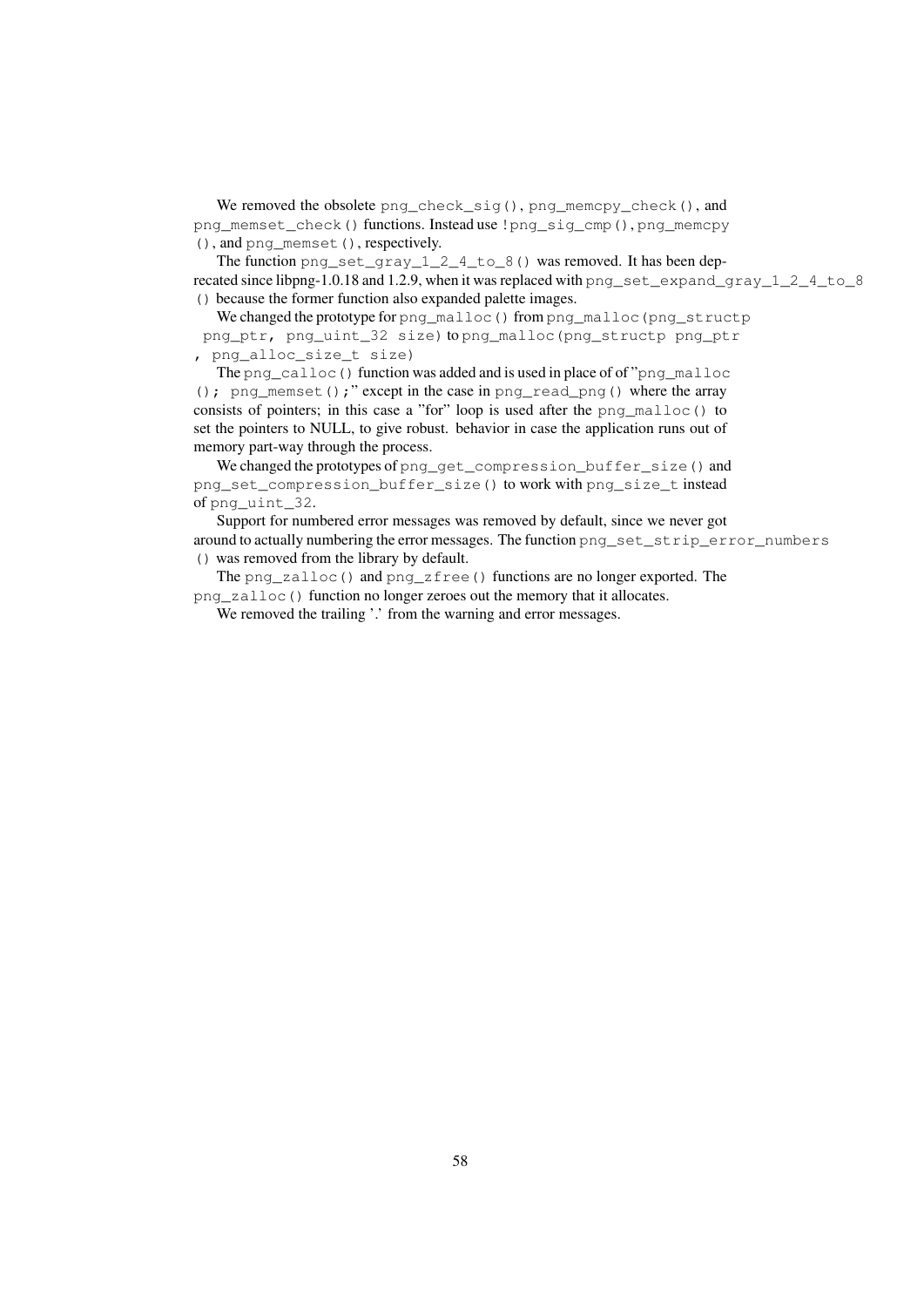We removed the obsolete `png_check_sig()`, `png_memcpy_check()`, and `png_memset_check()` functions. Instead use `!png_sig_cmp()`, `png_memcpy()`, and `png_memset()`, respectively.

The function `png_set_gray_1_2_4_to_8()` was removed. It has been deprecated since libpng-1.0.18 and 1.2.9, when it was replaced with `png_set_expand_gray_1_2_4_to_8()` because the former function also expanded palette images.

We changed the prototype for `png_malloc()` from `png_malloc(png_structp png_ptr, png_uint_32 size)` to `png_malloc(png_structp png_ptr, png_alloc_size_t size)`

The `png_calloc()` function was added and is used in place of of "`png_malloc(); png_memset();`" except in the case in `png_read_png()` where the array consists of pointers; in this case a "for" loop is used after the `png_malloc()` to set the pointers to NULL, to give robust. behavior in case the application runs out of memory part-way through the process.

We changed the prototypes of `png_get_compression_buffer_size()` and `png_set_compression_buffer_size()` to work with `png_size_t` instead of `png_uint_32`.

Support for numbered error messages was removed by default, since we never got around to actually numbering the error messages. The function `png_set_strip_error_numbers()` was removed from the library by default.

The `png_zalloc()` and `png_zfree()` functions are no longer exported. The `png_zalloc()` function no longer zeroes out the memory that it allocates.

We removed the trailing '.' from the warning and error messages.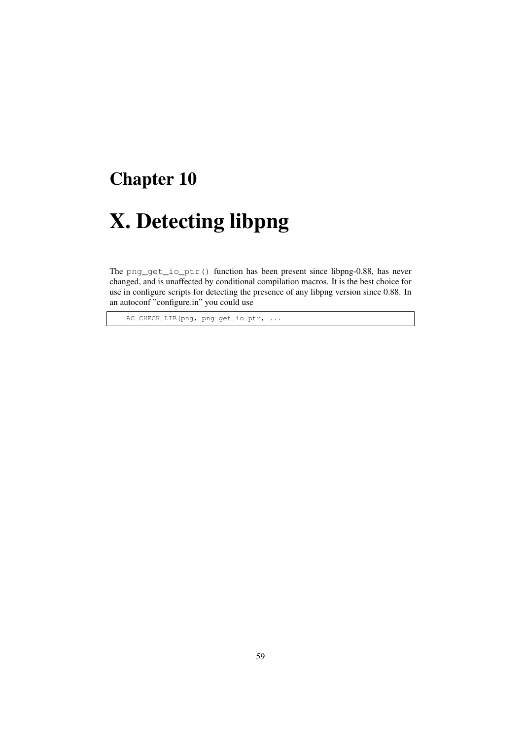# Chapter 10

# X. Detecting libpng

The `png_get_io_ptr()` function has been present since libpng-0.88, has never changed, and is unaffected by conditional compilation macros. It is the best choice for use in configure scripts for detecting the presence of any libpng version since 0.88. In an autoconf "configure.in" you could use

```
    AC_CHECK_LIB(png, png_get_io_ptr, ...
```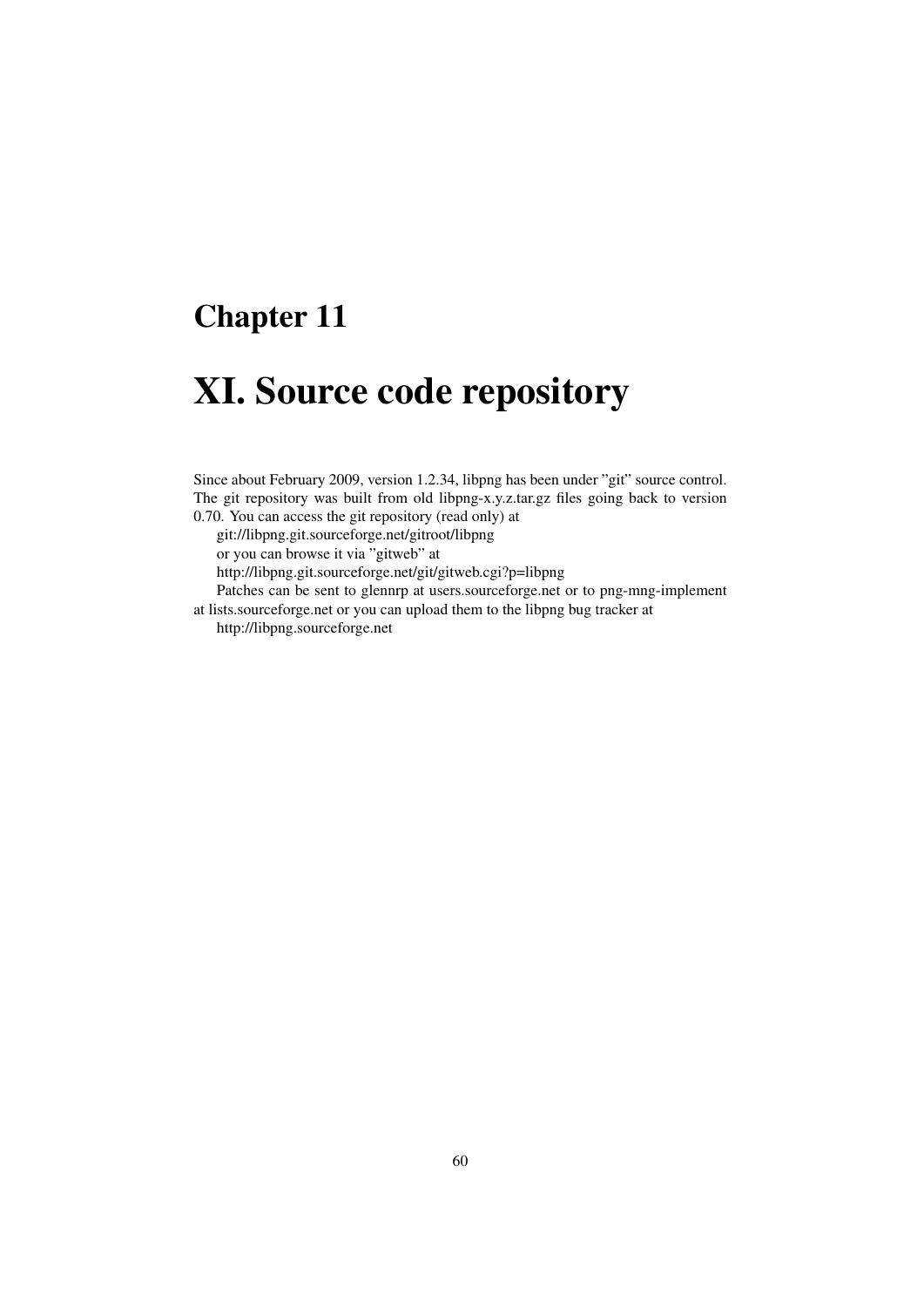# Chapter 11

# XI. Source code repository

Since about February 2009, version 1.2.34, libpng has been under "git" source control. The git repository was built from old libpng-x.y.z.tar.gz files going back to version 0.70. You can access the git repository (read only) at

git://libpng.git.sourceforge.net/gitroot/libpng

or you can browse it via "gitweb" at

http://libpng.git.sourceforge.net/git/gitweb.cgi?p=libpng

Patches can be sent to glennrp at users.sourceforge.net or to png-mng-implement at lists.sourceforge.net or you can upload them to the libpng bug tracker at

http://libpng.sourceforge.net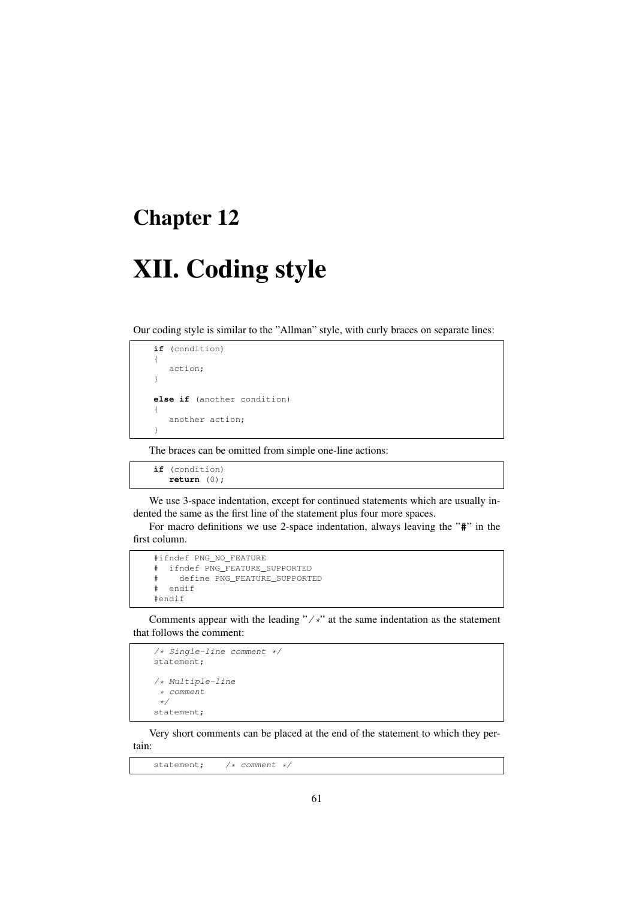# Chapter 12

# XII. Coding style

Our coding style is similar to the "Allman" style, with curly braces on separate lines:

```
if (condition)
{
   action;
}

else if (another condition)
{
   another action;
}
```

The braces can be omitted from simple one-line actions:

```
if (condition)
   return (0);
```

We use 3-space indentation, except for continued statements which are usually indented the same as the first line of the statement plus four more spaces.

For macro definitions we use 2-space indentation, always leaving the "#" in the first column.

```
#ifndef PNG_NO_FEATURE
#  ifndef PNG_FEATURE_SUPPORTED
#    define PNG_FEATURE_SUPPORTED
#  endif
#endif
```

Comments appear with the leading "/*" at the same indentation as the statement that follows the comment:

```
/* Single-line comment */
statement;

/* Multiple-line
 * comment
 */
statement;
```

Very short comments can be placed at the end of the statement to which they pertain:

```
statement;    /* comment */
```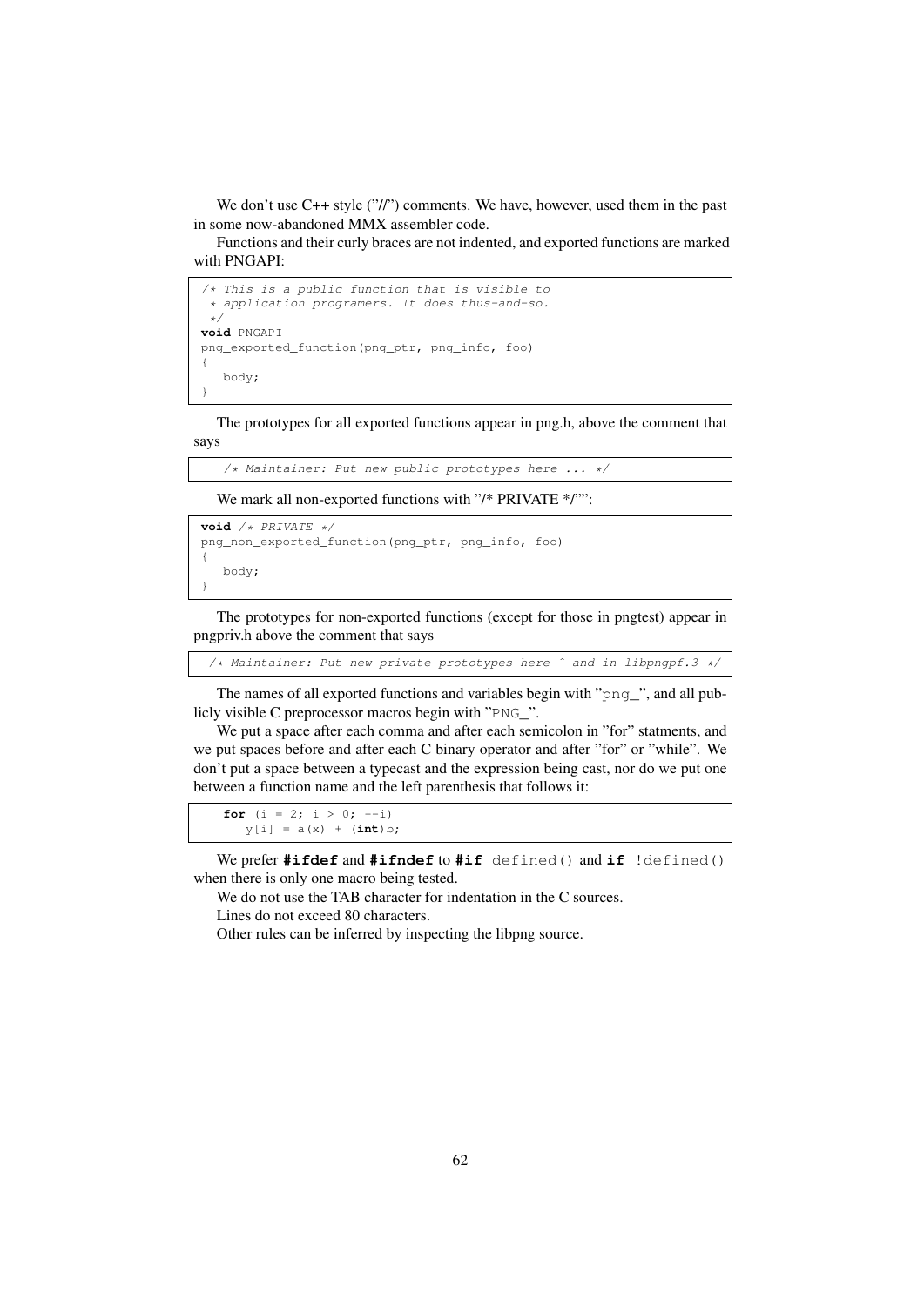We don't use C++ style ("//") comments. We have, however, used them in the past in some now-abandoned MMX assembler code.

Functions and their curly braces are not indented, and exported functions are marked with PNGAPI:

```
/* This is a public function that is visible to
 * application programers. It does thus-and-so.
 */
void PNGAPI
png_exported_function(png_ptr, png_info, foo)
{
   body;
}
```

The prototypes for all exported functions appear in png.h, above the comment that says

```
   /* Maintainer: Put new public prototypes here ... */
```

We mark all non-exported functions with "/* PRIVATE */"":

```
void /* PRIVATE */
png_non_exported_function(png_ptr, png_info, foo)
{
   body;
}
```

The prototypes for non-exported functions (except for those in pngtest) appear in pngpriv.h above the comment that says

```
 /* Maintainer: Put new private prototypes here ^ and in libpngpf.3 */
```

The names of all exported functions and variables begin with "png_", and all publicly visible C preprocessor macros begin with "PNG_".

We put a space after each comma and after each semicolon in "for" statments, and we put spaces before and after each C binary operator and after "for" or "while". We don't put a space between a typecast and the expression being cast, nor do we put one between a function name and the left parenthesis that follows it:

```
   for (i = 2; i > 0; --i)
      y[i] = a(x) + (int)b;
```

We prefer **#ifdef** and **#ifndef** to **#if** `defined()` and **if** `!defined()` when there is only one macro being tested.

We do not use the TAB character for indentation in the C sources.

Lines do not exceed 80 characters.

Other rules can be inferred by inspecting the libpng source.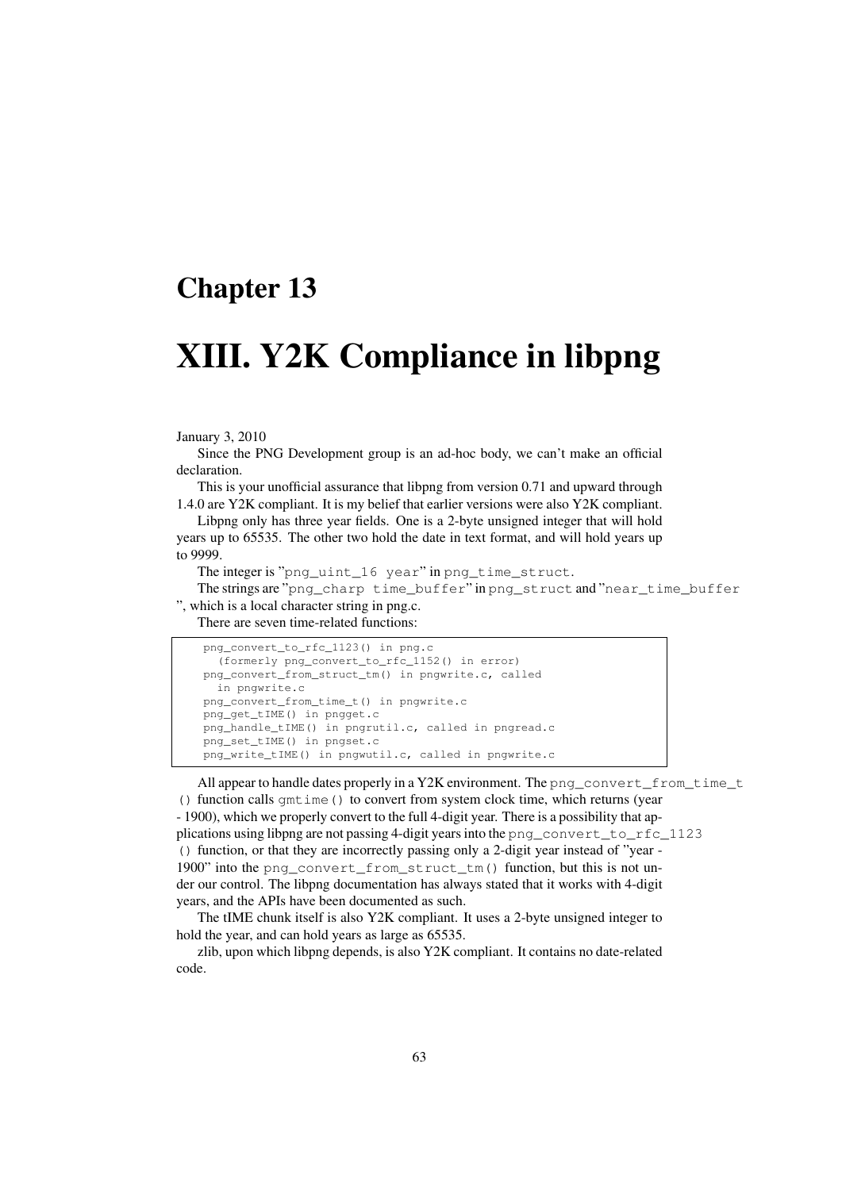# Chapter 13

# XIII. Y2K Compliance in libpng

January 3, 2010

Since the PNG Development group is an ad-hoc body, we can't make an official declaration.

This is your unofficial assurance that libpng from version 0.71 and upward through 1.4.0 are Y2K compliant. It is my belief that earlier versions were also Y2K compliant.

Libpng only has three year fields. One is a 2-byte unsigned integer that will hold years up to 65535. The other two hold the date in text format, and will hold years up to 9999.

The integer is "`png_uint_16 year`" in `png_time_struct`.

The strings are "`png_charp time_buffer`" in `png_struct` and "`near_time_buffer`", which is a local character string in png.c.

There are seven time-related functions:

```
png_convert_to_rfc_1123() in png.c
  (formerly png_convert_to_rfc_1152() in error)
png_convert_from_struct_tm() in pngwrite.c, called
  in pngwrite.c
png_convert_from_time_t() in pngwrite.c
png_get_tIME() in pngget.c
png_handle_tIME() in pngrutil.c, called in pngread.c
png_set_tIME() in pngset.c
png_write_tIME() in pngwutil.c, called in pngwrite.c
```

All appear to handle dates properly in a Y2K environment. The `png_convert_from_time_t()` function calls `gmtime()` to convert from system clock time, which returns (year - 1900), which we properly convert to the full 4-digit year. There is a possibility that applications using libpng are not passing 4-digit years into the `png_convert_to_rfc_1123()` function, or that they are incorrectly passing only a 2-digit year instead of "year - 1900" into the `png_convert_from_struct_tm()` function, but this is not under our control. The libpng documentation has always stated that it works with 4-digit years, and the APIs have been documented as such.

The tIME chunk itself is also Y2K compliant. It uses a 2-byte unsigned integer to hold the year, and can hold years as large as 65535.

zlib, upon which libpng depends, is also Y2K compliant. It contains no date-related code.